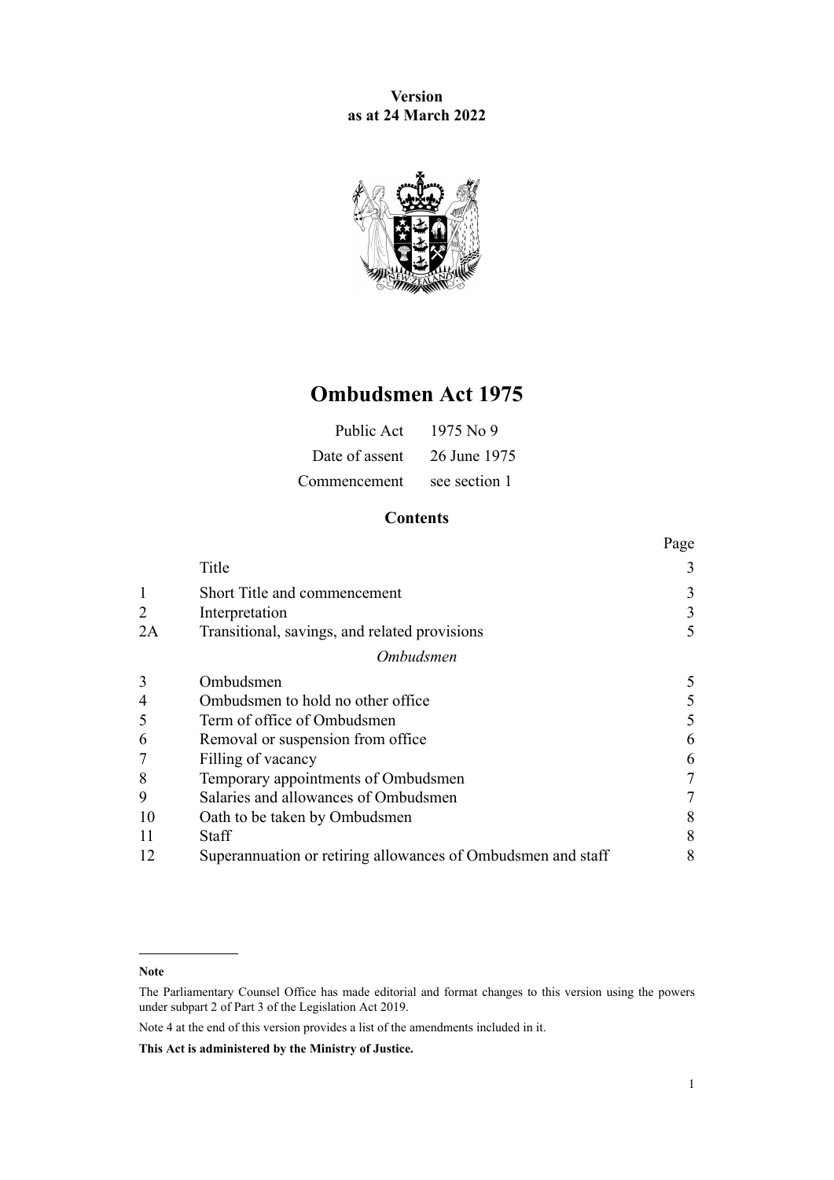**Version as at 24 March 2022**

# Ombudsmen Act 1975

| | |
|---|---|
| Public Act | 1975 No 9 |
| Date of assent | 26 June 1975 |
| Commencement | see section 1 |

## Contents

| | | Page |
|---|---|---|
| | Title | 3 |
| 1 | Short Title and commencement | 3 |
| 2 | Interpretation | 3 |
| 2A | Transitional, savings, and related provisions | 5 |
| | *Ombudsmen* | |
| 3 | Ombudsmen | 5 |
| 4 | Ombudsmen to hold no other office | 5 |
| 5 | Term of office of Ombudsmen | 5 |
| 6 | Removal or suspension from office | 6 |
| 7 | Filling of vacancy | 6 |
| 8 | Temporary appointments of Ombudsmen | 7 |
| 9 | Salaries and allowances of Ombudsmen | 7 |
| 10 | Oath to be taken by Ombudsmen | 8 |
| 11 | Staff | 8 |
| 12 | Superannuation or retiring allowances of Ombudsmen and staff | 8 |

---

**Note**

The Parliamentary Counsel Office has made editorial and format changes to this version using the powers under subpart 2 of Part 3 of the Legislation Act 2019.

Note 4 at the end of this version provides a list of the amendments included in it.

**This Act is administered by the Ministry of Justice.**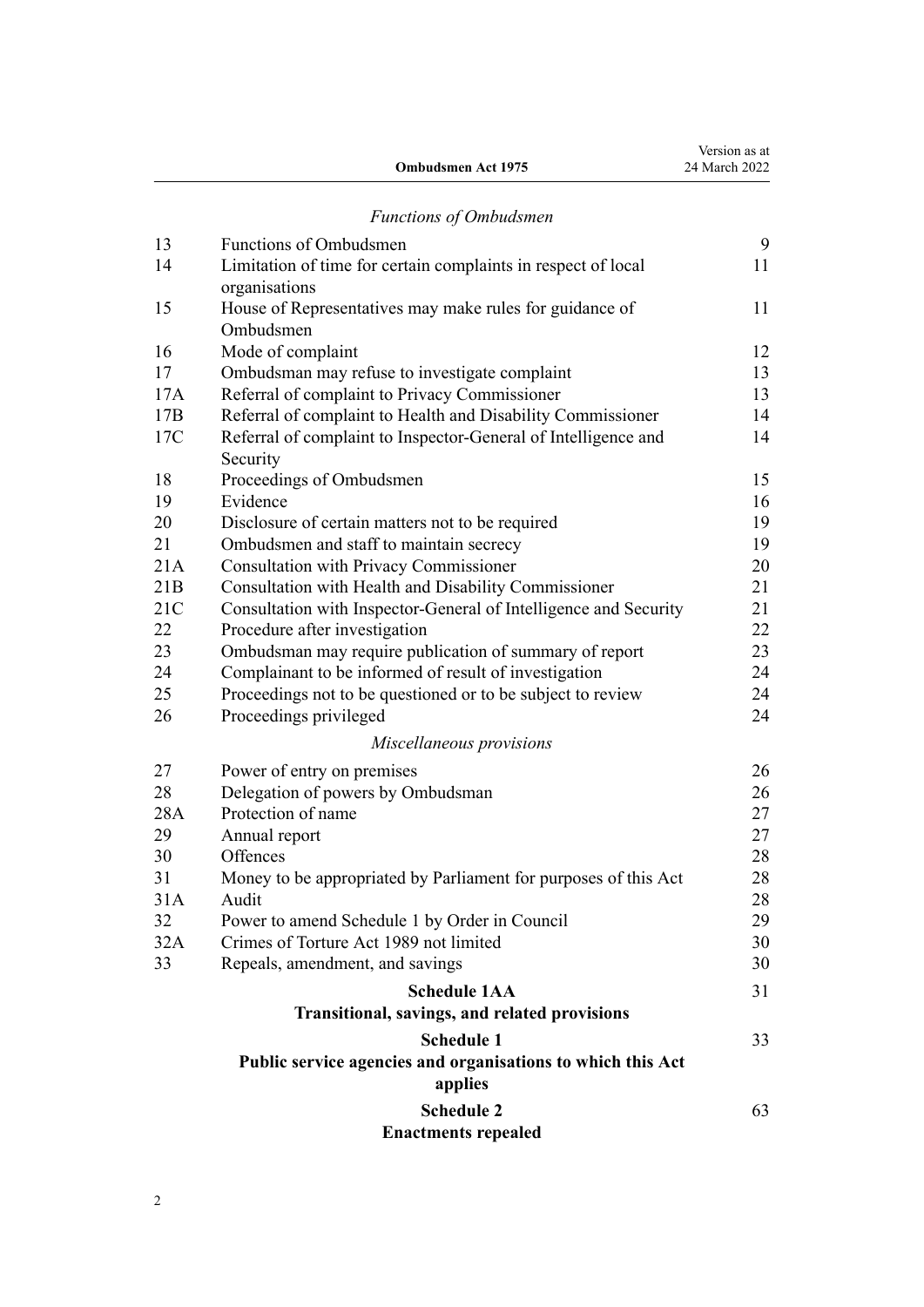*Functions of Ombudsmen*

| | | |
|---|---|---|
| 13 | Functions of Ombudsmen | 9 |
| 14 | Limitation of time for certain complaints in respect of local organisations | 11 |
| 15 | House of Representatives may make rules for guidance of Ombudsmen | 11 |
| 16 | Mode of complaint | 12 |
| 17 | Ombudsman may refuse to investigate complaint | 13 |
| 17A | Referral of complaint to Privacy Commissioner | 13 |
| 17B | Referral of complaint to Health and Disability Commissioner | 14 |
| 17C | Referral of complaint to Inspector-General of Intelligence and Security | 14 |
| 18 | Proceedings of Ombudsmen | 15 |
| 19 | Evidence | 16 |
| 20 | Disclosure of certain matters not to be required | 19 |
| 21 | Ombudsmen and staff to maintain secrecy | 19 |
| 21A | Consultation with Privacy Commissioner | 20 |
| 21B | Consultation with Health and Disability Commissioner | 21 |
| 21C | Consultation with Inspector-General of Intelligence and Security | 21 |
| 22 | Procedure after investigation | 22 |
| 23 | Ombudsman may require publication of summary of report | 23 |
| 24 | Complainant to be informed of result of investigation | 24 |
| 25 | Proceedings not to be questioned or to be subject to review | 24 |
| 26 | Proceedings privileged | 24 |

*Miscellaneous provisions*

| | | |
|---|---|---|
| 27 | Power of entry on premises | 26 |
| 28 | Delegation of powers by Ombudsman | 26 |
| 28A | Protection of name | 27 |
| 29 | Annual report | 27 |
| 30 | Offences | 28 |
| 31 | Money to be appropriated by Parliament for purposes of this Act | 28 |
| 31A | Audit | 28 |
| 32 | Power to amend Schedule 1 by Order in Council | 29 |
| 32A | Crimes of Torture Act 1989 not limited | 30 |
| 33 | Repeals, amendment, and savings | 30 |

**Schedule 1AA** — 31
**Transitional, savings, and related provisions**

**Schedule 1** — 33
**Public service agencies and organisations to which this Act applies**

**Schedule 2** — 63
**Enactments repealed**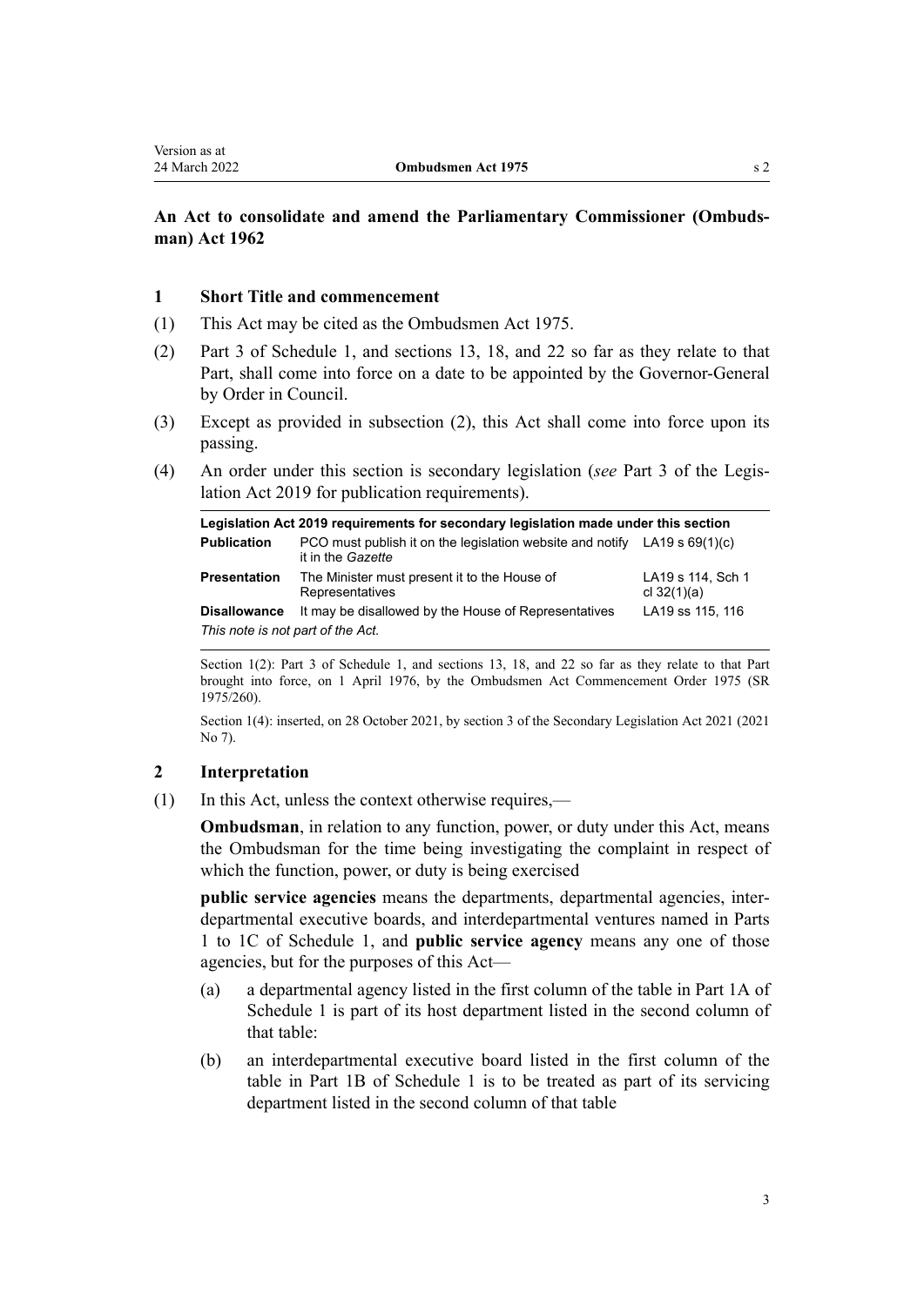**An Act to consolidate and amend the Parliamentary Commissioner (Ombudsman) Act 1962**

### 1 Short Title and commencement

(1) This Act may be cited as the Ombudsmen Act 1975.

(2) Part 3 of Schedule 1, and sections 13, 18, and 22 so far as they relate to that Part, shall come into force on a date to be appointed by the Governor-General by Order in Council.

(3) Except as provided in subsection (2), this Act shall come into force upon its passing.

(4) An order under this section is secondary legislation (*see* Part 3 of the Legislation Act 2019 for publication requirements).

| Legislation Act 2019 requirements for secondary legislation made under this section | | |
|---|---|---|
| **Publication** | PCO must publish it on the legislation website and notify it in the *Gazette* | LA19 s 69(1)(c) |
| **Presentation** | The Minister must present it to the House of Representatives | LA19 s 114, Sch 1 cl 32(1)(a) |
| **Disallowance** | It may be disallowed by the House of Representatives | LA19 ss 115, 116 |
| *This note is not part of the Act.* | | |

Section 1(2): Part 3 of Schedule 1, and sections 13, 18, and 22 so far as they relate to that Part brought into force, on 1 April 1976, by the Ombudsmen Act Commencement Order 1975 (SR 1975/260).

Section 1(4): inserted, on 28 October 2021, by section 3 of the Secondary Legislation Act 2021 (2021 No 7).

### 2 Interpretation

(1) In this Act, unless the context otherwise requires,—

**Ombudsman**, in relation to any function, power, or duty under this Act, means the Ombudsman for the time being investigating the complaint in respect of which the function, power, or duty is being exercised

**public service agencies** means the departments, departmental agencies, interdepartmental executive boards, and interdepartmental ventures named in Parts 1 to 1C of Schedule 1, and **public service agency** means any one of those agencies, but for the purposes of this Act—

(a) a departmental agency listed in the first column of the table in Part 1A of Schedule 1 is part of its host department listed in the second column of that table:

(b) an interdepartmental executive board listed in the first column of the table in Part 1B of Schedule 1 is to be treated as part of its servicing department listed in the second column of that table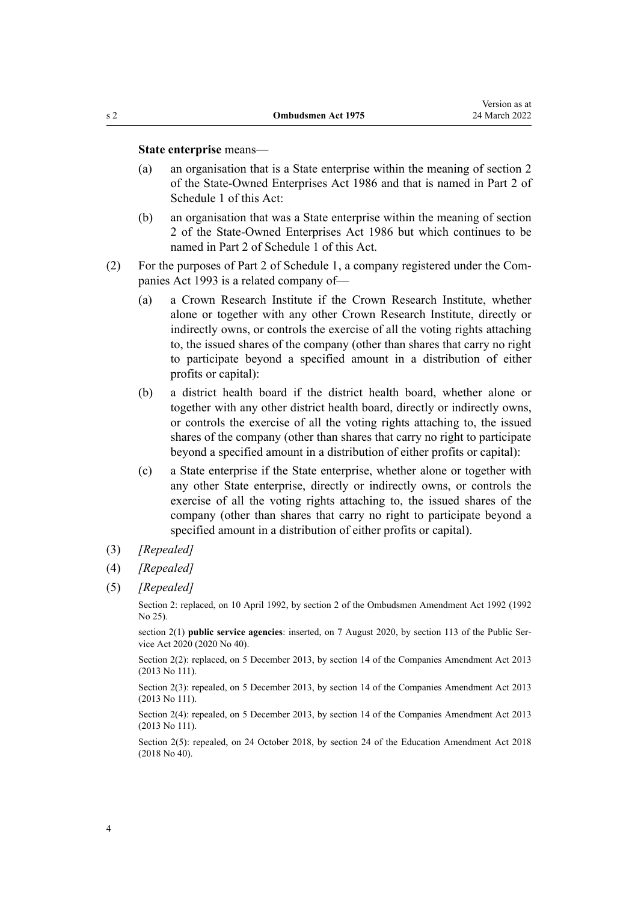**State enterprise** means—

(a) an organisation that is a State enterprise within the meaning of section 2 of the State-Owned Enterprises Act 1986 and that is named in Part 2 of Schedule 1 of this Act:

(b) an organisation that was a State enterprise within the meaning of section 2 of the State-Owned Enterprises Act 1986 but which continues to be named in Part 2 of Schedule 1 of this Act.

(2) For the purposes of Part 2 of Schedule 1, a company registered under the Companies Act 1993 is a related company of—

(a) a Crown Research Institute if the Crown Research Institute, whether alone or together with any other Crown Research Institute, directly or indirectly owns, or controls the exercise of all the voting rights attaching to, the issued shares of the company (other than shares that carry no right to participate beyond a specified amount in a distribution of either profits or capital):

(b) a district health board if the district health board, whether alone or together with any other district health board, directly or indirectly owns, or controls the exercise of all the voting rights attaching to, the issued shares of the company (other than shares that carry no right to participate beyond a specified amount in a distribution of either profits or capital):

(c) a State enterprise if the State enterprise, whether alone or together with any other State enterprise, directly or indirectly owns, or controls the exercise of all the voting rights attaching to, the issued shares of the company (other than shares that carry no right to participate beyond a specified amount in a distribution of either profits or capital).

(3) *[Repealed]*

(4) *[Repealed]*

(5) *[Repealed]*

Section 2: replaced, on 10 April 1992, by section 2 of the Ombudsmen Amendment Act 1992 (1992 No 25).

section 2(1) **public service agencies**: inserted, on 7 August 2020, by section 113 of the Public Service Act 2020 (2020 No 40).

Section 2(2): replaced, on 5 December 2013, by section 14 of the Companies Amendment Act 2013 (2013 No 111).

Section 2(3): repealed, on 5 December 2013, by section 14 of the Companies Amendment Act 2013 (2013 No 111).

Section 2(4): repealed, on 5 December 2013, by section 14 of the Companies Amendment Act 2013 (2013 No 111).

Section 2(5): repealed, on 24 October 2018, by section 24 of the Education Amendment Act 2018 (2018 No 40).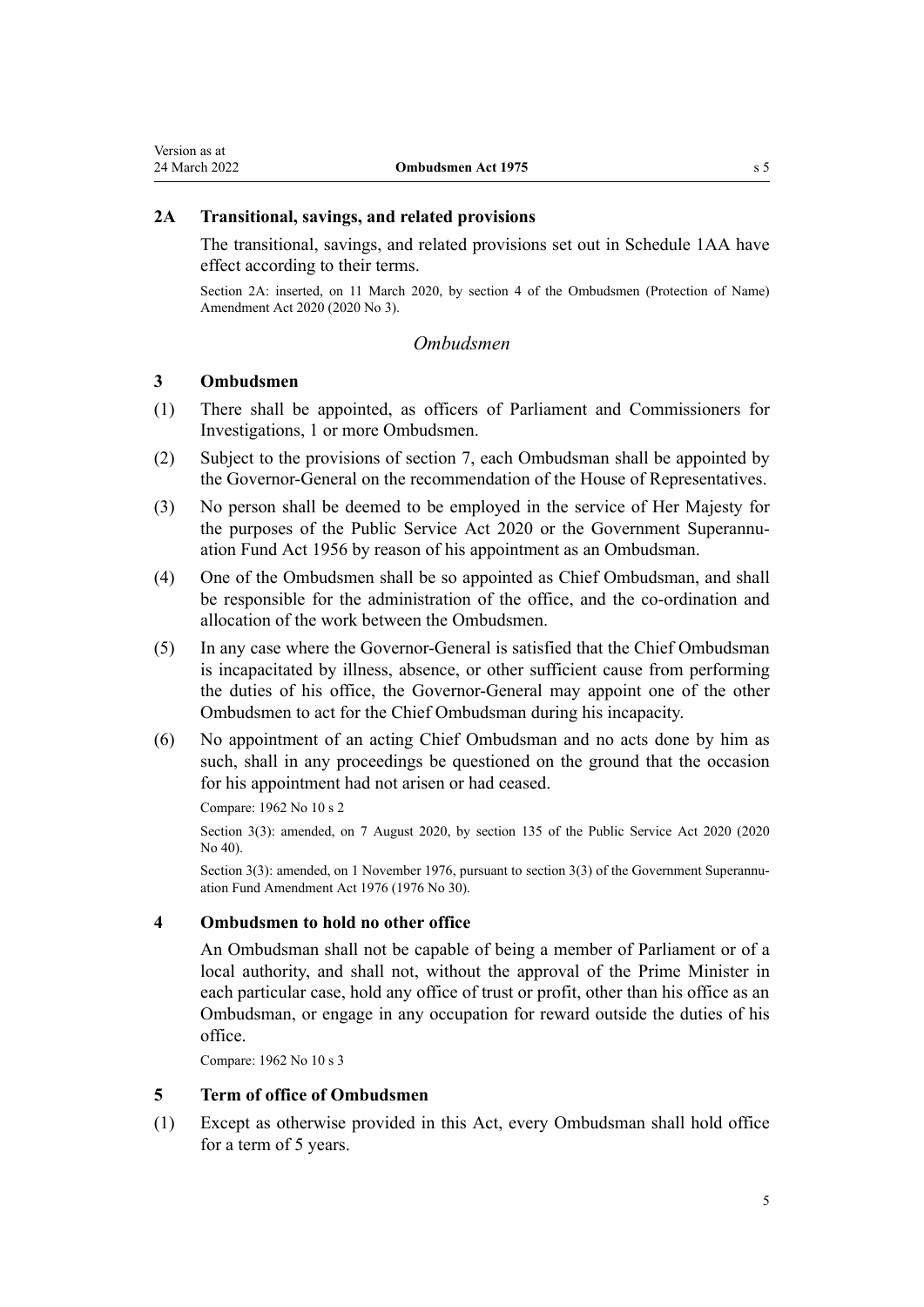### 2A Transitional, savings, and related provisions

The transitional, savings, and related provisions set out in Schedule 1AA have effect according to their terms.

Section 2A: inserted, on 11 March 2020, by section 4 of the Ombudsmen (Protection of Name) Amendment Act 2020 (2020 No 3).

## *Ombudsmen*

### 3 Ombudsmen

(1) There shall be appointed, as officers of Parliament and Commissioners for Investigations, 1 or more Ombudsmen.

(2) Subject to the provisions of section 7, each Ombudsman shall be appointed by the Governor-General on the recommendation of the House of Representatives.

(3) No person shall be deemed to be employed in the service of Her Majesty for the purposes of the Public Service Act 2020 or the Government Superannuation Fund Act 1956 by reason of his appointment as an Ombudsman.

(4) One of the Ombudsmen shall be so appointed as Chief Ombudsman, and shall be responsible for the administration of the office, and the co-ordination and allocation of the work between the Ombudsmen.

(5) In any case where the Governor-General is satisfied that the Chief Ombudsman is incapacitated by illness, absence, or other sufficient cause from performing the duties of his office, the Governor-General may appoint one of the other Ombudsmen to act for the Chief Ombudsman during his incapacity.

(6) No appointment of an acting Chief Ombudsman and no acts done by him as such, shall in any proceedings be questioned on the ground that the occasion for his appointment had not arisen or had ceased.

Compare: 1962 No 10 s 2

Section 3(3): amended, on 7 August 2020, by section 135 of the Public Service Act 2020 (2020 No 40).

Section 3(3): amended, on 1 November 1976, pursuant to section 3(3) of the Government Superannuation Fund Amendment Act 1976 (1976 No 30).

### 4 Ombudsmen to hold no other office

An Ombudsman shall not be capable of being a member of Parliament or of a local authority, and shall not, without the approval of the Prime Minister in each particular case, hold any office of trust or profit, other than his office as an Ombudsman, or engage in any occupation for reward outside the duties of his office.

Compare: 1962 No 10 s 3

### 5 Term of office of Ombudsmen

(1) Except as otherwise provided in this Act, every Ombudsman shall hold office for a term of 5 years.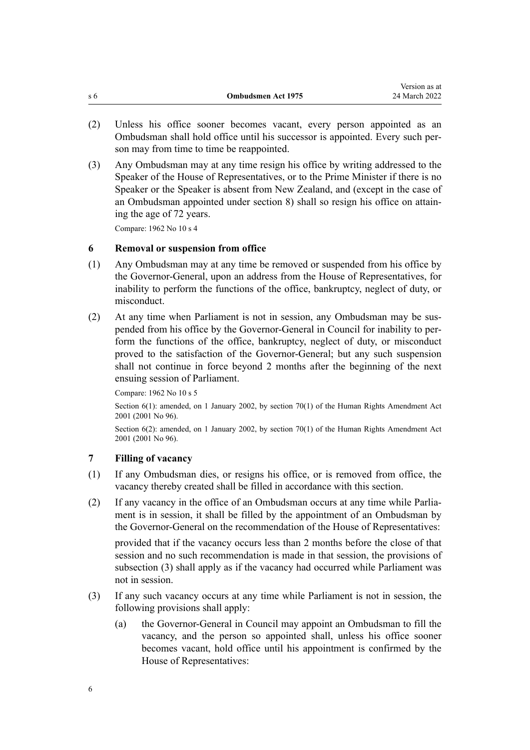(2) Unless his office sooner becomes vacant, every person appointed as an Ombudsman shall hold office until his successor is appointed. Every such person may from time to time be reappointed.

(3) Any Ombudsman may at any time resign his office by writing addressed to the Speaker of the House of Representatives, or to the Prime Minister if there is no Speaker or the Speaker is absent from New Zealand, and (except in the case of an Ombudsman appointed under section 8) shall so resign his office on attaining the age of 72 years.

Compare: 1962 No 10 s 4

### 6 Removal or suspension from office

(1) Any Ombudsman may at any time be removed or suspended from his office by the Governor-General, upon an address from the House of Representatives, for inability to perform the functions of the office, bankruptcy, neglect of duty, or misconduct.

(2) At any time when Parliament is not in session, any Ombudsman may be suspended from his office by the Governor-General in Council for inability to perform the functions of the office, bankruptcy, neglect of duty, or misconduct proved to the satisfaction of the Governor-General; but any such suspension shall not continue in force beyond 2 months after the beginning of the next ensuing session of Parliament.

Compare: 1962 No 10 s 5

Section 6(1): amended, on 1 January 2002, by section 70(1) of the Human Rights Amendment Act 2001 (2001 No 96).

Section 6(2): amended, on 1 January 2002, by section 70(1) of the Human Rights Amendment Act 2001 (2001 No 96).

### 7 Filling of vacancy

(1) If any Ombudsman dies, or resigns his office, or is removed from office, the vacancy thereby created shall be filled in accordance with this section.

(2) If any vacancy in the office of an Ombudsman occurs at any time while Parliament is in session, it shall be filled by the appointment of an Ombudsman by the Governor-General on the recommendation of the House of Representatives:

provided that if the vacancy occurs less than 2 months before the close of that session and no such recommendation is made in that session, the provisions of subsection (3) shall apply as if the vacancy had occurred while Parliament was not in session.

(3) If any such vacancy occurs at any time while Parliament is not in session, the following provisions shall apply:

   (a) the Governor-General in Council may appoint an Ombudsman to fill the vacancy, and the person so appointed shall, unless his office sooner becomes vacant, hold office until his appointment is confirmed by the House of Representatives: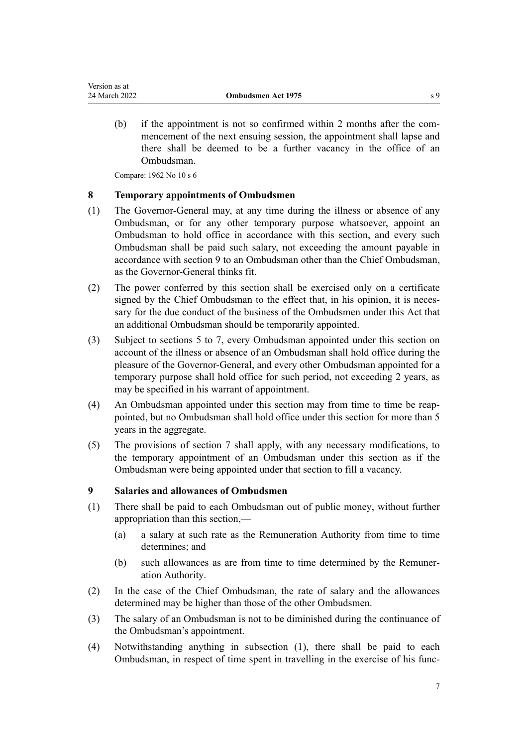(b) if the appointment is not so confirmed within 2 months after the commencement of the next ensuing session, the appointment shall lapse and there shall be deemed to be a further vacancy in the office of an Ombudsman.

Compare: 1962 No 10 s 6

### 8 Temporary appointments of Ombudsmen

(1) The Governor-General may, at any time during the illness or absence of any Ombudsman, or for any other temporary purpose whatsoever, appoint an Ombudsman to hold office in accordance with this section, and every such Ombudsman shall be paid such salary, not exceeding the amount payable in accordance with section 9 to an Ombudsman other than the Chief Ombudsman, as the Governor-General thinks fit.

(2) The power conferred by this section shall be exercised only on a certificate signed by the Chief Ombudsman to the effect that, in his opinion, it is necessary for the due conduct of the business of the Ombudsmen under this Act that an additional Ombudsman should be temporarily appointed.

(3) Subject to sections 5 to 7, every Ombudsman appointed under this section on account of the illness or absence of an Ombudsman shall hold office during the pleasure of the Governor-General, and every other Ombudsman appointed for a temporary purpose shall hold office for such period, not exceeding 2 years, as may be specified in his warrant of appointment.

(4) An Ombudsman appointed under this section may from time to time be reappointed, but no Ombudsman shall hold office under this section for more than 5 years in the aggregate.

(5) The provisions of section 7 shall apply, with any necessary modifications, to the temporary appointment of an Ombudsman under this section as if the Ombudsman were being appointed under that section to fill a vacancy.

### 9 Salaries and allowances of Ombudsmen

(1) There shall be paid to each Ombudsman out of public money, without further appropriation than this section,—

(a) a salary at such rate as the Remuneration Authority from time to time determines; and

(b) such allowances as are from time to time determined by the Remuneration Authority.

(2) In the case of the Chief Ombudsman, the rate of salary and the allowances determined may be higher than those of the other Ombudsmen.

(3) The salary of an Ombudsman is not to be diminished during the continuance of the Ombudsman's appointment.

(4) Notwithstanding anything in subsection (1), there shall be paid to each Ombudsman, in respect of time spent in travelling in the exercise of his func-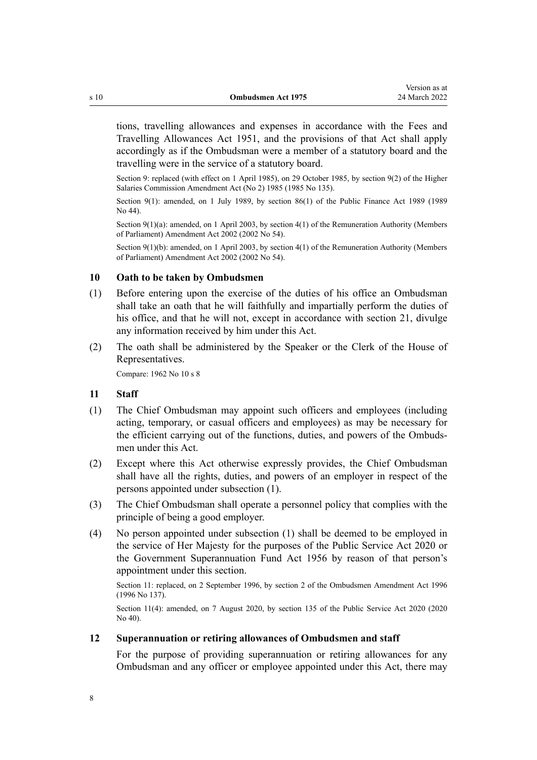tions, travelling allowances and expenses in accordance with the Fees and Travelling Allowances Act 1951, and the provisions of that Act shall apply accordingly as if the Ombudsman were a member of a statutory board and the travelling were in the service of a statutory board.

Section 9: replaced (with effect on 1 April 1985), on 29 October 1985, by section 9(2) of the Higher Salaries Commission Amendment Act (No 2) 1985 (1985 No 135).

Section 9(1): amended, on 1 July 1989, by section 86(1) of the Public Finance Act 1989 (1989 No 44).

Section 9(1)(a): amended, on 1 April 2003, by section 4(1) of the Remuneration Authority (Members of Parliament) Amendment Act 2002 (2002 No 54).

Section 9(1)(b): amended, on 1 April 2003, by section 4(1) of the Remuneration Authority (Members of Parliament) Amendment Act 2002 (2002 No 54).

### 10 Oath to be taken by Ombudsmen

(1) Before entering upon the exercise of the duties of his office an Ombudsman shall take an oath that he will faithfully and impartially perform the duties of his office, and that he will not, except in accordance with section 21, divulge any information received by him under this Act.

(2) The oath shall be administered by the Speaker or the Clerk of the House of Representatives.

Compare: 1962 No 10 s 8

### 11 Staff

(1) The Chief Ombudsman may appoint such officers and employees (including acting, temporary, or casual officers and employees) as may be necessary for the efficient carrying out of the functions, duties, and powers of the Ombudsmen under this Act.

(2) Except where this Act otherwise expressly provides, the Chief Ombudsman shall have all the rights, duties, and powers of an employer in respect of the persons appointed under subsection (1).

(3) The Chief Ombudsman shall operate a personnel policy that complies with the principle of being a good employer.

(4) No person appointed under subsection (1) shall be deemed to be employed in the service of Her Majesty for the purposes of the Public Service Act 2020 or the Government Superannuation Fund Act 1956 by reason of that person's appointment under this section.

Section 11: replaced, on 2 September 1996, by section 2 of the Ombudsmen Amendment Act 1996 (1996 No 137).

Section 11(4): amended, on 7 August 2020, by section 135 of the Public Service Act 2020 (2020 No 40).

### 12 Superannuation or retiring allowances of Ombudsmen and staff

For the purpose of providing superannuation or retiring allowances for any Ombudsman and any officer or employee appointed under this Act, there may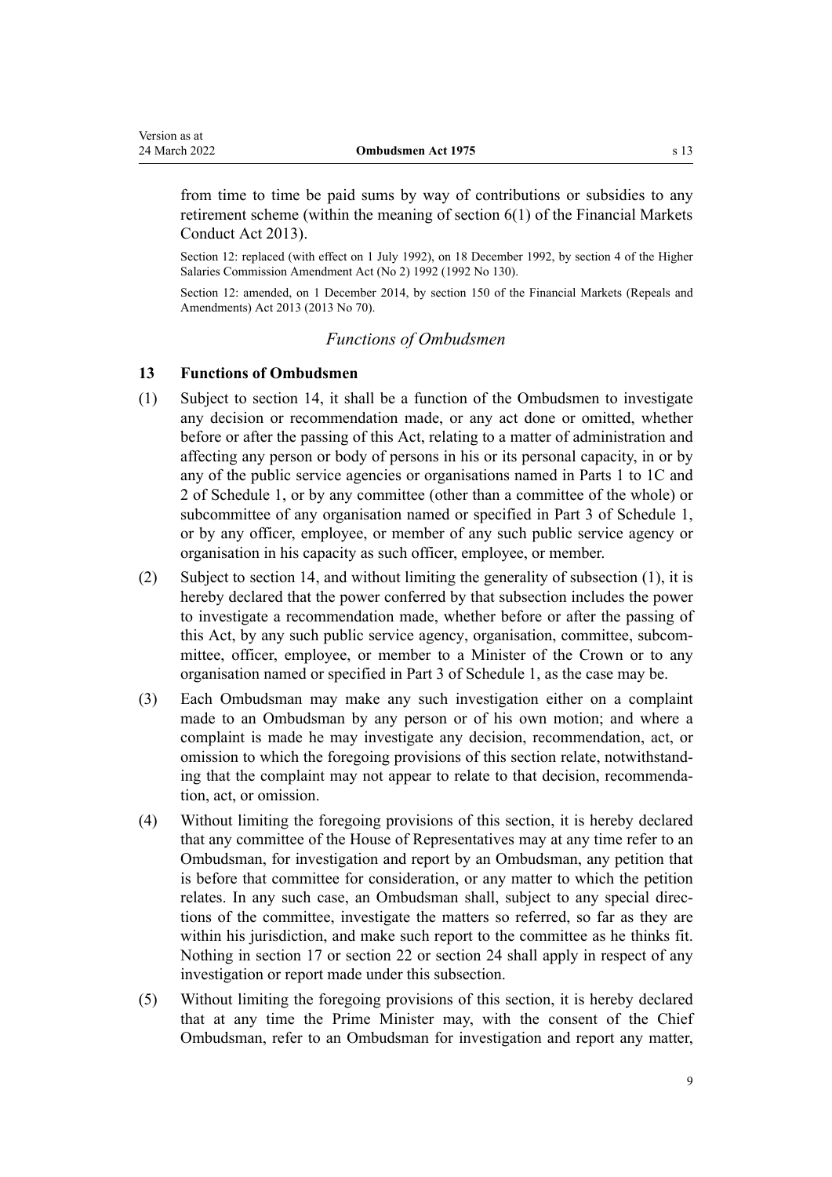from time to time be paid sums by way of contributions or subsidies to any retirement scheme (within the meaning of section 6(1) of the Financial Markets Conduct Act 2013).

Section 12: replaced (with effect on 1 July 1992), on 18 December 1992, by section 4 of the Higher Salaries Commission Amendment Act (No 2) 1992 (1992 No 130).

Section 12: amended, on 1 December 2014, by section 150 of the Financial Markets (Repeals and Amendments) Act 2013 (2013 No 70).

### *Functions of Ombudsmen*

**13 Functions of Ombudsmen**

(1) Subject to section 14, it shall be a function of the Ombudsmen to investigate any decision or recommendation made, or any act done or omitted, whether before or after the passing of this Act, relating to a matter of administration and affecting any person or body of persons in his or its personal capacity, in or by any of the public service agencies or organisations named in Parts 1 to 1C and 2 of Schedule 1, or by any committee (other than a committee of the whole) or subcommittee of any organisation named or specified in Part 3 of Schedule 1, or by any officer, employee, or member of any such public service agency or organisation in his capacity as such officer, employee, or member.

(2) Subject to section 14, and without limiting the generality of subsection (1), it is hereby declared that the power conferred by that subsection includes the power to investigate a recommendation made, whether before or after the passing of this Act, by any such public service agency, organisation, committee, subcommittee, officer, employee, or member to a Minister of the Crown or to any organisation named or specified in Part 3 of Schedule 1, as the case may be.

(3) Each Ombudsman may make any such investigation either on a complaint made to an Ombudsman by any person or of his own motion; and where a complaint is made he may investigate any decision, recommendation, act, or omission to which the foregoing provisions of this section relate, notwithstanding that the complaint may not appear to relate to that decision, recommendation, act, or omission.

(4) Without limiting the foregoing provisions of this section, it is hereby declared that any committee of the House of Representatives may at any time refer to an Ombudsman, for investigation and report by an Ombudsman, any petition that is before that committee for consideration, or any matter to which the petition relates. In any such case, an Ombudsman shall, subject to any special directions of the committee, investigate the matters so referred, so far as they are within his jurisdiction, and make such report to the committee as he thinks fit. Nothing in section 17 or section 22 or section 24 shall apply in respect of any investigation or report made under this subsection.

(5) Without limiting the foregoing provisions of this section, it is hereby declared that at any time the Prime Minister may, with the consent of the Chief Ombudsman, refer to an Ombudsman for investigation and report any matter,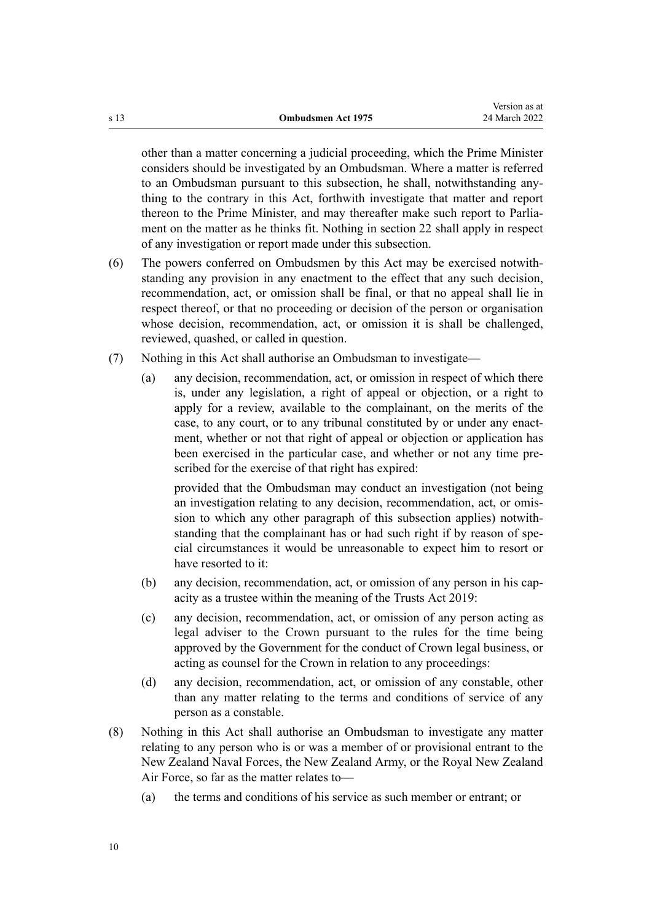other than a matter concerning a judicial proceeding, which the Prime Minister considers should be investigated by an Ombudsman. Where a matter is referred to an Ombudsman pursuant to this subsection, he shall, notwithstanding anything to the contrary in this Act, forthwith investigate that matter and report thereon to the Prime Minister, and may thereafter make such report to Parliament on the matter as he thinks fit. Nothing in section 22 shall apply in respect of any investigation or report made under this subsection.

(6) The powers conferred on Ombudsmen by this Act may be exercised notwithstanding any provision in any enactment to the effect that any such decision, recommendation, act, or omission shall be final, or that no appeal shall lie in respect thereof, or that no proceeding or decision of the person or organisation whose decision, recommendation, act, or omission it is shall be challenged, reviewed, quashed, or called in question.

(7) Nothing in this Act shall authorise an Ombudsman to investigate—

(a) any decision, recommendation, act, or omission in respect of which there is, under any legislation, a right of appeal or objection, or a right to apply for a review, available to the complainant, on the merits of the case, to any court, or to any tribunal constituted by or under any enactment, whether or not that right of appeal or objection or application has been exercised in the particular case, and whether or not any time prescribed for the exercise of that right has expired:

provided that the Ombudsman may conduct an investigation (not being an investigation relating to any decision, recommendation, act, or omission to which any other paragraph of this subsection applies) notwithstanding that the complainant has or had such right if by reason of special circumstances it would be unreasonable to expect him to resort or have resorted to it:

(b) any decision, recommendation, act, or omission of any person in his capacity as a trustee within the meaning of the Trusts Act 2019:

(c) any decision, recommendation, act, or omission of any person acting as legal adviser to the Crown pursuant to the rules for the time being approved by the Government for the conduct of Crown legal business, or acting as counsel for the Crown in relation to any proceedings:

(d) any decision, recommendation, act, or omission of any constable, other than any matter relating to the terms and conditions of service of any person as a constable.

(8) Nothing in this Act shall authorise an Ombudsman to investigate any matter relating to any person who is or was a member of or provisional entrant to the New Zealand Naval Forces, the New Zealand Army, or the Royal New Zealand Air Force, so far as the matter relates to—

(a) the terms and conditions of his service as such member or entrant; or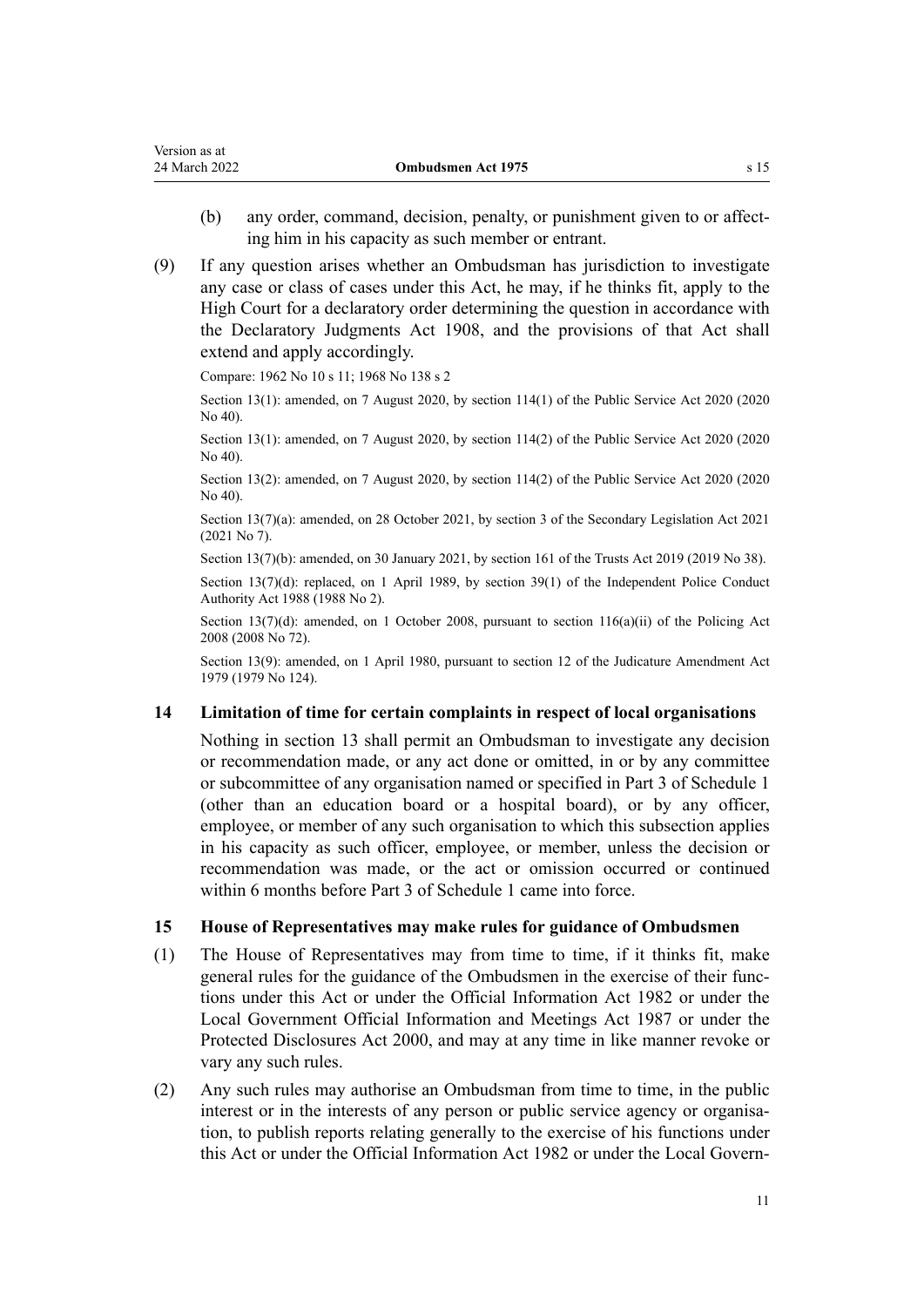(b) any order, command, decision, penalty, or punishment given to or affecting him in his capacity as such member or entrant.

(9) If any question arises whether an Ombudsman has jurisdiction to investigate any case or class of cases under this Act, he may, if he thinks fit, apply to the High Court for a declaratory order determining the question in accordance with the Declaratory Judgments Act 1908, and the provisions of that Act shall extend and apply accordingly.

Compare: 1962 No 10 s 11; 1968 No 138 s 2

Section 13(1): amended, on 7 August 2020, by section 114(1) of the Public Service Act 2020 (2020 No 40).

Section 13(1): amended, on 7 August 2020, by section 114(2) of the Public Service Act 2020 (2020 No 40).

Section 13(2): amended, on 7 August 2020, by section 114(2) of the Public Service Act 2020 (2020 No 40).

Section 13(7)(a): amended, on 28 October 2021, by section 3 of the Secondary Legislation Act 2021 (2021 No 7).

Section 13(7)(b): amended, on 30 January 2021, by section 161 of the Trusts Act 2019 (2019 No 38).

Section 13(7)(d): replaced, on 1 April 1989, by section 39(1) of the Independent Police Conduct Authority Act 1988 (1988 No 2).

Section 13(7)(d): amended, on 1 October 2008, pursuant to section 116(a)(ii) of the Policing Act 2008 (2008 No 72).

Section 13(9): amended, on 1 April 1980, pursuant to section 12 of the Judicature Amendment Act 1979 (1979 No 124).

### 14 Limitation of time for certain complaints in respect of local organisations

Nothing in section 13 shall permit an Ombudsman to investigate any decision or recommendation made, or any act done or omitted, in or by any committee or subcommittee of any organisation named or specified in Part 3 of Schedule 1 (other than an education board or a hospital board), or by any officer, employee, or member of any such organisation to which this subsection applies in his capacity as such officer, employee, or member, unless the decision or recommendation was made, or the act or omission occurred or continued within 6 months before Part 3 of Schedule 1 came into force.

### 15 House of Representatives may make rules for guidance of Ombudsmen

(1) The House of Representatives may from time to time, if it thinks fit, make general rules for the guidance of the Ombudsmen in the exercise of their functions under this Act or under the Official Information Act 1982 or under the Local Government Official Information and Meetings Act 1987 or under the Protected Disclosures Act 2000, and may at any time in like manner revoke or vary any such rules.

(2) Any such rules may authorise an Ombudsman from time to time, in the public interest or in the interests of any person or public service agency or organisation, to publish reports relating generally to the exercise of his functions under this Act or under the Official Information Act 1982 or under the Local Govern-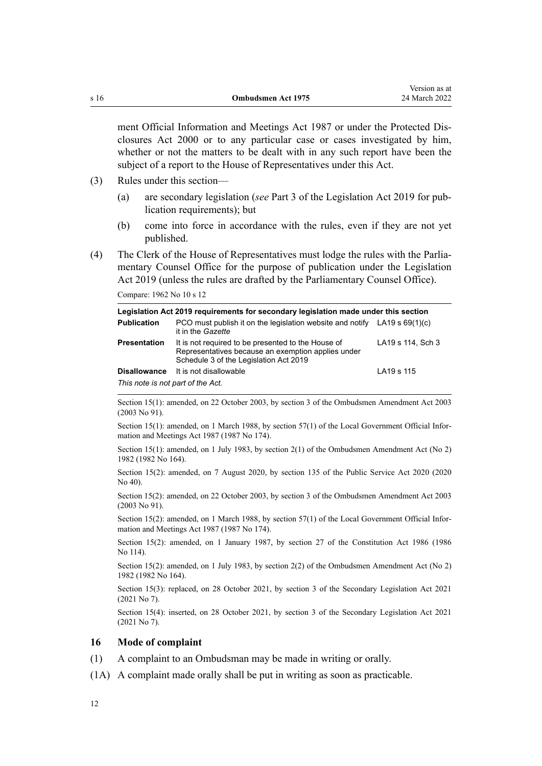ment Official Information and Meetings Act 1987 or under the Protected Disclosures Act 2000 or to any particular case or cases investigated by him, whether or not the matters to be dealt with in any such report have been the subject of a report to the House of Representatives under this Act.

(3) Rules under this section—

(a) are secondary legislation (*see* Part 3 of the Legislation Act 2019 for publication requirements); but

(b) come into force in accordance with the rules, even if they are not yet published.

(4) The Clerk of the House of Representatives must lodge the rules with the Parliamentary Counsel Office for the purpose of publication under the Legislation Act 2019 (unless the rules are drafted by the Parliamentary Counsel Office).

Compare: 1962 No 10 s 12

| Legislation Act 2019 requirements for secondary legislation made under this section | | |
|---|---|---|
| **Publication** | PCO must publish it on the legislation website and notify it in the *Gazette* | LA19 s 69(1)(c) |
| **Presentation** | It is not required to be presented to the House of Representatives because an exemption applies under Schedule 3 of the Legislation Act 2019 | LA19 s 114, Sch 3 |
| **Disallowance** | It is not disallowable | LA19 s 115 |

*This note is not part of the Act.*

Section 15(1): amended, on 22 October 2003, by section 3 of the Ombudsmen Amendment Act 2003 (2003 No 91).

Section 15(1): amended, on 1 March 1988, by section 57(1) of the Local Government Official Information and Meetings Act 1987 (1987 No 174).

Section 15(1): amended, on 1 July 1983, by section 2(1) of the Ombudsmen Amendment Act (No 2) 1982 (1982 No 164).

Section 15(2): amended, on 7 August 2020, by section 135 of the Public Service Act 2020 (2020 No 40).

Section 15(2): amended, on 22 October 2003, by section 3 of the Ombudsmen Amendment Act 2003 (2003 No 91).

Section 15(2): amended, on 1 March 1988, by section 57(1) of the Local Government Official Information and Meetings Act 1987 (1987 No 174).

Section 15(2): amended, on 1 January 1987, by section 27 of the Constitution Act 1986 (1986 No 114).

Section 15(2): amended, on 1 July 1983, by section 2(2) of the Ombudsmen Amendment Act (No 2) 1982 (1982 No 164).

Section 15(3): replaced, on 28 October 2021, by section 3 of the Secondary Legislation Act 2021 (2021 No 7).

Section 15(4): inserted, on 28 October 2021, by section 3 of the Secondary Legislation Act 2021 (2021 No 7).

### 16 Mode of complaint

(1) A complaint to an Ombudsman may be made in writing or orally.

(1A) A complaint made orally shall be put in writing as soon as practicable.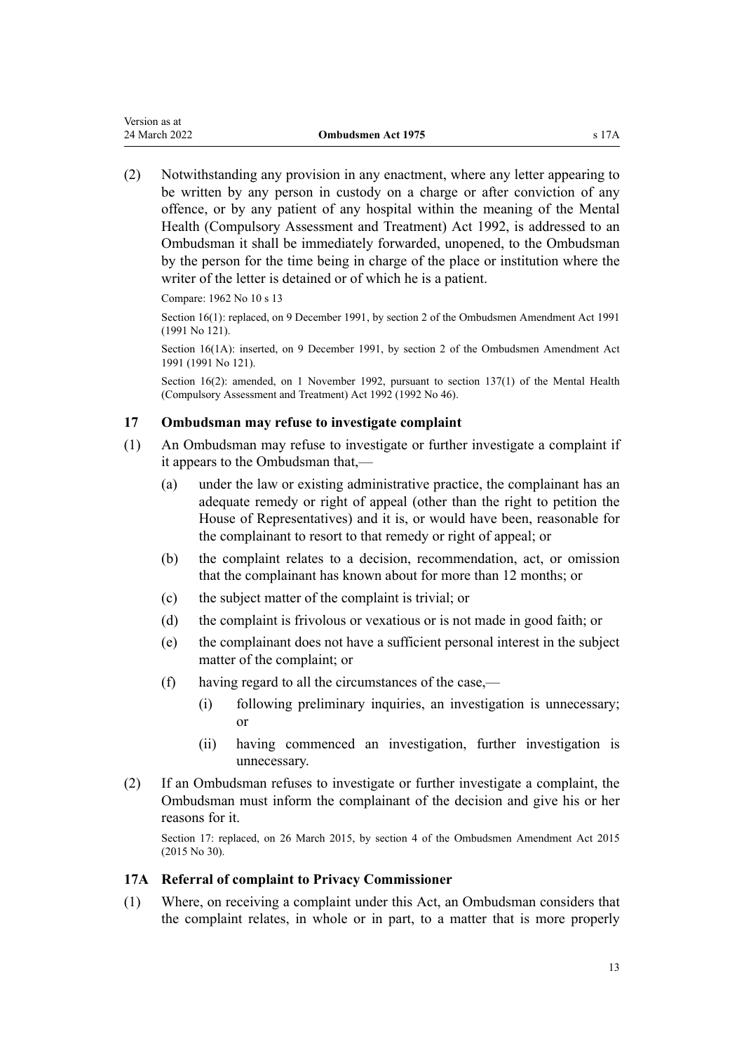(2) Notwithstanding any provision in any enactment, where any letter appearing to be written by any person in custody on a charge or after conviction of any offence, or by any patient of any hospital within the meaning of the Mental Health (Compulsory Assessment and Treatment) Act 1992, is addressed to an Ombudsman it shall be immediately forwarded, unopened, to the Ombudsman by the person for the time being in charge of the place or institution where the writer of the letter is detained or of which he is a patient.

Compare: 1962 No 10 s 13

Section 16(1): replaced, on 9 December 1991, by section 2 of the Ombudsmen Amendment Act 1991 (1991 No 121).

Section 16(1A): inserted, on 9 December 1991, by section 2 of the Ombudsmen Amendment Act 1991 (1991 No 121).

Section 16(2): amended, on 1 November 1992, pursuant to section 137(1) of the Mental Health (Compulsory Assessment and Treatment) Act 1992 (1992 No 46).

### 17 Ombudsman may refuse to investigate complaint

(1) An Ombudsman may refuse to investigate or further investigate a complaint if it appears to the Ombudsman that,—

- (a) under the law or existing administrative practice, the complainant has an adequate remedy or right of appeal (other than the right to petition the House of Representatives) and it is, or would have been, reasonable for the complainant to resort to that remedy or right of appeal; or
- (b) the complaint relates to a decision, recommendation, act, or omission that the complainant has known about for more than 12 months; or
- (c) the subject matter of the complaint is trivial; or
- (d) the complaint is frivolous or vexatious or is not made in good faith; or
- (e) the complainant does not have a sufficient personal interest in the subject matter of the complaint; or
- (f) having regard to all the circumstances of the case,—
  - (i) following preliminary inquiries, an investigation is unnecessary; or
  - (ii) having commenced an investigation, further investigation is unnecessary.

(2) If an Ombudsman refuses to investigate or further investigate a complaint, the Ombudsman must inform the complainant of the decision and give his or her reasons for it.

Section 17: replaced, on 26 March 2015, by section 4 of the Ombudsmen Amendment Act 2015 (2015 No 30).

### 17A Referral of complaint to Privacy Commissioner

(1) Where, on receiving a complaint under this Act, an Ombudsman considers that the complaint relates, in whole or in part, to a matter that is more properly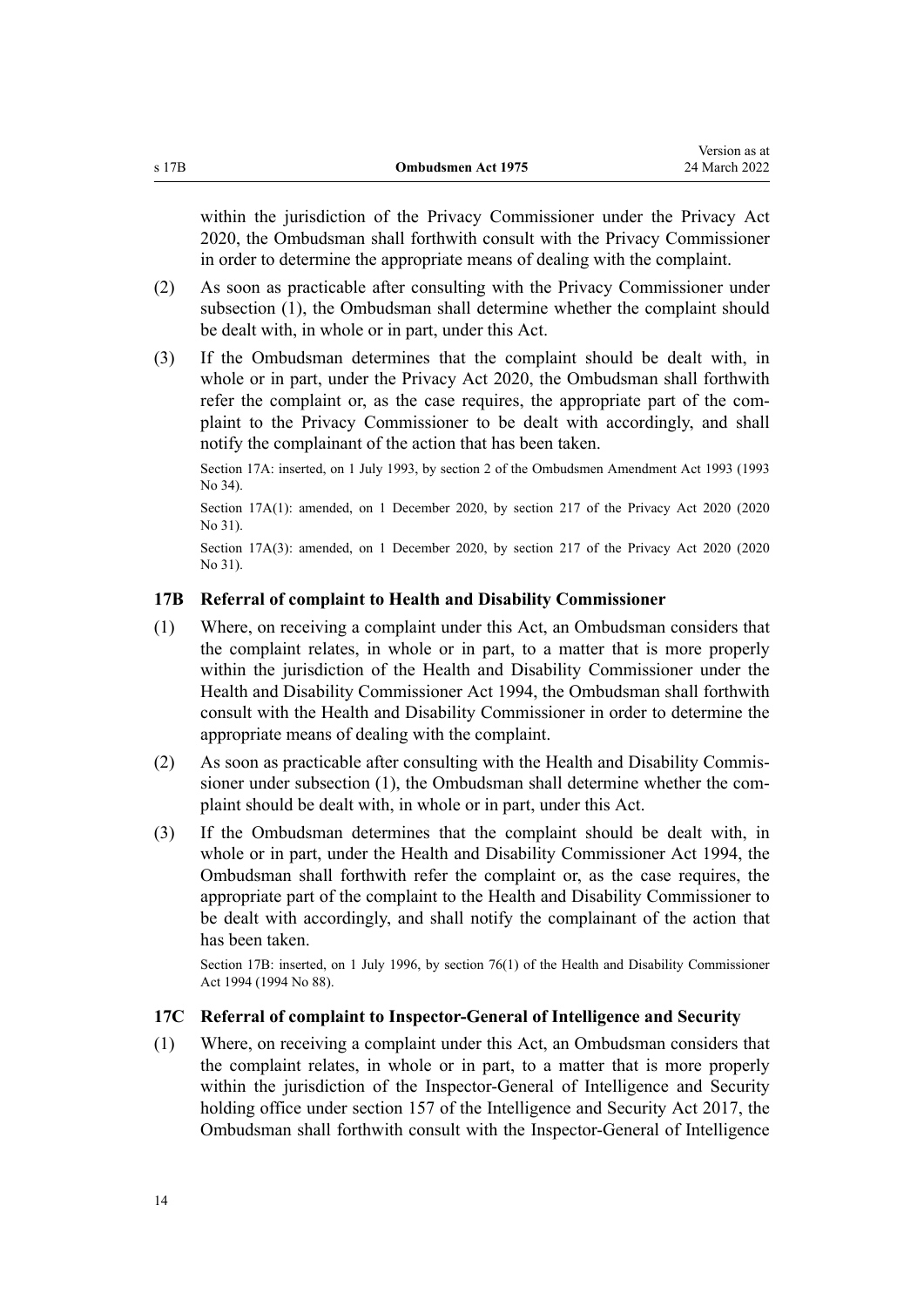within the jurisdiction of the Privacy Commissioner under the Privacy Act 2020, the Ombudsman shall forthwith consult with the Privacy Commissioner in order to determine the appropriate means of dealing with the complaint.

(2) As soon as practicable after consulting with the Privacy Commissioner under subsection (1), the Ombudsman shall determine whether the complaint should be dealt with, in whole or in part, under this Act.

(3) If the Ombudsman determines that the complaint should be dealt with, in whole or in part, under the Privacy Act 2020, the Ombudsman shall forthwith refer the complaint or, as the case requires, the appropriate part of the complaint to the Privacy Commissioner to be dealt with accordingly, and shall notify the complainant of the action that has been taken.

Section 17A: inserted, on 1 July 1993, by section 2 of the Ombudsmen Amendment Act 1993 (1993 No 34).

Section 17A(1): amended, on 1 December 2020, by section 217 of the Privacy Act 2020 (2020 No 31).

Section 17A(3): amended, on 1 December 2020, by section 217 of the Privacy Act 2020 (2020 No 31).

### 17B Referral of complaint to Health and Disability Commissioner

(1) Where, on receiving a complaint under this Act, an Ombudsman considers that the complaint relates, in whole or in part, to a matter that is more properly within the jurisdiction of the Health and Disability Commissioner under the Health and Disability Commissioner Act 1994, the Ombudsman shall forthwith consult with the Health and Disability Commissioner in order to determine the appropriate means of dealing with the complaint.

(2) As soon as practicable after consulting with the Health and Disability Commissioner under subsection (1), the Ombudsman shall determine whether the complaint should be dealt with, in whole or in part, under this Act.

(3) If the Ombudsman determines that the complaint should be dealt with, in whole or in part, under the Health and Disability Commissioner Act 1994, the Ombudsman shall forthwith refer the complaint or, as the case requires, the appropriate part of the complaint to the Health and Disability Commissioner to be dealt with accordingly, and shall notify the complainant of the action that has been taken.

Section 17B: inserted, on 1 July 1996, by section 76(1) of the Health and Disability Commissioner Act 1994 (1994 No 88).

### 17C Referral of complaint to Inspector-General of Intelligence and Security

(1) Where, on receiving a complaint under this Act, an Ombudsman considers that the complaint relates, in whole or in part, to a matter that is more properly within the jurisdiction of the Inspector-General of Intelligence and Security holding office under section 157 of the Intelligence and Security Act 2017, the Ombudsman shall forthwith consult with the Inspector-General of Intelligence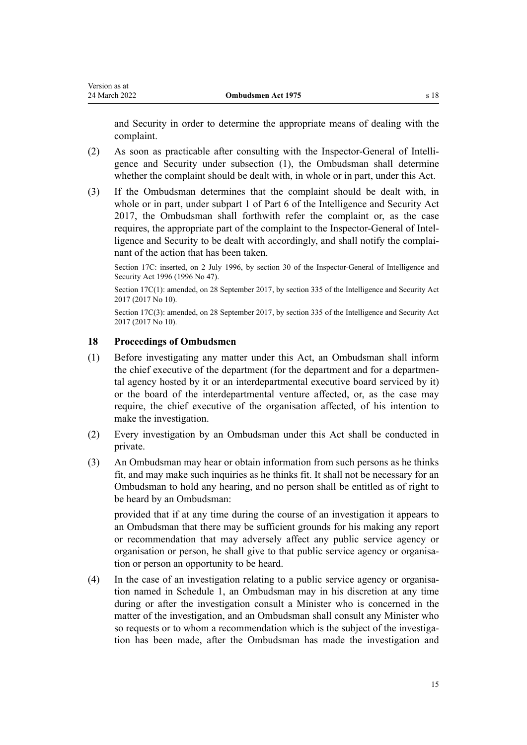and Security in order to determine the appropriate means of dealing with the complaint.

(2) As soon as practicable after consulting with the Inspector-General of Intelligence and Security under subsection (1), the Ombudsman shall determine whether the complaint should be dealt with, in whole or in part, under this Act.

(3) If the Ombudsman determines that the complaint should be dealt with, in whole or in part, under subpart 1 of Part 6 of the Intelligence and Security Act 2017, the Ombudsman shall forthwith refer the complaint or, as the case requires, the appropriate part of the complaint to the Inspector-General of Intelligence and Security to be dealt with accordingly, and shall notify the complainant of the action that has been taken.

Section 17C: inserted, on 2 July 1996, by section 30 of the Inspector-General of Intelligence and Security Act 1996 (1996 No 47).

Section 17C(1): amended, on 28 September 2017, by section 335 of the Intelligence and Security Act 2017 (2017 No 10).

Section 17C(3): amended, on 28 September 2017, by section 335 of the Intelligence and Security Act 2017 (2017 No 10).

### 18 Proceedings of Ombudsmen

(1) Before investigating any matter under this Act, an Ombudsman shall inform the chief executive of the department (for the department and for a departmental agency hosted by it or an interdepartmental executive board serviced by it) or the board of the interdepartmental venture affected, or, as the case may require, the chief executive of the organisation affected, of his intention to make the investigation.

(2) Every investigation by an Ombudsman under this Act shall be conducted in private.

(3) An Ombudsman may hear or obtain information from such persons as he thinks fit, and may make such inquiries as he thinks fit. It shall not be necessary for an Ombudsman to hold any hearing, and no person shall be entitled as of right to be heard by an Ombudsman:

provided that if at any time during the course of an investigation it appears to an Ombudsman that there may be sufficient grounds for his making any report or recommendation that may adversely affect any public service agency or organisation or person, he shall give to that public service agency or organisation or person an opportunity to be heard.

(4) In the case of an investigation relating to a public service agency or organisation named in Schedule 1, an Ombudsman may in his discretion at any time during or after the investigation consult a Minister who is concerned in the matter of the investigation, and an Ombudsman shall consult any Minister who so requests or to whom a recommendation which is the subject of the investigation has been made, after the Ombudsman has made the investigation and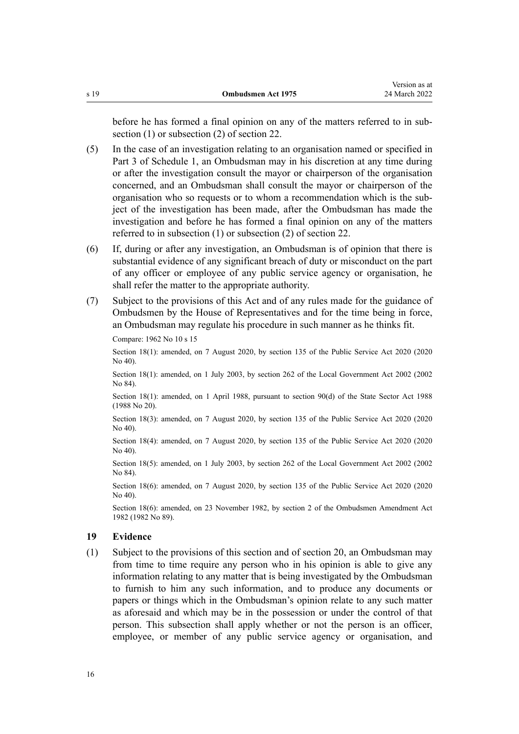before he has formed a final opinion on any of the matters referred to in subsection (1) or subsection (2) of section 22.

(5) In the case of an investigation relating to an organisation named or specified in Part 3 of Schedule 1, an Ombudsman may in his discretion at any time during or after the investigation consult the mayor or chairperson of the organisation concerned, and an Ombudsman shall consult the mayor or chairperson of the organisation who so requests or to whom a recommendation which is the subject of the investigation has been made, after the Ombudsman has made the investigation and before he has formed a final opinion on any of the matters referred to in subsection (1) or subsection (2) of section 22.

(6) If, during or after any investigation, an Ombudsman is of opinion that there is substantial evidence of any significant breach of duty or misconduct on the part of any officer or employee of any public service agency or organisation, he shall refer the matter to the appropriate authority.

(7) Subject to the provisions of this Act and of any rules made for the guidance of Ombudsmen by the House of Representatives and for the time being in force, an Ombudsman may regulate his procedure in such manner as he thinks fit.

Compare: 1962 No 10 s 15

Section 18(1): amended, on 7 August 2020, by section 135 of the Public Service Act 2020 (2020 No 40).

Section 18(1): amended, on 1 July 2003, by section 262 of the Local Government Act 2002 (2002 No 84).

Section 18(1): amended, on 1 April 1988, pursuant to section 90(d) of the State Sector Act 1988 (1988 No 20).

Section 18(3): amended, on 7 August 2020, by section 135 of the Public Service Act 2020 (2020 No 40).

Section 18(4): amended, on 7 August 2020, by section 135 of the Public Service Act 2020 (2020 No 40).

Section 18(5): amended, on 1 July 2003, by section 262 of the Local Government Act 2002 (2002 No 84).

Section 18(6): amended, on 7 August 2020, by section 135 of the Public Service Act 2020 (2020 No 40).

Section 18(6): amended, on 23 November 1982, by section 2 of the Ombudsmen Amendment Act 1982 (1982 No 89).

### 19 Evidence

(1) Subject to the provisions of this section and of section 20, an Ombudsman may from time to time require any person who in his opinion is able to give any information relating to any matter that is being investigated by the Ombudsman to furnish to him any such information, and to produce any documents or papers or things which in the Ombudsman's opinion relate to any such matter as aforesaid and which may be in the possession or under the control of that person. This subsection shall apply whether or not the person is an officer, employee, or member of any public service agency or organisation, and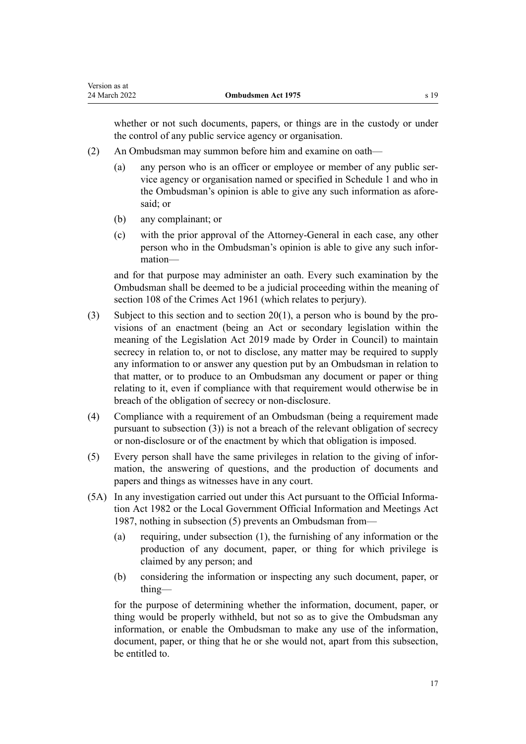whether or not such documents, papers, or things are in the custody or under the control of any public service agency or organisation.

(2) An Ombudsman may summon before him and examine on oath—

(a) any person who is an officer or employee or member of any public service agency or organisation named or specified in Schedule 1 and who in the Ombudsman's opinion is able to give any such information as aforesaid; or

(b) any complainant; or

(c) with the prior approval of the Attorney-General in each case, any other person who in the Ombudsman's opinion is able to give any such information—

and for that purpose may administer an oath. Every such examination by the Ombudsman shall be deemed to be a judicial proceeding within the meaning of section 108 of the Crimes Act 1961 (which relates to perjury).

(3) Subject to this section and to section 20(1), a person who is bound by the provisions of an enactment (being an Act or secondary legislation within the meaning of the Legislation Act 2019 made by Order in Council) to maintain secrecy in relation to, or not to disclose, any matter may be required to supply any information to or answer any question put by an Ombudsman in relation to that matter, or to produce to an Ombudsman any document or paper or thing relating to it, even if compliance with that requirement would otherwise be in breach of the obligation of secrecy or non-disclosure.

(4) Compliance with a requirement of an Ombudsman (being a requirement made pursuant to subsection (3)) is not a breach of the relevant obligation of secrecy or non-disclosure or of the enactment by which that obligation is imposed.

(5) Every person shall have the same privileges in relation to the giving of information, the answering of questions, and the production of documents and papers and things as witnesses have in any court.

(5A) In any investigation carried out under this Act pursuant to the Official Information Act 1982 or the Local Government Official Information and Meetings Act 1987, nothing in subsection (5) prevents an Ombudsman from—

(a) requiring, under subsection (1), the furnishing of any information or the production of any document, paper, or thing for which privilege is claimed by any person; and

(b) considering the information or inspecting any such document, paper, or thing—

for the purpose of determining whether the information, document, paper, or thing would be properly withheld, but not so as to give the Ombudsman any information, or enable the Ombudsman to make any use of the information, document, paper, or thing that he or she would not, apart from this subsection, be entitled to.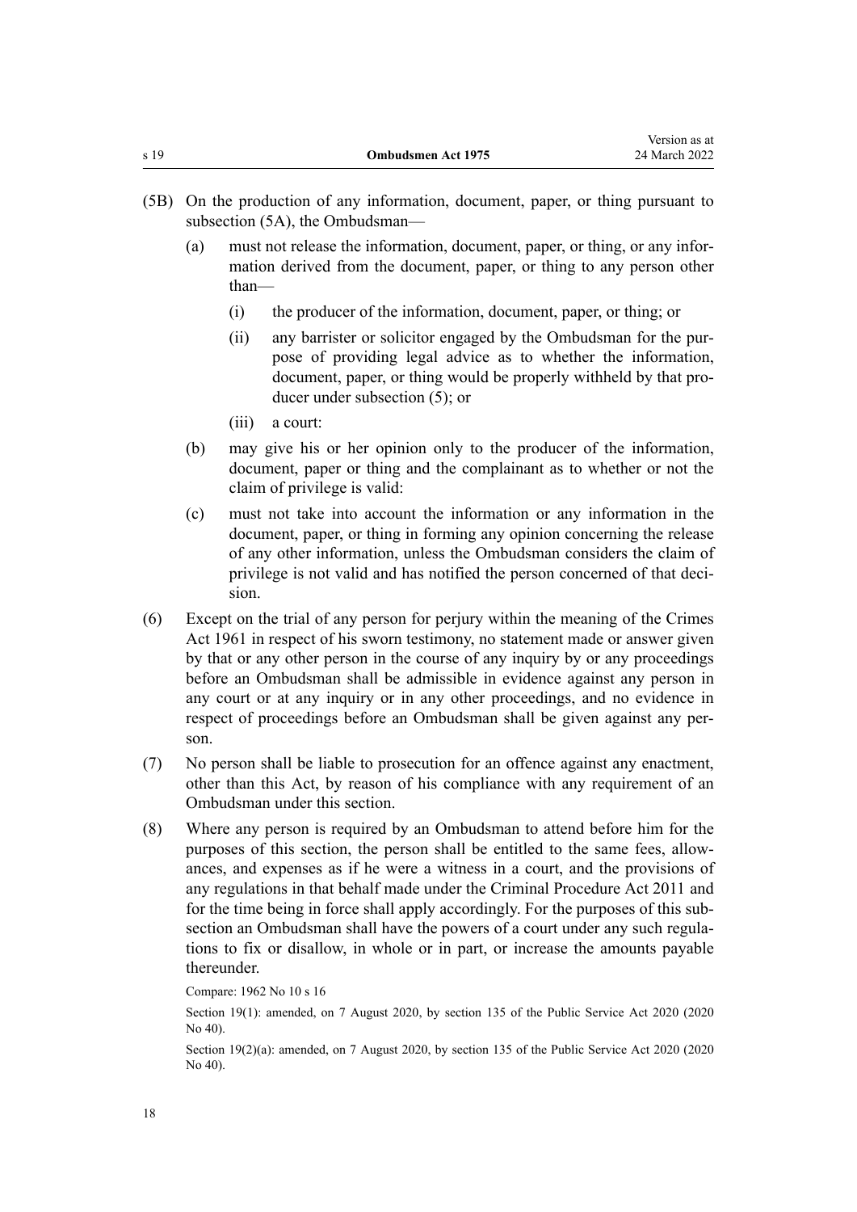(5B) On the production of any information, document, paper, or thing pursuant to subsection (5A), the Ombudsman—

   (a) must not release the information, document, paper, or thing, or any information derived from the document, paper, or thing to any person other than—

      (i) the producer of the information, document, paper, or thing; or

      (ii) any barrister or solicitor engaged by the Ombudsman for the purpose of providing legal advice as to whether the information, document, paper, or thing would be properly withheld by that producer under subsection (5); or

      (iii) a court:

   (b) may give his or her opinion only to the producer of the information, document, paper or thing and the complainant as to whether or not the claim of privilege is valid:

   (c) must not take into account the information or any information in the document, paper, or thing in forming any opinion concerning the release of any other information, unless the Ombudsman considers the claim of privilege is not valid and has notified the person concerned of that decision.

(6) Except on the trial of any person for perjury within the meaning of the Crimes Act 1961 in respect of his sworn testimony, no statement made or answer given by that or any other person in the course of any inquiry by or any proceedings before an Ombudsman shall be admissible in evidence against any person in any court or at any inquiry or in any other proceedings, and no evidence in respect of proceedings before an Ombudsman shall be given against any person.

(7) No person shall be liable to prosecution for an offence against any enactment, other than this Act, by reason of his compliance with any requirement of an Ombudsman under this section.

(8) Where any person is required by an Ombudsman to attend before him for the purposes of this section, the person shall be entitled to the same fees, allowances, and expenses as if he were a witness in a court, and the provisions of any regulations in that behalf made under the Criminal Procedure Act 2011 and for the time being in force shall apply accordingly. For the purposes of this subsection an Ombudsman shall have the powers of a court under any such regulations to fix or disallow, in whole or in part, or increase the amounts payable thereunder.

Compare: 1962 No 10 s 16

Section 19(1): amended, on 7 August 2020, by section 135 of the Public Service Act 2020 (2020 No 40).

Section 19(2)(a): amended, on 7 August 2020, by section 135 of the Public Service Act 2020 (2020 No 40).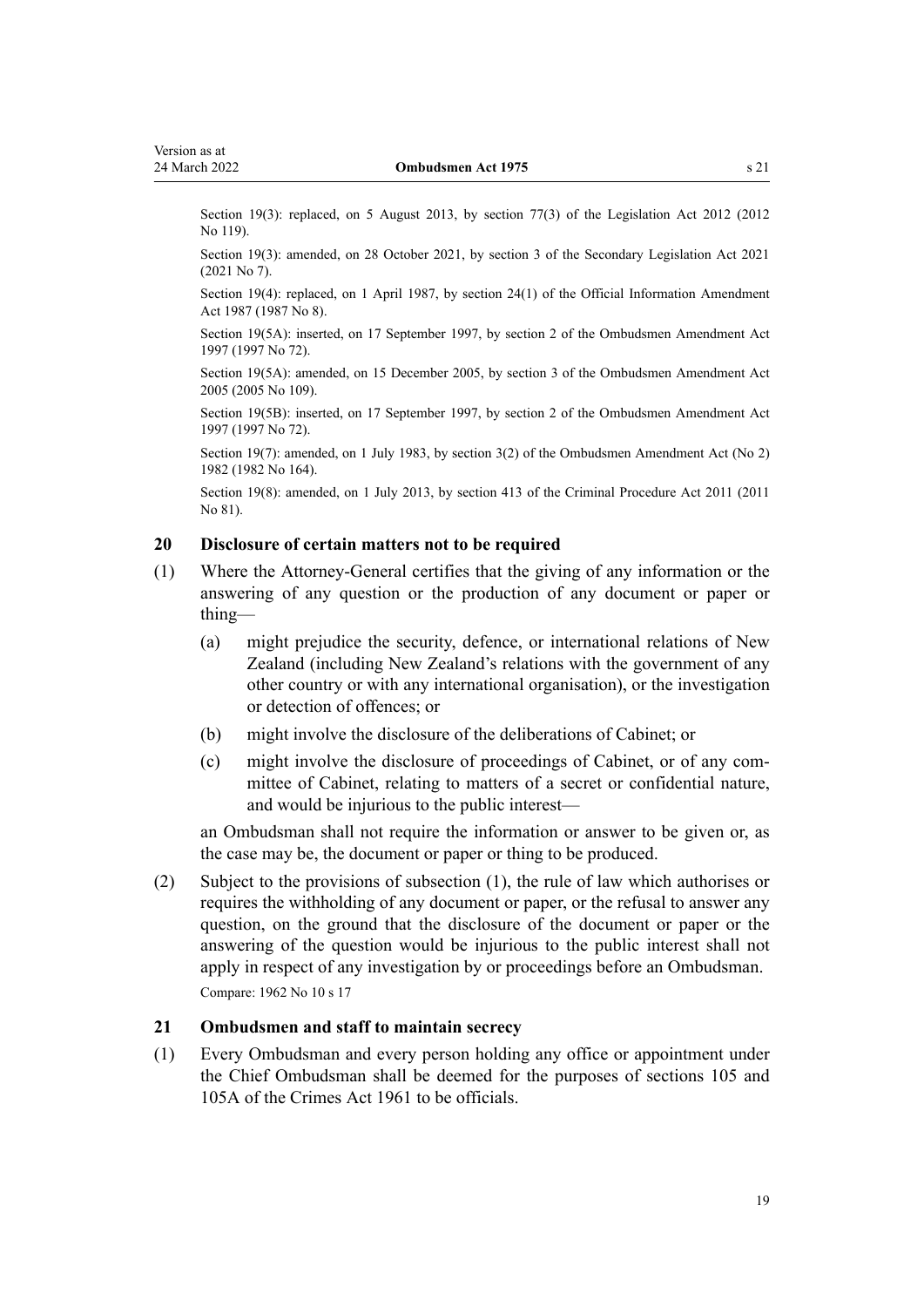Section 19(3): replaced, on 5 August 2013, by section 77(3) of the Legislation Act 2012 (2012 No 119).

Section 19(3): amended, on 28 October 2021, by section 3 of the Secondary Legislation Act 2021 (2021 No 7).

Section 19(4): replaced, on 1 April 1987, by section 24(1) of the Official Information Amendment Act 1987 (1987 No 8).

Section 19(5A): inserted, on 17 September 1997, by section 2 of the Ombudsmen Amendment Act 1997 (1997 No 72).

Section 19(5A): amended, on 15 December 2005, by section 3 of the Ombudsmen Amendment Act 2005 (2005 No 109).

Section 19(5B): inserted, on 17 September 1997, by section 2 of the Ombudsmen Amendment Act 1997 (1997 No 72).

Section 19(7): amended, on 1 July 1983, by section 3(2) of the Ombudsmen Amendment Act (No 2) 1982 (1982 No 164).

Section 19(8): amended, on 1 July 2013, by section 413 of the Criminal Procedure Act 2011 (2011 No 81).

### 20 Disclosure of certain matters not to be required

(1) Where the Attorney-General certifies that the giving of any information or the answering of any question or the production of any document or paper or thing—

- (a) might prejudice the security, defence, or international relations of New Zealand (including New Zealand's relations with the government of any other country or with any international organisation), or the investigation or detection of offences; or
- (b) might involve the disclosure of the deliberations of Cabinet; or
- (c) might involve the disclosure of proceedings of Cabinet, or of any committee of Cabinet, relating to matters of a secret or confidential nature, and would be injurious to the public interest—

an Ombudsman shall not require the information or answer to be given or, as the case may be, the document or paper or thing to be produced.

(2) Subject to the provisions of subsection (1), the rule of law which authorises or requires the withholding of any document or paper, or the refusal to answer any question, on the ground that the disclosure of the document or paper or the answering of the question would be injurious to the public interest shall not apply in respect of any investigation by or proceedings before an Ombudsman.

Compare: 1962 No 10 s 17

### 21 Ombudsmen and staff to maintain secrecy

(1) Every Ombudsman and every person holding any office or appointment under the Chief Ombudsman shall be deemed for the purposes of sections 105 and 105A of the Crimes Act 1961 to be officials.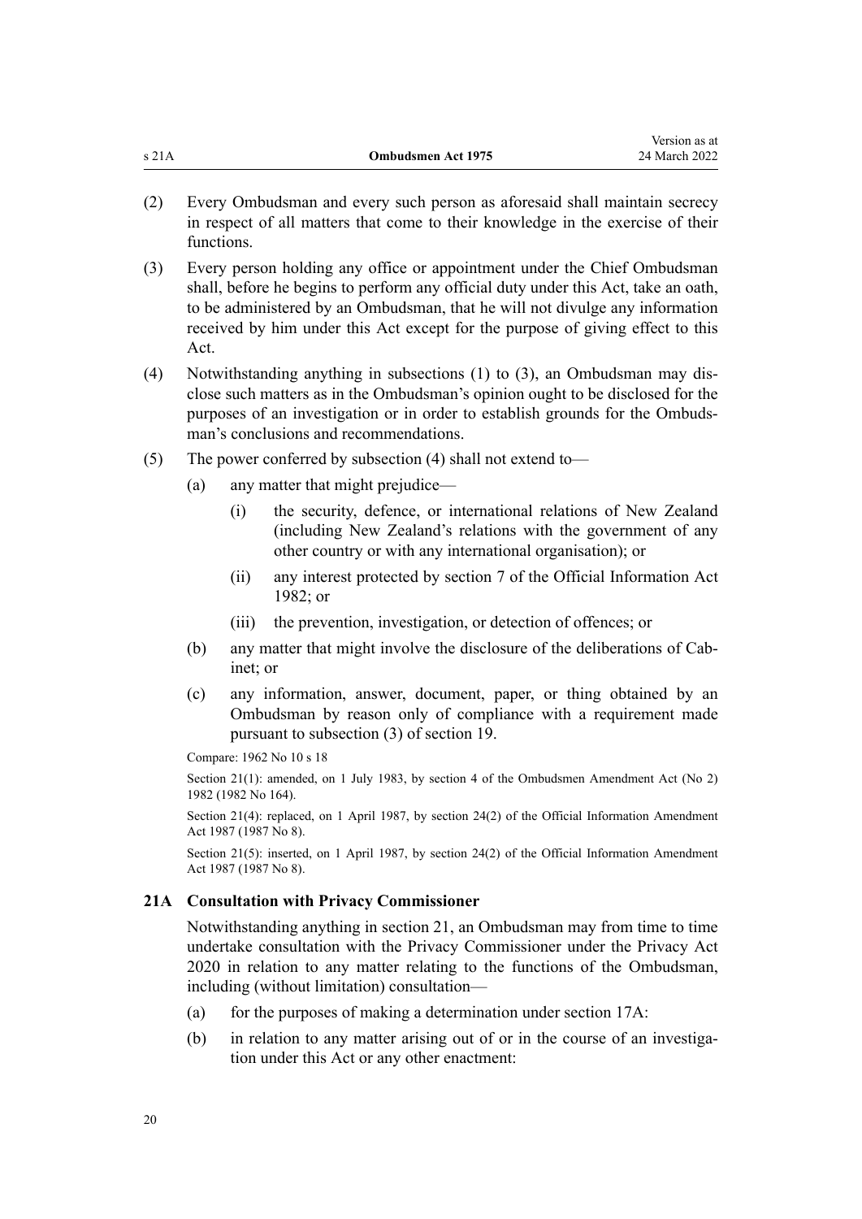(2) Every Ombudsman and every such person as aforesaid shall maintain secrecy in respect of all matters that come to their knowledge in the exercise of their functions.

(3) Every person holding any office or appointment under the Chief Ombudsman shall, before he begins to perform any official duty under this Act, take an oath, to be administered by an Ombudsman, that he will not divulge any information received by him under this Act except for the purpose of giving effect to this Act.

(4) Notwithstanding anything in subsections (1) to (3), an Ombudsman may disclose such matters as in the Ombudsman's opinion ought to be disclosed for the purposes of an investigation or in order to establish grounds for the Ombudsman's conclusions and recommendations.

(5) The power conferred by subsection (4) shall not extend to—

- (a) any matter that might prejudice—
  - (i) the security, defence, or international relations of New Zealand (including New Zealand's relations with the government of any other country or with any international organisation); or
  - (ii) any interest protected by section 7 of the Official Information Act 1982; or
  - (iii) the prevention, investigation, or detection of offences; or
- (b) any matter that might involve the disclosure of the deliberations of Cabinet; or
- (c) any information, answer, document, paper, or thing obtained by an Ombudsman by reason only of compliance with a requirement made pursuant to subsection (3) of section 19.

Compare: 1962 No 10 s 18

Section 21(1): amended, on 1 July 1983, by section 4 of the Ombudsmen Amendment Act (No 2) 1982 (1982 No 164).

Section 21(4): replaced, on 1 April 1987, by section 24(2) of the Official Information Amendment Act 1987 (1987 No 8).

Section 21(5): inserted, on 1 April 1987, by section 24(2) of the Official Information Amendment Act 1987 (1987 No 8).

### 21A Consultation with Privacy Commissioner

Notwithstanding anything in section 21, an Ombudsman may from time to time undertake consultation with the Privacy Commissioner under the Privacy Act 2020 in relation to any matter relating to the functions of the Ombudsman, including (without limitation) consultation—

- (a) for the purposes of making a determination under section 17A:
- (b) in relation to any matter arising out of or in the course of an investigation under this Act or any other enactment: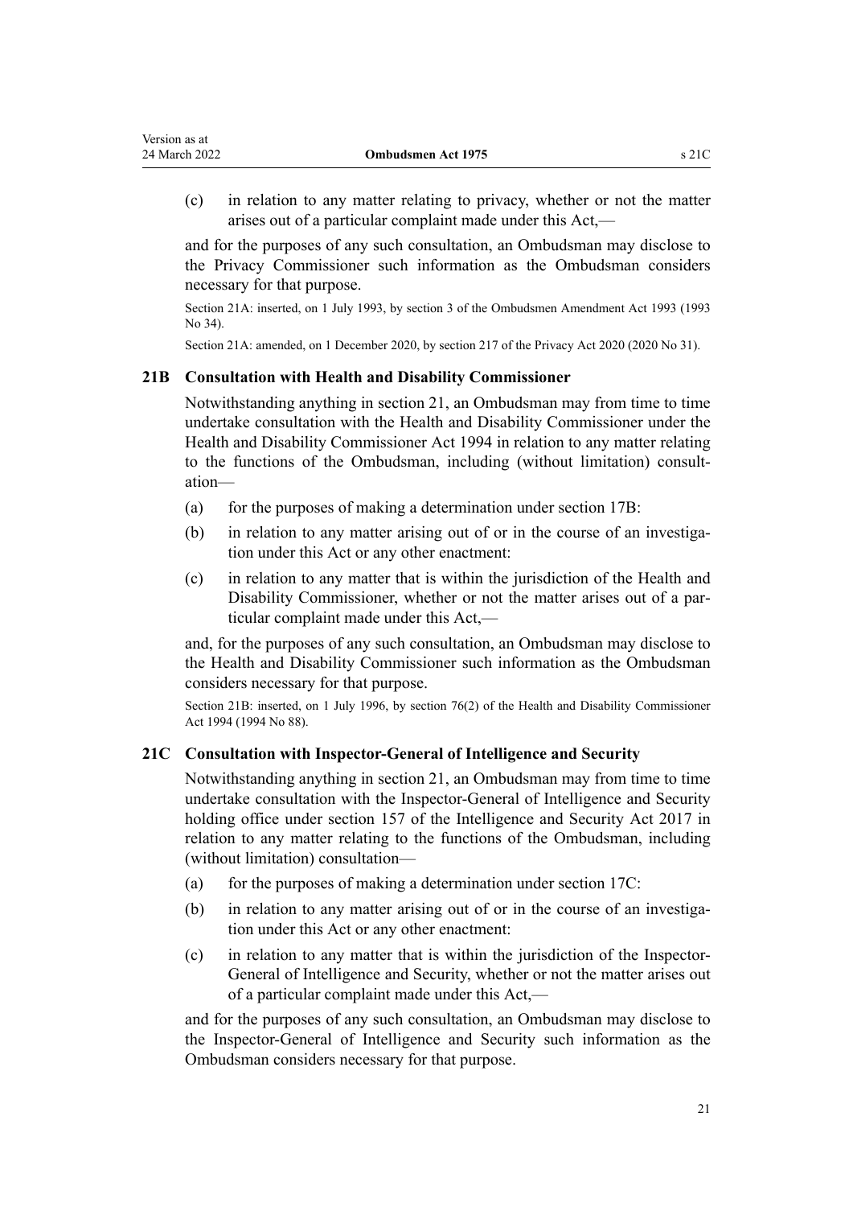(c) in relation to any matter relating to privacy, whether or not the matter arises out of a particular complaint made under this Act,—

and for the purposes of any such consultation, an Ombudsman may disclose to the Privacy Commissioner such information as the Ombudsman considers necessary for that purpose.

Section 21A: inserted, on 1 July 1993, by section 3 of the Ombudsmen Amendment Act 1993 (1993 No 34).

Section 21A: amended, on 1 December 2020, by section 217 of the Privacy Act 2020 (2020 No 31).

### 21B Consultation with Health and Disability Commissioner

Notwithstanding anything in section 21, an Ombudsman may from time to time undertake consultation with the Health and Disability Commissioner under the Health and Disability Commissioner Act 1994 in relation to any matter relating to the functions of the Ombudsman, including (without limitation) consultation—

(a) for the purposes of making a determination under section 17B:

(b) in relation to any matter arising out of or in the course of an investigation under this Act or any other enactment:

(c) in relation to any matter that is within the jurisdiction of the Health and Disability Commissioner, whether or not the matter arises out of a particular complaint made under this Act,—

and, for the purposes of any such consultation, an Ombudsman may disclose to the Health and Disability Commissioner such information as the Ombudsman considers necessary for that purpose.

Section 21B: inserted, on 1 July 1996, by section 76(2) of the Health and Disability Commissioner Act 1994 (1994 No 88).

### 21C Consultation with Inspector-General of Intelligence and Security

Notwithstanding anything in section 21, an Ombudsman may from time to time undertake consultation with the Inspector-General of Intelligence and Security holding office under section 157 of the Intelligence and Security Act 2017 in relation to any matter relating to the functions of the Ombudsman, including (without limitation) consultation—

(a) for the purposes of making a determination under section 17C:

(b) in relation to any matter arising out of or in the course of an investigation under this Act or any other enactment:

(c) in relation to any matter that is within the jurisdiction of the Inspector-General of Intelligence and Security, whether or not the matter arises out of a particular complaint made under this Act,—

and for the purposes of any such consultation, an Ombudsman may disclose to the Inspector-General of Intelligence and Security such information as the Ombudsman considers necessary for that purpose.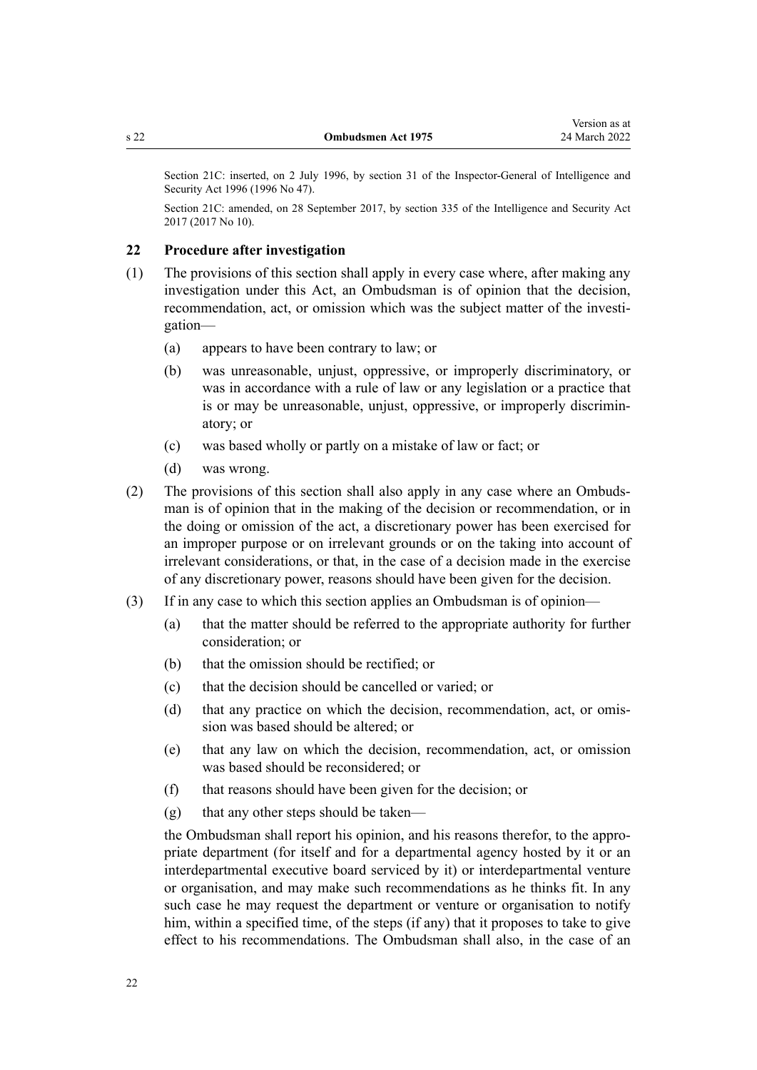Section 21C: inserted, on 2 July 1996, by section 31 of the Inspector-General of Intelligence and Security Act 1996 (1996 No 47).

Section 21C: amended, on 28 September 2017, by section 335 of the Intelligence and Security Act 2017 (2017 No 10).

### 22 Procedure after investigation

(1) The provisions of this section shall apply in every case where, after making any investigation under this Act, an Ombudsman is of opinion that the decision, recommendation, act, or omission which was the subject matter of the investigation—

(a) appears to have been contrary to law; or

(b) was unreasonable, unjust, oppressive, or improperly discriminatory, or was in accordance with a rule of law or any legislation or a practice that is or may be unreasonable, unjust, oppressive, or improperly discriminatory; or

(c) was based wholly or partly on a mistake of law or fact; or

(d) was wrong.

(2) The provisions of this section shall also apply in any case where an Ombudsman is of opinion that in the making of the decision or recommendation, or in the doing or omission of the act, a discretionary power has been exercised for an improper purpose or on irrelevant grounds or on the taking into account of irrelevant considerations, or that, in the case of a decision made in the exercise of any discretionary power, reasons should have been given for the decision.

(3) If in any case to which this section applies an Ombudsman is of opinion—

(a) that the matter should be referred to the appropriate authority for further consideration; or

(b) that the omission should be rectified; or

(c) that the decision should be cancelled or varied; or

(d) that any practice on which the decision, recommendation, act, or omission was based should be altered; or

(e) that any law on which the decision, recommendation, act, or omission was based should be reconsidered; or

(f) that reasons should have been given for the decision; or

(g) that any other steps should be taken—

the Ombudsman shall report his opinion, and his reasons therefor, to the appropriate department (for itself and for a departmental agency hosted by it or an interdepartmental executive board serviced by it) or interdepartmental venture or organisation, and may make such recommendations as he thinks fit. In any such case he may request the department or venture or organisation to notify him, within a specified time, of the steps (if any) that it proposes to take to give effect to his recommendations. The Ombudsman shall also, in the case of an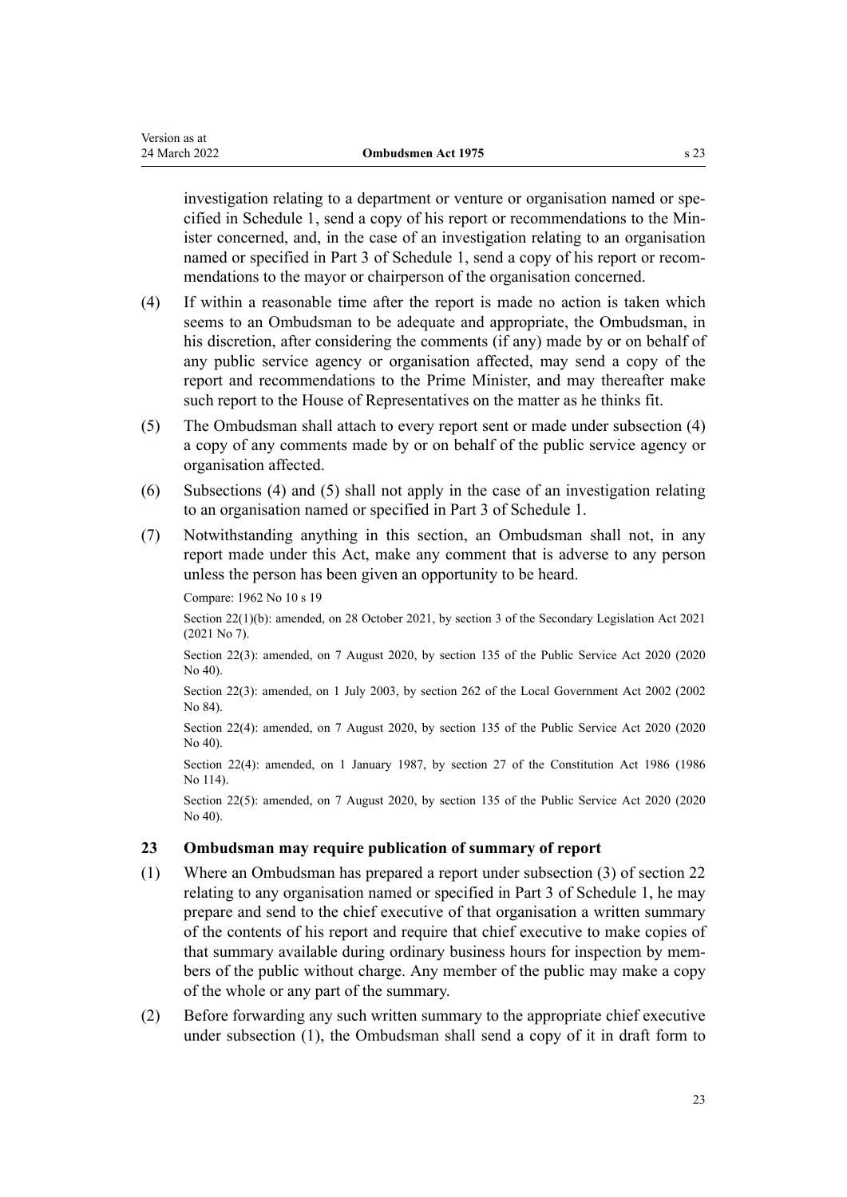investigation relating to a department or venture or organisation named or specified in Schedule 1, send a copy of his report or recommendations to the Minister concerned, and, in the case of an investigation relating to an organisation named or specified in Part 3 of Schedule 1, send a copy of his report or recommendations to the mayor or chairperson of the organisation concerned.

(4) If within a reasonable time after the report is made no action is taken which seems to an Ombudsman to be adequate and appropriate, the Ombudsman, in his discretion, after considering the comments (if any) made by or on behalf of any public service agency or organisation affected, may send a copy of the report and recommendations to the Prime Minister, and may thereafter make such report to the House of Representatives on the matter as he thinks fit.

(5) The Ombudsman shall attach to every report sent or made under subsection (4) a copy of any comments made by or on behalf of the public service agency or organisation affected.

(6) Subsections (4) and (5) shall not apply in the case of an investigation relating to an organisation named or specified in Part 3 of Schedule 1.

(7) Notwithstanding anything in this section, an Ombudsman shall not, in any report made under this Act, make any comment that is adverse to any person unless the person has been given an opportunity to be heard.

Compare: 1962 No 10 s 19

Section 22(1)(b): amended, on 28 October 2021, by section 3 of the Secondary Legislation Act 2021 (2021 No 7).

Section 22(3): amended, on 7 August 2020, by section 135 of the Public Service Act 2020 (2020 No 40).

Section 22(3): amended, on 1 July 2003, by section 262 of the Local Government Act 2002 (2002 No 84).

Section 22(4): amended, on 7 August 2020, by section 135 of the Public Service Act 2020 (2020 No 40).

Section 22(4): amended, on 1 January 1987, by section 27 of the Constitution Act 1986 (1986 No 114).

Section 22(5): amended, on 7 August 2020, by section 135 of the Public Service Act 2020 (2020 No 40).

### 23 Ombudsman may require publication of summary of report

(1) Where an Ombudsman has prepared a report under subsection (3) of section 22 relating to any organisation named or specified in Part 3 of Schedule 1, he may prepare and send to the chief executive of that organisation a written summary of the contents of his report and require that chief executive to make copies of that summary available during ordinary business hours for inspection by members of the public without charge. Any member of the public may make a copy of the whole or any part of the summary.

(2) Before forwarding any such written summary to the appropriate chief executive under subsection (1), the Ombudsman shall send a copy of it in draft form to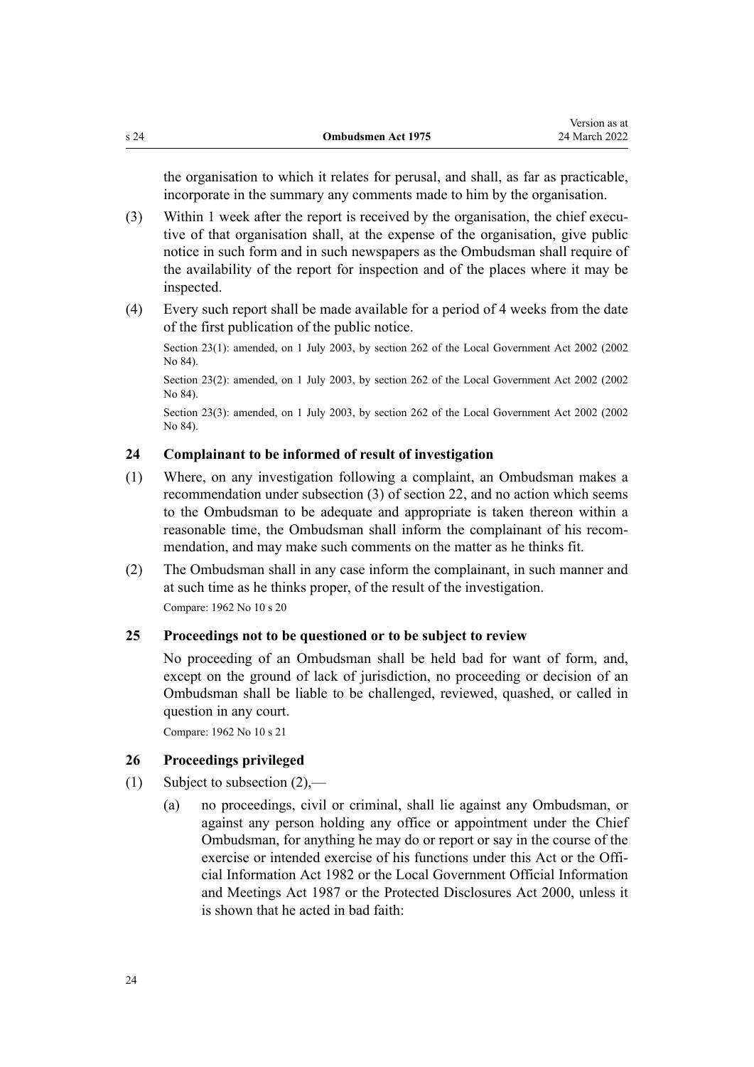the organisation to which it relates for perusal, and shall, as far as practicable, incorporate in the summary any comments made to him by the organisation.

(3) Within 1 week after the report is received by the organisation, the chief executive of that organisation shall, at the expense of the organisation, give public notice in such form and in such newspapers as the Ombudsman shall require of the availability of the report for inspection and of the places where it may be inspected.

(4) Every such report shall be made available for a period of 4 weeks from the date of the first publication of the public notice.

Section 23(1): amended, on 1 July 2003, by section 262 of the Local Government Act 2002 (2002 No 84).

Section 23(2): amended, on 1 July 2003, by section 262 of the Local Government Act 2002 (2002 No 84).

Section 23(3): amended, on 1 July 2003, by section 262 of the Local Government Act 2002 (2002 No 84).

### 24 Complainant to be informed of result of investigation

(1) Where, on any investigation following a complaint, an Ombudsman makes a recommendation under subsection (3) of section 22, and no action which seems to the Ombudsman to be adequate and appropriate is taken thereon within a reasonable time, the Ombudsman shall inform the complainant of his recommendation, and may make such comments on the matter as he thinks fit.

(2) The Ombudsman shall in any case inform the complainant, in such manner and at such time as he thinks proper, of the result of the investigation.

Compare: 1962 No 10 s 20

### 25 Proceedings not to be questioned or to be subject to review

No proceeding of an Ombudsman shall be held bad for want of form, and, except on the ground of lack of jurisdiction, no proceeding or decision of an Ombudsman shall be liable to be challenged, reviewed, quashed, or called in question in any court.

Compare: 1962 No 10 s 21

### 26 Proceedings privileged

(1) Subject to subsection (2),—

(a) no proceedings, civil or criminal, shall lie against any Ombudsman, or against any person holding any office or appointment under the Chief Ombudsman, for anything he may do or report or say in the course of the exercise or intended exercise of his functions under this Act or the Official Information Act 1982 or the Local Government Official Information and Meetings Act 1987 or the Protected Disclosures Act 2000, unless it is shown that he acted in bad faith: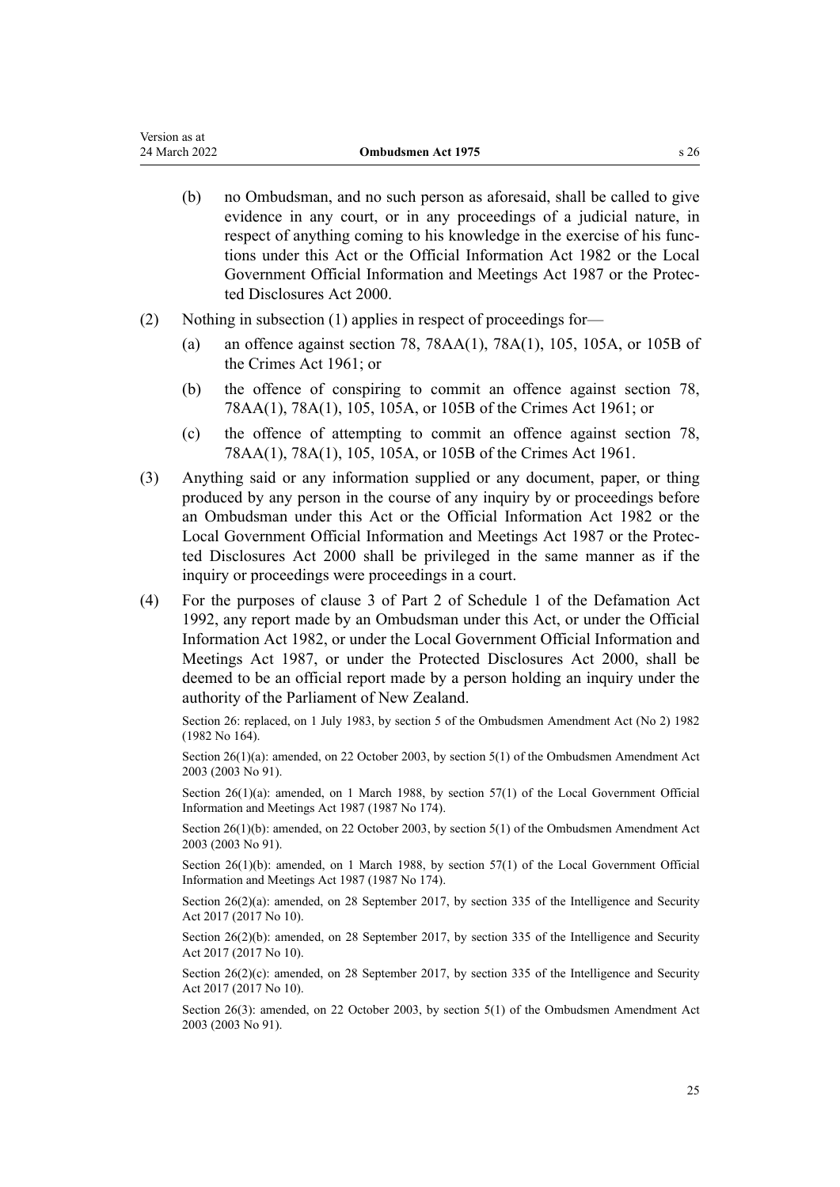(b) no Ombudsman, and no such person as aforesaid, shall be called to give evidence in any court, or in any proceedings of a judicial nature, in respect of anything coming to his knowledge in the exercise of his functions under this Act or the Official Information Act 1982 or the Local Government Official Information and Meetings Act 1987 or the Protected Disclosures Act 2000.

(2) Nothing in subsection (1) applies in respect of proceedings for—

(a) an offence against section 78, 78AA(1), 78A(1), 105, 105A, or 105B of the Crimes Act 1961; or

(b) the offence of conspiring to commit an offence against section 78, 78AA(1), 78A(1), 105, 105A, or 105B of the Crimes Act 1961; or

(c) the offence of attempting to commit an offence against section 78, 78AA(1), 78A(1), 105, 105A, or 105B of the Crimes Act 1961.

(3) Anything said or any information supplied or any document, paper, or thing produced by any person in the course of any inquiry by or proceedings before an Ombudsman under this Act or the Official Information Act 1982 or the Local Government Official Information and Meetings Act 1987 or the Protected Disclosures Act 2000 shall be privileged in the same manner as if the inquiry or proceedings were proceedings in a court.

(4) For the purposes of clause 3 of Part 2 of Schedule 1 of the Defamation Act 1992, any report made by an Ombudsman under this Act, or under the Official Information Act 1982, or under the Local Government Official Information and Meetings Act 1987, or under the Protected Disclosures Act 2000, shall be deemed to be an official report made by a person holding an inquiry under the authority of the Parliament of New Zealand.

Section 26: replaced, on 1 July 1983, by section 5 of the Ombudsmen Amendment Act (No 2) 1982 (1982 No 164).

Section 26(1)(a): amended, on 22 October 2003, by section 5(1) of the Ombudsmen Amendment Act 2003 (2003 No 91).

Section 26(1)(a): amended, on 1 March 1988, by section 57(1) of the Local Government Official Information and Meetings Act 1987 (1987 No 174).

Section 26(1)(b): amended, on 22 October 2003, by section 5(1) of the Ombudsmen Amendment Act 2003 (2003 No 91).

Section 26(1)(b): amended, on 1 March 1988, by section 57(1) of the Local Government Official Information and Meetings Act 1987 (1987 No 174).

Section 26(2)(a): amended, on 28 September 2017, by section 335 of the Intelligence and Security Act 2017 (2017 No 10).

Section 26(2)(b): amended, on 28 September 2017, by section 335 of the Intelligence and Security Act 2017 (2017 No 10).

Section 26(2)(c): amended, on 28 September 2017, by section 335 of the Intelligence and Security Act 2017 (2017 No 10).

Section 26(3): amended, on 22 October 2003, by section 5(1) of the Ombudsmen Amendment Act 2003 (2003 No 91).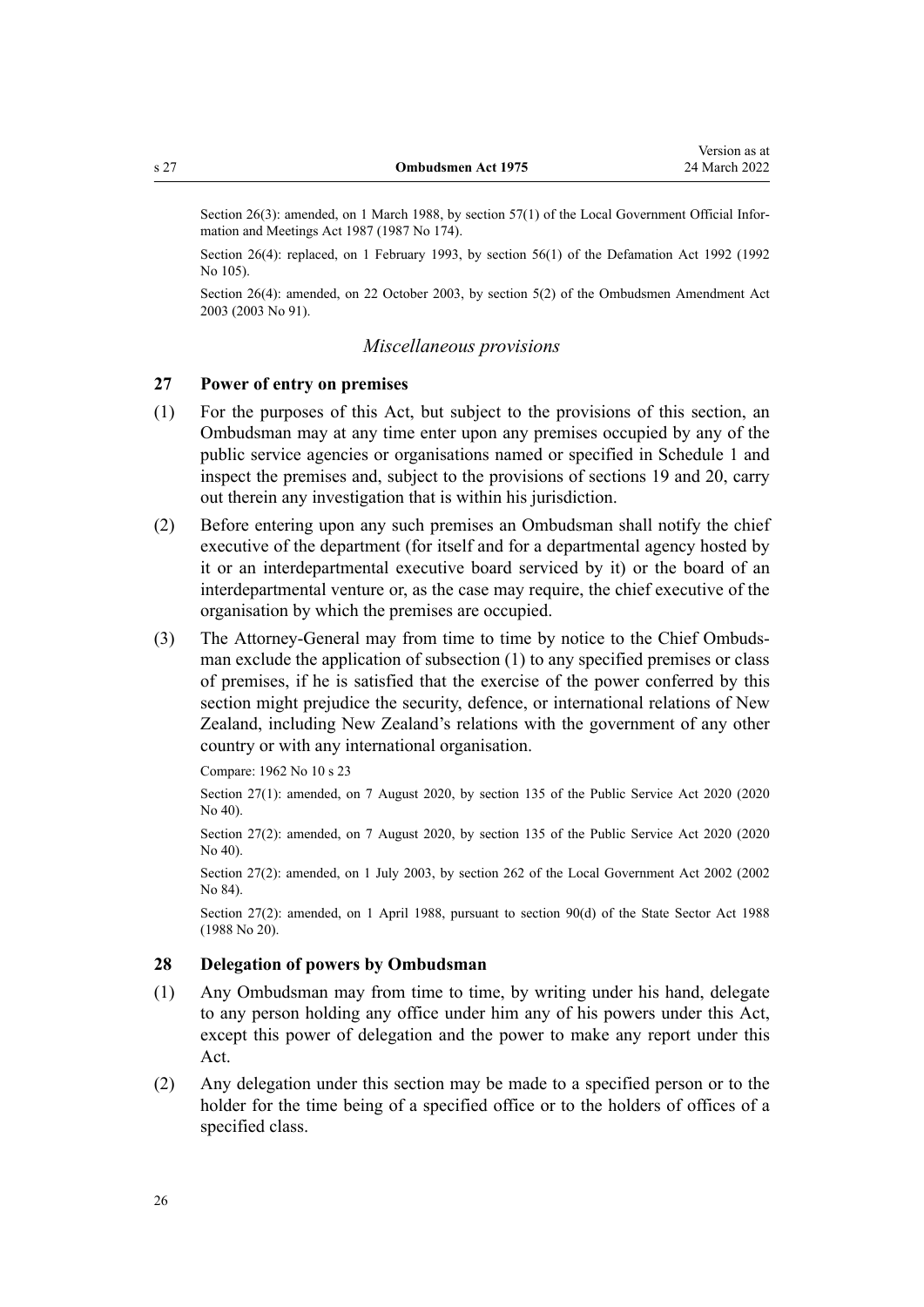Section 26(3): amended, on 1 March 1988, by section 57(1) of the Local Government Official Information and Meetings Act 1987 (1987 No 174).

Section 26(4): replaced, on 1 February 1993, by section 56(1) of the Defamation Act 1992 (1992 No 105).

Section 26(4): amended, on 22 October 2003, by section 5(2) of the Ombudsmen Amendment Act 2003 (2003 No 91).

*Miscellaneous provisions*

### 27 Power of entry on premises

(1) For the purposes of this Act, but subject to the provisions of this section, an Ombudsman may at any time enter upon any premises occupied by any of the public service agencies or organisations named or specified in Schedule 1 and inspect the premises and, subject to the provisions of sections 19 and 20, carry out therein any investigation that is within his jurisdiction.

(2) Before entering upon any such premises an Ombudsman shall notify the chief executive of the department (for itself and for a departmental agency hosted by it or an interdepartmental executive board serviced by it) or the board of an interdepartmental venture or, as the case may require, the chief executive of the organisation by which the premises are occupied.

(3) The Attorney-General may from time to time by notice to the Chief Ombudsman exclude the application of subsection (1) to any specified premises or class of premises, if he is satisfied that the exercise of the power conferred by this section might prejudice the security, defence, or international relations of New Zealand, including New Zealand's relations with the government of any other country or with any international organisation.

Compare: 1962 No 10 s 23

Section 27(1): amended, on 7 August 2020, by section 135 of the Public Service Act 2020 (2020 No 40).

Section 27(2): amended, on 7 August 2020, by section 135 of the Public Service Act 2020 (2020 No 40).

Section 27(2): amended, on 1 July 2003, by section 262 of the Local Government Act 2002 (2002 No 84).

Section 27(2): amended, on 1 April 1988, pursuant to section 90(d) of the State Sector Act 1988 (1988 No 20).

### 28 Delegation of powers by Ombudsman

(1) Any Ombudsman may from time to time, by writing under his hand, delegate to any person holding any office under him any of his powers under this Act, except this power of delegation and the power to make any report under this Act.

(2) Any delegation under this section may be made to a specified person or to the holder for the time being of a specified office or to the holders of offices of a specified class.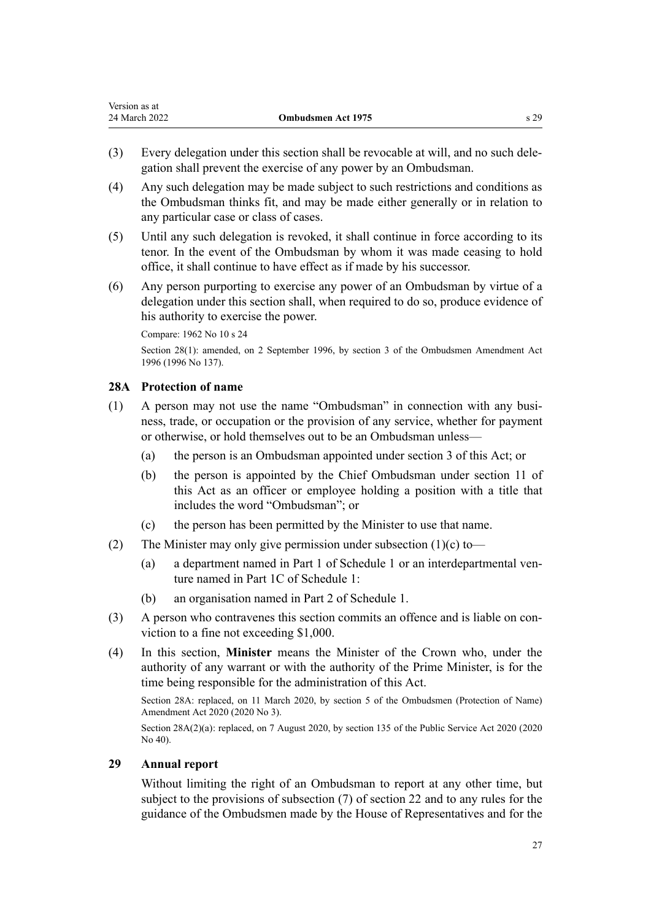(3) Every delegation under this section shall be revocable at will, and no such delegation shall prevent the exercise of any power by an Ombudsman.

(4) Any such delegation may be made subject to such restrictions and conditions as the Ombudsman thinks fit, and may be made either generally or in relation to any particular case or class of cases.

(5) Until any such delegation is revoked, it shall continue in force according to its tenor. In the event of the Ombudsman by whom it was made ceasing to hold office, it shall continue to have effect as if made by his successor.

(6) Any person purporting to exercise any power of an Ombudsman by virtue of a delegation under this section shall, when required to do so, produce evidence of his authority to exercise the power.

Compare: 1962 No 10 s 24

Section 28(1): amended, on 2 September 1996, by section 3 of the Ombudsmen Amendment Act 1996 (1996 No 137).

### 28A Protection of name

(1) A person may not use the name "Ombudsman" in connection with any business, trade, or occupation or the provision of any service, whether for payment or otherwise, or hold themselves out to be an Ombudsman unless—

(a) the person is an Ombudsman appointed under section 3 of this Act; or

(b) the person is appointed by the Chief Ombudsman under section 11 of this Act as an officer or employee holding a position with a title that includes the word "Ombudsman"; or

(c) the person has been permitted by the Minister to use that name.

(2) The Minister may only give permission under subsection (1)(c) to—

(a) a department named in Part 1 of Schedule 1 or an interdepartmental venture named in Part 1C of Schedule 1:

(b) an organisation named in Part 2 of Schedule 1.

(3) A person who contravenes this section commits an offence and is liable on conviction to a fine not exceeding $1,000.

(4) In this section, **Minister** means the Minister of the Crown who, under the authority of any warrant or with the authority of the Prime Minister, is for the time being responsible for the administration of this Act.

Section 28A: replaced, on 11 March 2020, by section 5 of the Ombudsmen (Protection of Name) Amendment Act 2020 (2020 No 3).

Section 28A(2)(a): replaced, on 7 August 2020, by section 135 of the Public Service Act 2020 (2020 No 40).

### 29 Annual report

Without limiting the right of an Ombudsman to report at any other time, but subject to the provisions of subsection (7) of section 22 and to any rules for the guidance of the Ombudsmen made by the House of Representatives and for the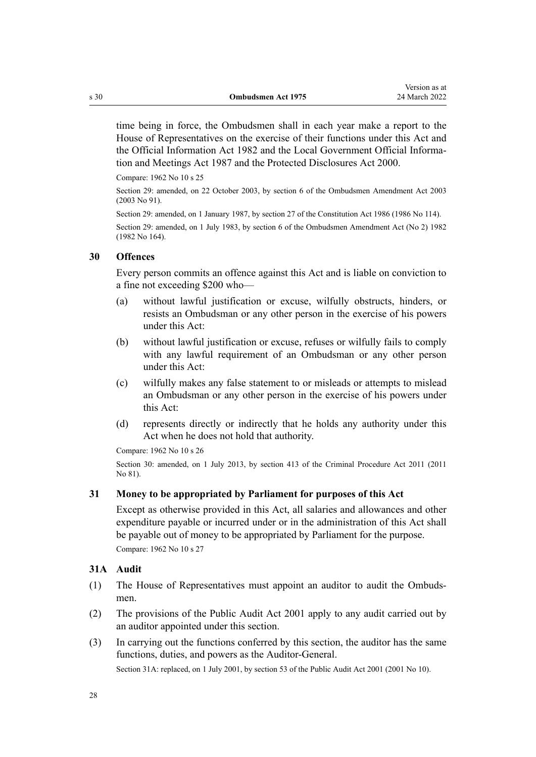time being in force, the Ombudsmen shall in each year make a report to the House of Representatives on the exercise of their functions under this Act and the Official Information Act 1982 and the Local Government Official Information and Meetings Act 1987 and the Protected Disclosures Act 2000.

Compare: 1962 No 10 s 25

Section 29: amended, on 22 October 2003, by section 6 of the Ombudsmen Amendment Act 2003 (2003 No 91).

Section 29: amended, on 1 January 1987, by section 27 of the Constitution Act 1986 (1986 No 114).

Section 29: amended, on 1 July 1983, by section 6 of the Ombudsmen Amendment Act (No 2) 1982 (1982 No 164).

### 30 Offences

Every person commits an offence against this Act and is liable on conviction to a fine not exceeding $200 who—

(a) without lawful justification or excuse, wilfully obstructs, hinders, or resists an Ombudsman or any other person in the exercise of his powers under this Act:

(b) without lawful justification or excuse, refuses or wilfully fails to comply with any lawful requirement of an Ombudsman or any other person under this Act:

(c) wilfully makes any false statement to or misleads or attempts to mislead an Ombudsman or any other person in the exercise of his powers under this Act:

(d) represents directly or indirectly that he holds any authority under this Act when he does not hold that authority.

Compare: 1962 No 10 s 26

Section 30: amended, on 1 July 2013, by section 413 of the Criminal Procedure Act 2011 (2011 No 81).

### 31 Money to be appropriated by Parliament for purposes of this Act

Except as otherwise provided in this Act, all salaries and allowances and other expenditure payable or incurred under or in the administration of this Act shall be payable out of money to be appropriated by Parliament for the purpose.

Compare: 1962 No 10 s 27

### 31A Audit

(1) The House of Representatives must appoint an auditor to audit the Ombudsmen.

(2) The provisions of the Public Audit Act 2001 apply to any audit carried out by an auditor appointed under this section.

(3) In carrying out the functions conferred by this section, the auditor has the same functions, duties, and powers as the Auditor-General.

Section 31A: replaced, on 1 July 2001, by section 53 of the Public Audit Act 2001 (2001 No 10).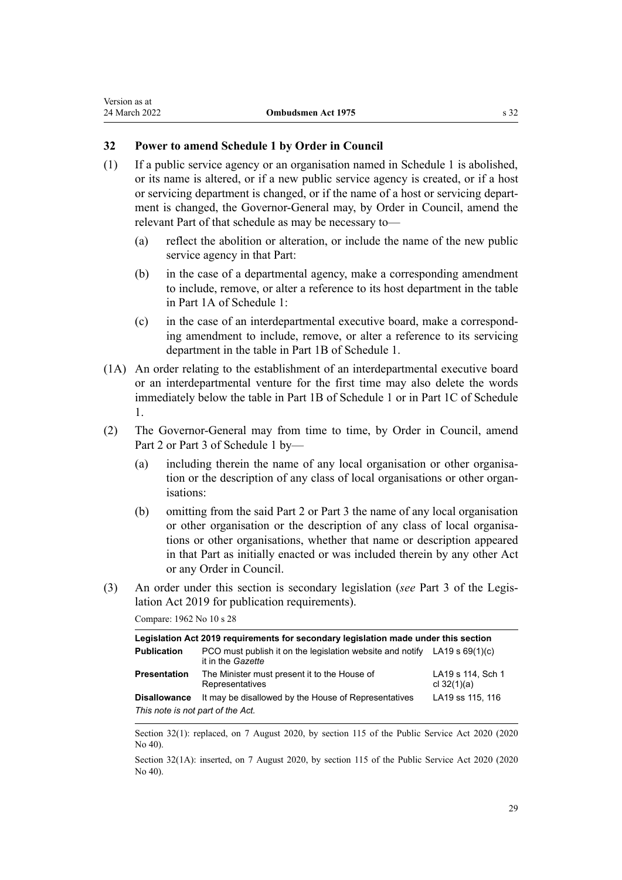### 32 Power to amend Schedule 1 by Order in Council

(1) If a public service agency or an organisation named in Schedule 1 is abolished, or its name is altered, or if a new public service agency is created, or if a host or servicing department is changed, or if the name of a host or servicing department is changed, the Governor-General may, by Order in Council, amend the relevant Part of that schedule as may be necessary to—

(a) reflect the abolition or alteration, or include the name of the new public service agency in that Part:

(b) in the case of a departmental agency, make a corresponding amendment to include, remove, or alter a reference to its host department in the table in Part 1A of Schedule 1:

(c) in the case of an interdepartmental executive board, make a corresponding amendment to include, remove, or alter a reference to its servicing department in the table in Part 1B of Schedule 1.

(1A) An order relating to the establishment of an interdepartmental executive board or an interdepartmental venture for the first time may also delete the words immediately below the table in Part 1B of Schedule 1 or in Part 1C of Schedule 1.

(2) The Governor-General may from time to time, by Order in Council, amend Part 2 or Part 3 of Schedule 1 by—

(a) including therein the name of any local organisation or other organisation or the description of any class of local organisations or other organisations:

(b) omitting from the said Part 2 or Part 3 the name of any local organisation or other organisation or the description of any class of local organisations or other organisations, whether that name or description appeared in that Part as initially enacted or was included therein by any other Act or any Order in Council.

(3) An order under this section is secondary legislation (*see* Part 3 of the Legislation Act 2019 for publication requirements).

Compare: 1962 No 10 s 28

| Legislation Act 2019 requirements for secondary legislation made under this section | | |
|---|---|---|
| **Publication** | PCO must publish it on the legislation website and notify it in the *Gazette* | LA19 s 69(1)(c) |
| **Presentation** | The Minister must present it to the House of Representatives | LA19 s 114, Sch 1 cl 32(1)(a) |
| **Disallowance** | It may be disallowed by the House of Representatives | LA19 ss 115, 116 |
| *This note is not part of the Act.* | | |

Section 32(1): replaced, on 7 August 2020, by section 115 of the Public Service Act 2020 (2020 No 40).

Section 32(1A): inserted, on 7 August 2020, by section 115 of the Public Service Act 2020 (2020 No 40).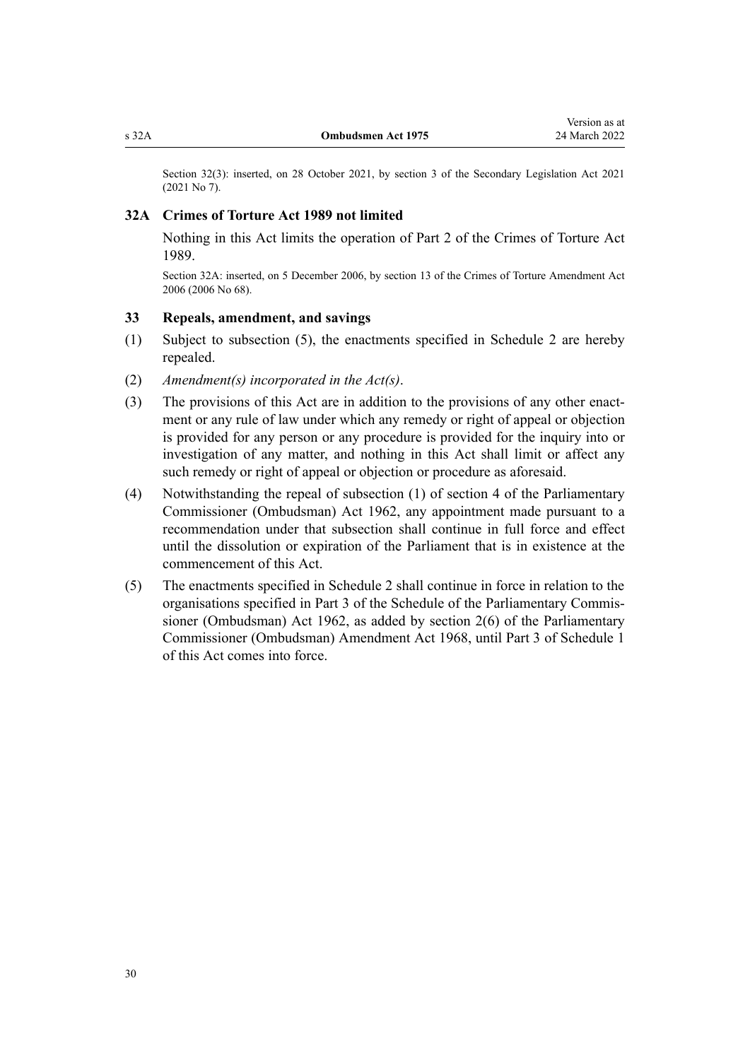Section 32(3): inserted, on 28 October 2021, by section 3 of the Secondary Legislation Act 2021 (2021 No 7).

### 32A Crimes of Torture Act 1989 not limited

Nothing in this Act limits the operation of Part 2 of the Crimes of Torture Act 1989.

Section 32A: inserted, on 5 December 2006, by section 13 of the Crimes of Torture Amendment Act 2006 (2006 No 68).

### 33 Repeals, amendment, and savings

(1) Subject to subsection (5), the enactments specified in Schedule 2 are hereby repealed.

(2) *Amendment(s) incorporated in the Act(s)*.

(3) The provisions of this Act are in addition to the provisions of any other enactment or any rule of law under which any remedy or right of appeal or objection is provided for any person or any procedure is provided for the inquiry into or investigation of any matter, and nothing in this Act shall limit or affect any such remedy or right of appeal or objection or procedure as aforesaid.

(4) Notwithstanding the repeal of subsection (1) of section 4 of the Parliamentary Commissioner (Ombudsman) Act 1962, any appointment made pursuant to a recommendation under that subsection shall continue in full force and effect until the dissolution or expiration of the Parliament that is in existence at the commencement of this Act.

(5) The enactments specified in Schedule 2 shall continue in force in relation to the organisations specified in Part 3 of the Schedule of the Parliamentary Commissioner (Ombudsman) Act 1962, as added by section 2(6) of the Parliamentary Commissioner (Ombudsman) Amendment Act 1968, until Part 3 of Schedule 1 of this Act comes into force.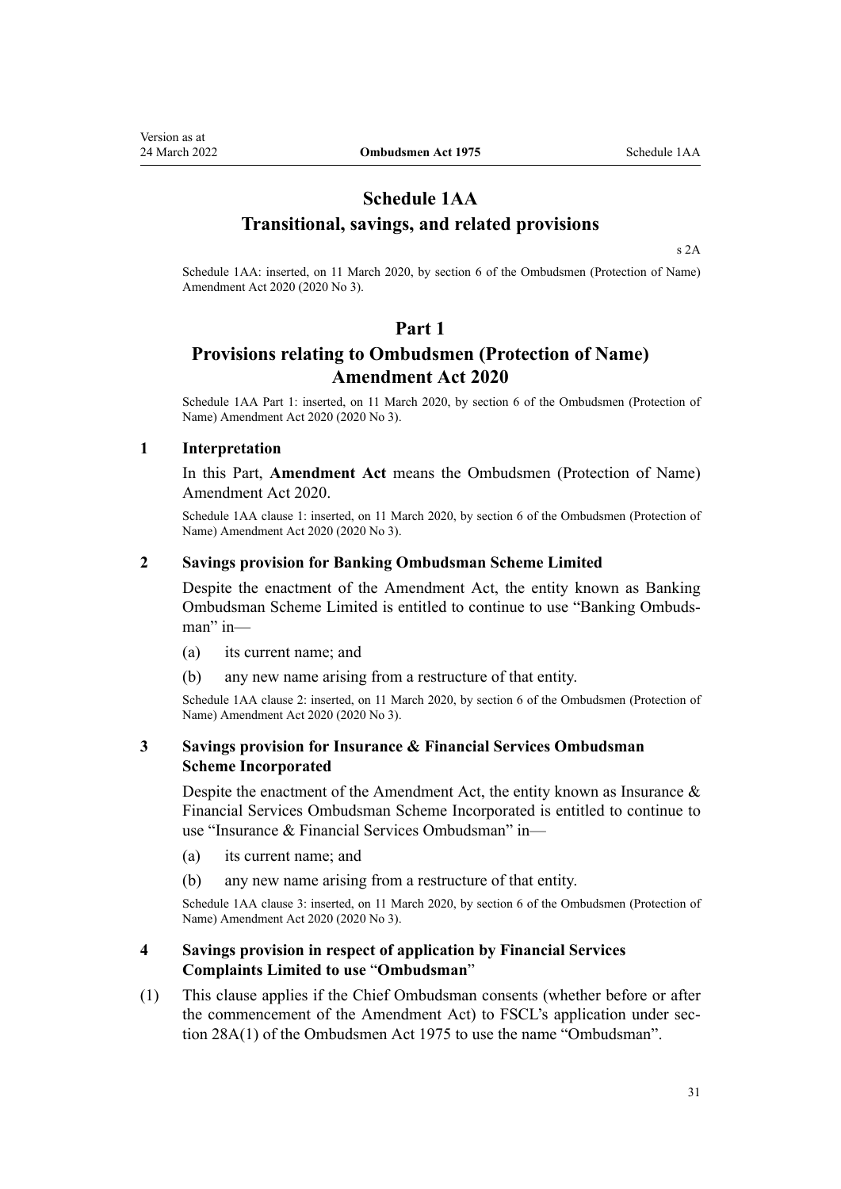# Schedule 1AA

## Transitional, savings, and related provisions

s 2A

Schedule 1AA: inserted, on 11 March 2020, by section 6 of the Ombudsmen (Protection of Name) Amendment Act 2020 (2020 No 3).

## Part 1

## Provisions relating to Ombudsmen (Protection of Name) Amendment Act 2020

Schedule 1AA Part 1: inserted, on 11 March 2020, by section 6 of the Ombudsmen (Protection of Name) Amendment Act 2020 (2020 No 3).

### 1 Interpretation

In this Part, **Amendment Act** means the Ombudsmen (Protection of Name) Amendment Act 2020.

Schedule 1AA clause 1: inserted, on 11 March 2020, by section 6 of the Ombudsmen (Protection of Name) Amendment Act 2020 (2020 No 3).

### 2 Savings provision for Banking Ombudsman Scheme Limited

Despite the enactment of the Amendment Act, the entity known as Banking Ombudsman Scheme Limited is entitled to continue to use "Banking Ombudsman" in—

(a) its current name; and

(b) any new name arising from a restructure of that entity.

Schedule 1AA clause 2: inserted, on 11 March 2020, by section 6 of the Ombudsmen (Protection of Name) Amendment Act 2020 (2020 No 3).

### 3 Savings provision for Insurance & Financial Services Ombudsman Scheme Incorporated

Despite the enactment of the Amendment Act, the entity known as Insurance & Financial Services Ombudsman Scheme Incorporated is entitled to continue to use "Insurance & Financial Services Ombudsman" in—

(a) its current name; and

(b) any new name arising from a restructure of that entity.

Schedule 1AA clause 3: inserted, on 11 March 2020, by section 6 of the Ombudsmen (Protection of Name) Amendment Act 2020 (2020 No 3).

### 4 Savings provision in respect of application by Financial Services Complaints Limited to use "Ombudsman"

(1) This clause applies if the Chief Ombudsman consents (whether before or after the commencement of the Amendment Act) to FSCL's application under section 28A(1) of the Ombudsmen Act 1975 to use the name "Ombudsman".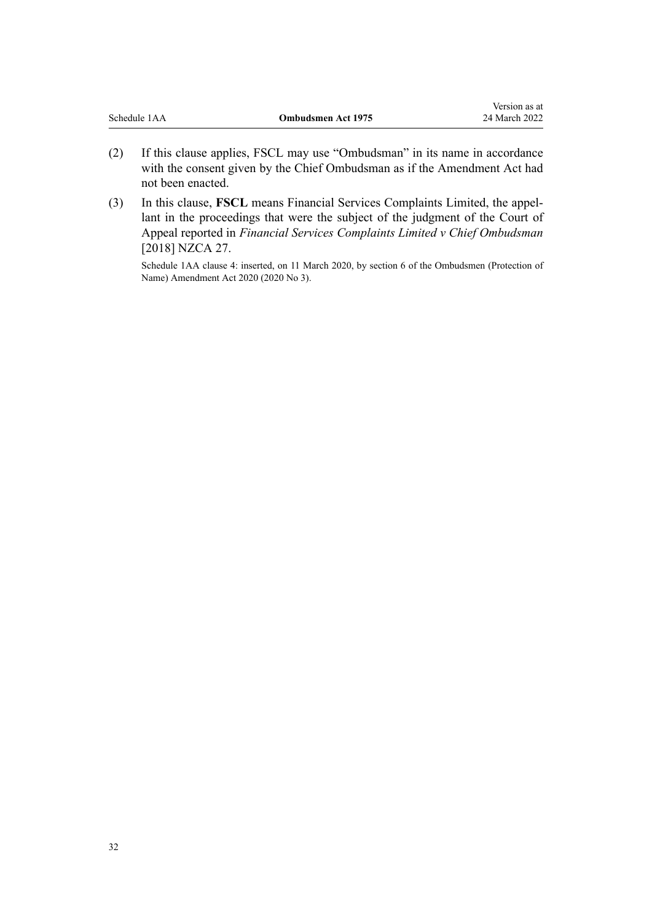(2) If this clause applies, FSCL may use "Ombudsman" in its name in accordance with the consent given by the Chief Ombudsman as if the Amendment Act had not been enacted.

(3) In this clause, **FSCL** means Financial Services Complaints Limited, the appellant in the proceedings that were the subject of the judgment of the Court of Appeal reported in *Financial Services Complaints Limited v Chief Ombudsman* [2018] NZCA 27.

Schedule 1AA clause 4: inserted, on 11 March 2020, by section 6 of the Ombudsmen (Protection of Name) Amendment Act 2020 (2020 No 3).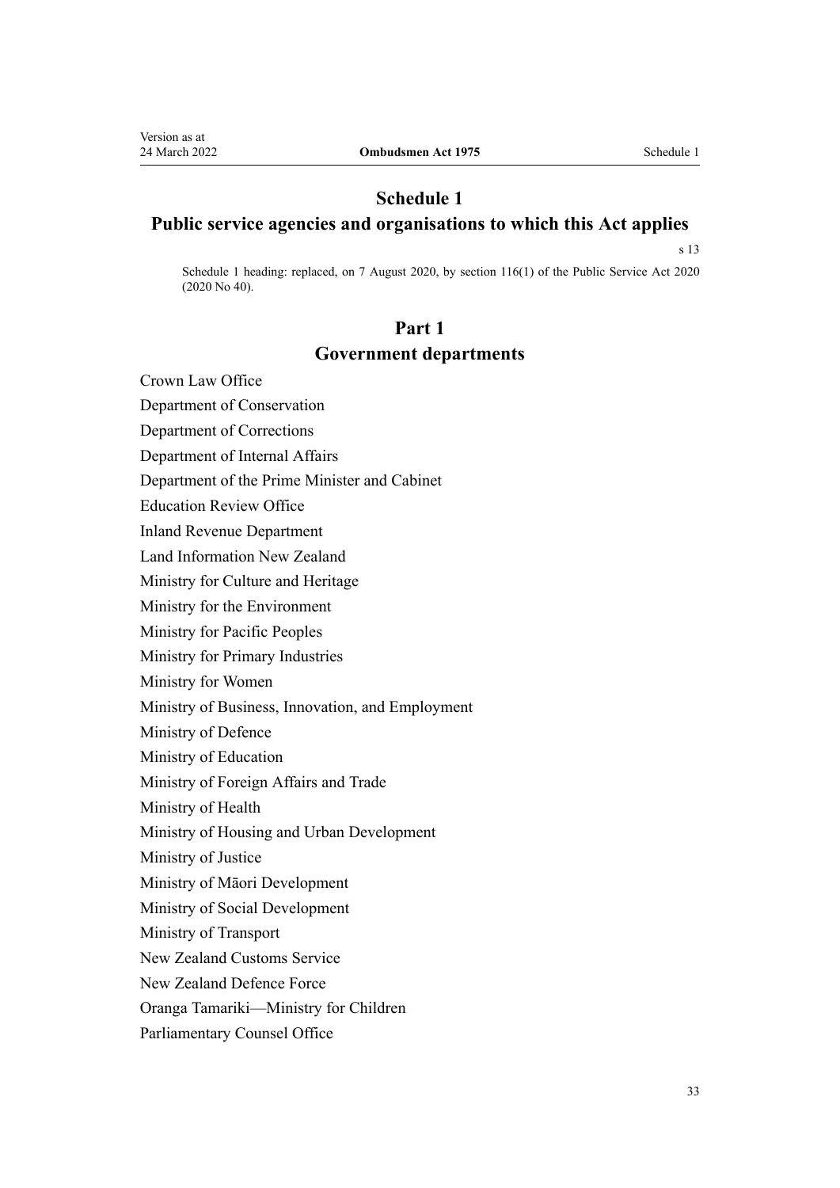# Schedule 1
## Public service agencies and organisations to which this Act applies

s 13

Schedule 1 heading: replaced, on 7 August 2020, by section 116(1) of the Public Service Act 2020 (2020 No 40).

## Part 1
## Government departments

Crown Law Office

Department of Conservation

Department of Corrections

Department of Internal Affairs

Department of the Prime Minister and Cabinet

Education Review Office

Inland Revenue Department

Land Information New Zealand

Ministry for Culture and Heritage

Ministry for the Environment

Ministry for Pacific Peoples

Ministry for Primary Industries

Ministry for Women

Ministry of Business, Innovation, and Employment

Ministry of Defence

Ministry of Education

Ministry of Foreign Affairs and Trade

Ministry of Health

Ministry of Housing and Urban Development

Ministry of Justice

Ministry of Māori Development

Ministry of Social Development

Ministry of Transport

New Zealand Customs Service

New Zealand Defence Force

Oranga Tamariki—Ministry for Children

Parliamentary Counsel Office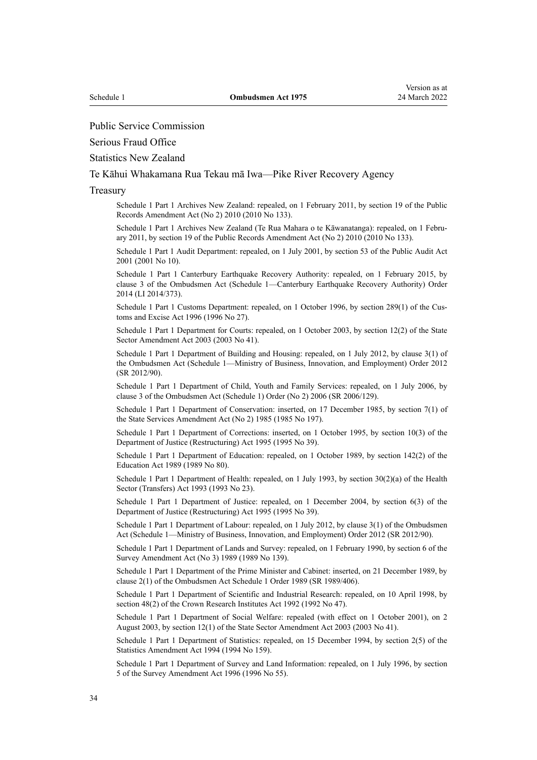Public Service Commission

Serious Fraud Office

Statistics New Zealand

Te Kāhui Whakamana Rua Tekau mā Iwa—Pike River Recovery Agency

Treasury

Schedule 1 Part 1 Archives New Zealand: repealed, on 1 February 2011, by section 19 of the Public Records Amendment Act (No 2) 2010 (2010 No 133).

Schedule 1 Part 1 Archives New Zealand (Te Rua Mahara o te Kāwanatanga): repealed, on 1 February 2011, by section 19 of the Public Records Amendment Act (No 2) 2010 (2010 No 133).

Schedule 1 Part 1 Audit Department: repealed, on 1 July 2001, by section 53 of the Public Audit Act 2001 (2001 No 10).

Schedule 1 Part 1 Canterbury Earthquake Recovery Authority: repealed, on 1 February 2015, by clause 3 of the Ombudsmen Act (Schedule 1—Canterbury Earthquake Recovery Authority) Order 2014 (LI 2014/373).

Schedule 1 Part 1 Customs Department: repealed, on 1 October 1996, by section 289(1) of the Customs and Excise Act 1996 (1996 No 27).

Schedule 1 Part 1 Department for Courts: repealed, on 1 October 2003, by section 12(2) of the State Sector Amendment Act 2003 (2003 No 41).

Schedule 1 Part 1 Department of Building and Housing: repealed, on 1 July 2012, by clause 3(1) of the Ombudsmen Act (Schedule 1—Ministry of Business, Innovation, and Employment) Order 2012 (SR 2012/90).

Schedule 1 Part 1 Department of Child, Youth and Family Services: repealed, on 1 July 2006, by clause 3 of the Ombudsmen Act (Schedule 1) Order (No 2) 2006 (SR 2006/129).

Schedule 1 Part 1 Department of Conservation: inserted, on 17 December 1985, by section 7(1) of the State Services Amendment Act (No 2) 1985 (1985 No 197).

Schedule 1 Part 1 Department of Corrections: inserted, on 1 October 1995, by section 10(3) of the Department of Justice (Restructuring) Act 1995 (1995 No 39).

Schedule 1 Part 1 Department of Education: repealed, on 1 October 1989, by section 142(2) of the Education Act 1989 (1989 No 80).

Schedule 1 Part 1 Department of Health: repealed, on 1 July 1993, by section 30(2)(a) of the Health Sector (Transfers) Act 1993 (1993 No 23).

Schedule 1 Part 1 Department of Justice: repealed, on 1 December 2004, by section 6(3) of the Department of Justice (Restructuring) Act 1995 (1995 No 39).

Schedule 1 Part 1 Department of Labour: repealed, on 1 July 2012, by clause 3(1) of the Ombudsmen Act (Schedule 1—Ministry of Business, Innovation, and Employment) Order 2012 (SR 2012/90).

Schedule 1 Part 1 Department of Lands and Survey: repealed, on 1 February 1990, by section 6 of the Survey Amendment Act (No 3) 1989 (1989 No 139).

Schedule 1 Part 1 Department of the Prime Minister and Cabinet: inserted, on 21 December 1989, by clause 2(1) of the Ombudsmen Act Schedule 1 Order 1989 (SR 1989/406).

Schedule 1 Part 1 Department of Scientific and Industrial Research: repealed, on 10 April 1998, by section 48(2) of the Crown Research Institutes Act 1992 (1992 No 47).

Schedule 1 Part 1 Department of Social Welfare: repealed (with effect on 1 October 2001), on 2 August 2003, by section 12(1) of the State Sector Amendment Act 2003 (2003 No 41).

Schedule 1 Part 1 Department of Statistics: repealed, on 15 December 1994, by section 2(5) of the Statistics Amendment Act 1994 (1994 No 159).

Schedule 1 Part 1 Department of Survey and Land Information: repealed, on 1 July 1996, by section 5 of the Survey Amendment Act 1996 (1996 No 55).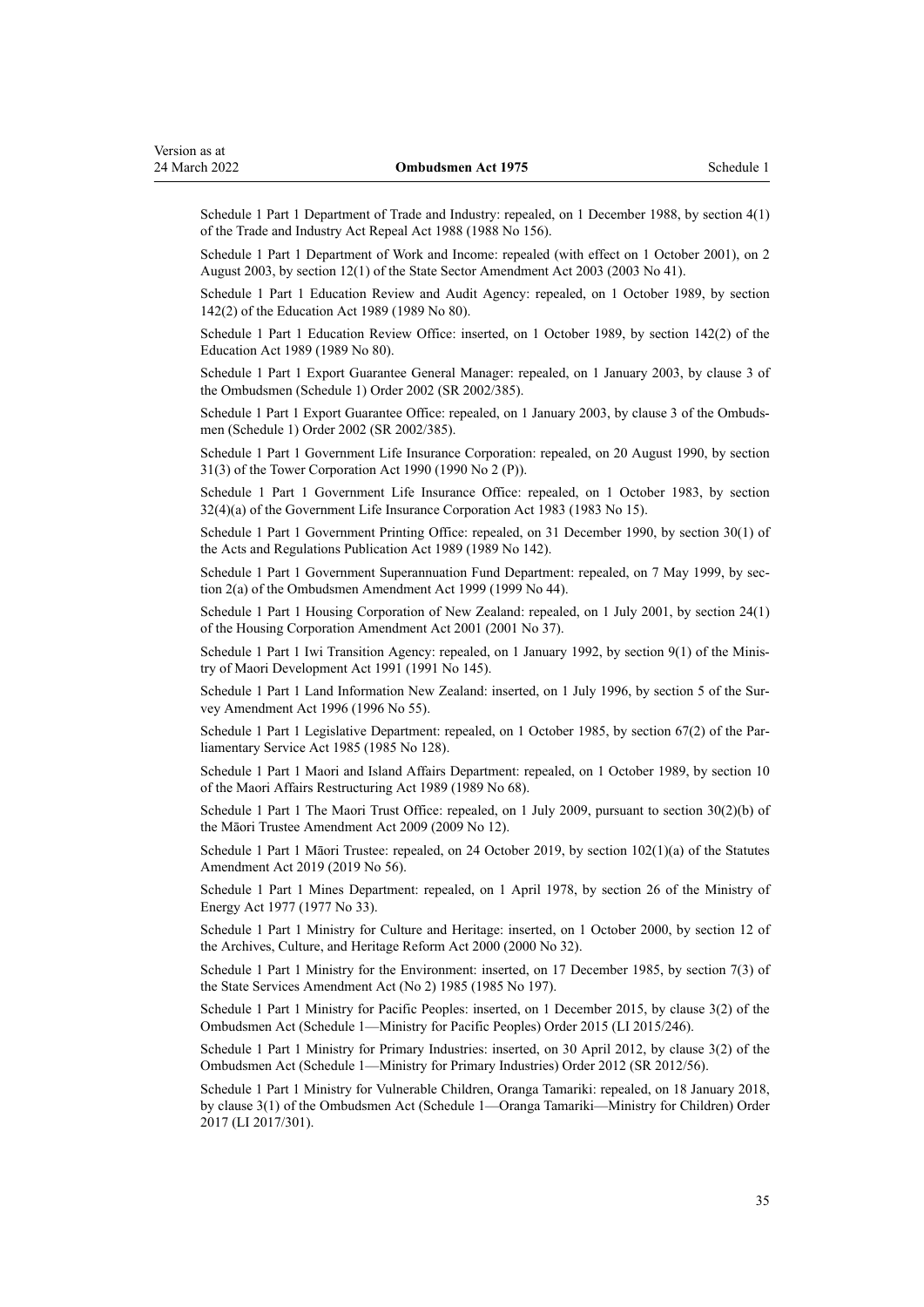Schedule 1 Part 1 Department of Trade and Industry: repealed, on 1 December 1988, by section 4(1) of the Trade and Industry Act Repeal Act 1988 (1988 No 156).

Schedule 1 Part 1 Department of Work and Income: repealed (with effect on 1 October 2001), on 2 August 2003, by section 12(1) of the State Sector Amendment Act 2003 (2003 No 41).

Schedule 1 Part 1 Education Review and Audit Agency: repealed, on 1 October 1989, by section 142(2) of the Education Act 1989 (1989 No 80).

Schedule 1 Part 1 Education Review Office: inserted, on 1 October 1989, by section 142(2) of the Education Act 1989 (1989 No 80).

Schedule 1 Part 1 Export Guarantee General Manager: repealed, on 1 January 2003, by clause 3 of the Ombudsmen (Schedule 1) Order 2002 (SR 2002/385).

Schedule 1 Part 1 Export Guarantee Office: repealed, on 1 January 2003, by clause 3 of the Ombudsmen (Schedule 1) Order 2002 (SR 2002/385).

Schedule 1 Part 1 Government Life Insurance Corporation: repealed, on 20 August 1990, by section 31(3) of the Tower Corporation Act 1990 (1990 No 2 (P)).

Schedule 1 Part 1 Government Life Insurance Office: repealed, on 1 October 1983, by section 32(4)(a) of the Government Life Insurance Corporation Act 1983 (1983 No 15).

Schedule 1 Part 1 Government Printing Office: repealed, on 31 December 1990, by section 30(1) of the Acts and Regulations Publication Act 1989 (1989 No 142).

Schedule 1 Part 1 Government Superannuation Fund Department: repealed, on 7 May 1999, by section 2(a) of the Ombudsmen Amendment Act 1999 (1999 No 44).

Schedule 1 Part 1 Housing Corporation of New Zealand: repealed, on 1 July 2001, by section 24(1) of the Housing Corporation Amendment Act 2001 (2001 No 37).

Schedule 1 Part 1 Iwi Transition Agency: repealed, on 1 January 1992, by section 9(1) of the Ministry of Maori Development Act 1991 (1991 No 145).

Schedule 1 Part 1 Land Information New Zealand: inserted, on 1 July 1996, by section 5 of the Survey Amendment Act 1996 (1996 No 55).

Schedule 1 Part 1 Legislative Department: repealed, on 1 October 1985, by section 67(2) of the Parliamentary Service Act 1985 (1985 No 128).

Schedule 1 Part 1 Maori and Island Affairs Department: repealed, on 1 October 1989, by section 10 of the Maori Affairs Restructuring Act 1989 (1989 No 68).

Schedule 1 Part 1 The Maori Trust Office: repealed, on 1 July 2009, pursuant to section 30(2)(b) of the Māori Trustee Amendment Act 2009 (2009 No 12).

Schedule 1 Part 1 Māori Trustee: repealed, on 24 October 2019, by section 102(1)(a) of the Statutes Amendment Act 2019 (2019 No 56).

Schedule 1 Part 1 Mines Department: repealed, on 1 April 1978, by section 26 of the Ministry of Energy Act 1977 (1977 No 33).

Schedule 1 Part 1 Ministry for Culture and Heritage: inserted, on 1 October 2000, by section 12 of the Archives, Culture, and Heritage Reform Act 2000 (2000 No 32).

Schedule 1 Part 1 Ministry for the Environment: inserted, on 17 December 1985, by section 7(3) of the State Services Amendment Act (No 2) 1985 (1985 No 197).

Schedule 1 Part 1 Ministry for Pacific Peoples: inserted, on 1 December 2015, by clause 3(2) of the Ombudsmen Act (Schedule 1—Ministry for Pacific Peoples) Order 2015 (LI 2015/246).

Schedule 1 Part 1 Ministry for Primary Industries: inserted, on 30 April 2012, by clause 3(2) of the Ombudsmen Act (Schedule 1—Ministry for Primary Industries) Order 2012 (SR 2012/56).

Schedule 1 Part 1 Ministry for Vulnerable Children, Oranga Tamariki: repealed, on 18 January 2018, by clause 3(1) of the Ombudsmen Act (Schedule 1—Oranga Tamariki—Ministry for Children) Order 2017 (LI 2017/301).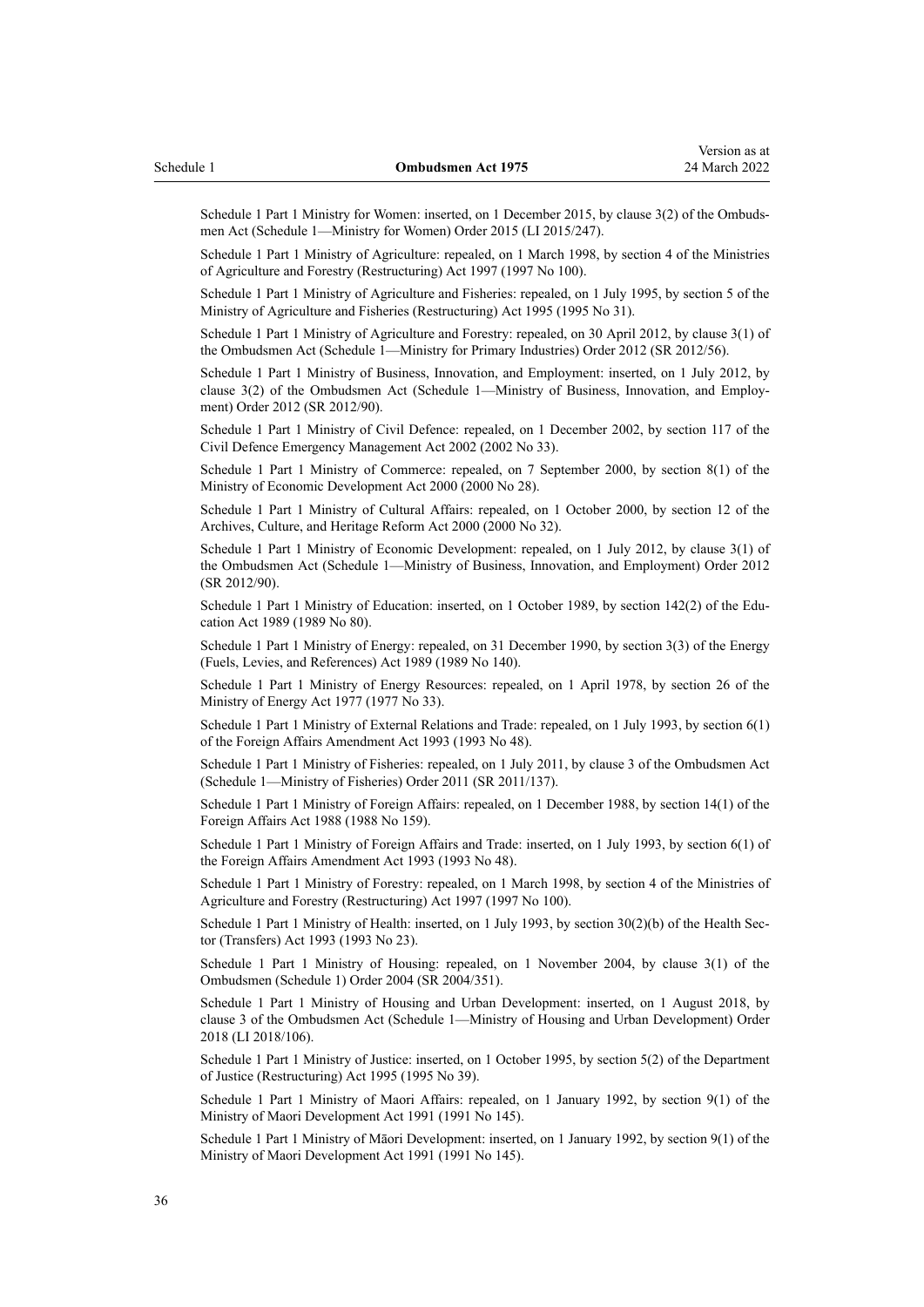Schedule 1 Part 1 Ministry for Women: inserted, on 1 December 2015, by clause 3(2) of the Ombudsmen Act (Schedule 1—Ministry for Women) Order 2015 (LI 2015/247).

Schedule 1 Part 1 Ministry of Agriculture: repealed, on 1 March 1998, by section 4 of the Ministries of Agriculture and Forestry (Restructuring) Act 1997 (1997 No 100).

Schedule 1 Part 1 Ministry of Agriculture and Fisheries: repealed, on 1 July 1995, by section 5 of the Ministry of Agriculture and Fisheries (Restructuring) Act 1995 (1995 No 31).

Schedule 1 Part 1 Ministry of Agriculture and Forestry: repealed, on 30 April 2012, by clause 3(1) of the Ombudsmen Act (Schedule 1—Ministry for Primary Industries) Order 2012 (SR 2012/56).

Schedule 1 Part 1 Ministry of Business, Innovation, and Employment: inserted, on 1 July 2012, by clause 3(2) of the Ombudsmen Act (Schedule 1—Ministry of Business, Innovation, and Employment) Order 2012 (SR 2012/90).

Schedule 1 Part 1 Ministry of Civil Defence: repealed, on 1 December 2002, by section 117 of the Civil Defence Emergency Management Act 2002 (2002 No 33).

Schedule 1 Part 1 Ministry of Commerce: repealed, on 7 September 2000, by section 8(1) of the Ministry of Economic Development Act 2000 (2000 No 28).

Schedule 1 Part 1 Ministry of Cultural Affairs: repealed, on 1 October 2000, by section 12 of the Archives, Culture, and Heritage Reform Act 2000 (2000 No 32).

Schedule 1 Part 1 Ministry of Economic Development: repealed, on 1 July 2012, by clause 3(1) of the Ombudsmen Act (Schedule 1—Ministry of Business, Innovation, and Employment) Order 2012 (SR 2012/90).

Schedule 1 Part 1 Ministry of Education: inserted, on 1 October 1989, by section 142(2) of the Education Act 1989 (1989 No 80).

Schedule 1 Part 1 Ministry of Energy: repealed, on 31 December 1990, by section 3(3) of the Energy (Fuels, Levies, and References) Act 1989 (1989 No 140).

Schedule 1 Part 1 Ministry of Energy Resources: repealed, on 1 April 1978, by section 26 of the Ministry of Energy Act 1977 (1977 No 33).

Schedule 1 Part 1 Ministry of External Relations and Trade: repealed, on 1 July 1993, by section 6(1) of the Foreign Affairs Amendment Act 1993 (1993 No 48).

Schedule 1 Part 1 Ministry of Fisheries: repealed, on 1 July 2011, by clause 3 of the Ombudsmen Act (Schedule 1—Ministry of Fisheries) Order 2011 (SR 2011/137).

Schedule 1 Part 1 Ministry of Foreign Affairs: repealed, on 1 December 1988, by section 14(1) of the Foreign Affairs Act 1988 (1988 No 159).

Schedule 1 Part 1 Ministry of Foreign Affairs and Trade: inserted, on 1 July 1993, by section 6(1) of the Foreign Affairs Amendment Act 1993 (1993 No 48).

Schedule 1 Part 1 Ministry of Forestry: repealed, on 1 March 1998, by section 4 of the Ministries of Agriculture and Forestry (Restructuring) Act 1997 (1997 No 100).

Schedule 1 Part 1 Ministry of Health: inserted, on 1 July 1993, by section 30(2)(b) of the Health Sector (Transfers) Act 1993 (1993 No 23).

Schedule 1 Part 1 Ministry of Housing: repealed, on 1 November 2004, by clause 3(1) of the Ombudsmen (Schedule 1) Order 2004 (SR 2004/351).

Schedule 1 Part 1 Ministry of Housing and Urban Development: inserted, on 1 August 2018, by clause 3 of the Ombudsmen Act (Schedule 1—Ministry of Housing and Urban Development) Order 2018 (LI 2018/106).

Schedule 1 Part 1 Ministry of Justice: inserted, on 1 October 1995, by section 5(2) of the Department of Justice (Restructuring) Act 1995 (1995 No 39).

Schedule 1 Part 1 Ministry of Maori Affairs: repealed, on 1 January 1992, by section 9(1) of the Ministry of Maori Development Act 1991 (1991 No 145).

Schedule 1 Part 1 Ministry of Māori Development: inserted, on 1 January 1992, by section 9(1) of the Ministry of Maori Development Act 1991 (1991 No 145).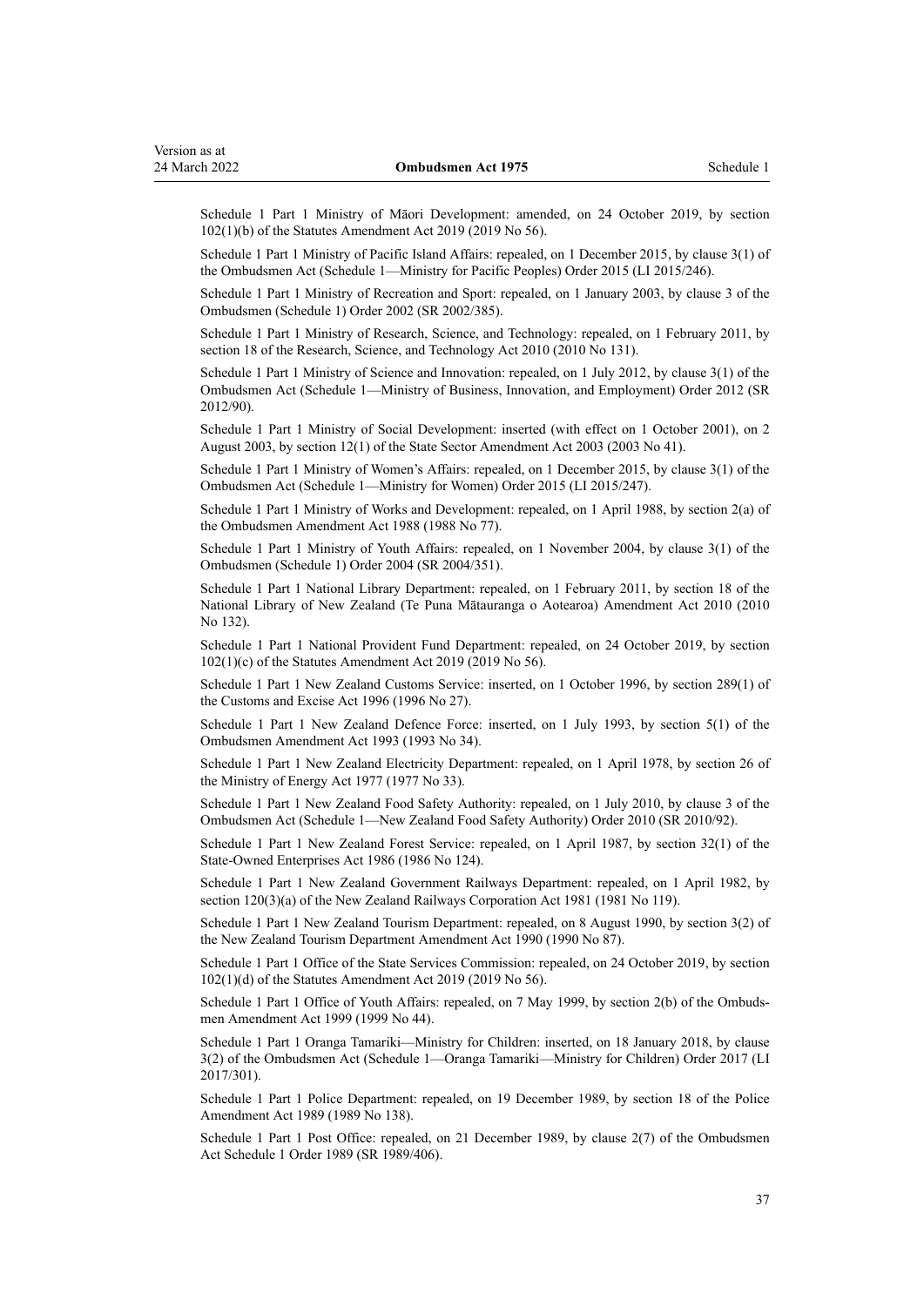Schedule 1 Part 1 Ministry of Māori Development: amended, on 24 October 2019, by section 102(1)(b) of the Statutes Amendment Act 2019 (2019 No 56).

Schedule 1 Part 1 Ministry of Pacific Island Affairs: repealed, on 1 December 2015, by clause 3(1) of the Ombudsmen Act (Schedule 1—Ministry for Pacific Peoples) Order 2015 (LI 2015/246).

Schedule 1 Part 1 Ministry of Recreation and Sport: repealed, on 1 January 2003, by clause 3 of the Ombudsmen (Schedule 1) Order 2002 (SR 2002/385).

Schedule 1 Part 1 Ministry of Research, Science, and Technology: repealed, on 1 February 2011, by section 18 of the Research, Science, and Technology Act 2010 (2010 No 131).

Schedule 1 Part 1 Ministry of Science and Innovation: repealed, on 1 July 2012, by clause 3(1) of the Ombudsmen Act (Schedule 1—Ministry of Business, Innovation, and Employment) Order 2012 (SR 2012/90).

Schedule 1 Part 1 Ministry of Social Development: inserted (with effect on 1 October 2001), on 2 August 2003, by section 12(1) of the State Sector Amendment Act 2003 (2003 No 41).

Schedule 1 Part 1 Ministry of Women's Affairs: repealed, on 1 December 2015, by clause 3(1) of the Ombudsmen Act (Schedule 1—Ministry for Women) Order 2015 (LI 2015/247).

Schedule 1 Part 1 Ministry of Works and Development: repealed, on 1 April 1988, by section 2(a) of the Ombudsmen Amendment Act 1988 (1988 No 77).

Schedule 1 Part 1 Ministry of Youth Affairs: repealed, on 1 November 2004, by clause 3(1) of the Ombudsmen (Schedule 1) Order 2004 (SR 2004/351).

Schedule 1 Part 1 National Library Department: repealed, on 1 February 2011, by section 18 of the National Library of New Zealand (Te Puna Mātauranga o Aotearoa) Amendment Act 2010 (2010 No 132).

Schedule 1 Part 1 National Provident Fund Department: repealed, on 24 October 2019, by section 102(1)(c) of the Statutes Amendment Act 2019 (2019 No 56).

Schedule 1 Part 1 New Zealand Customs Service: inserted, on 1 October 1996, by section 289(1) of the Customs and Excise Act 1996 (1996 No 27).

Schedule 1 Part 1 New Zealand Defence Force: inserted, on 1 July 1993, by section 5(1) of the Ombudsmen Amendment Act 1993 (1993 No 34).

Schedule 1 Part 1 New Zealand Electricity Department: repealed, on 1 April 1978, by section 26 of the Ministry of Energy Act 1977 (1977 No 33).

Schedule 1 Part 1 New Zealand Food Safety Authority: repealed, on 1 July 2010, by clause 3 of the Ombudsmen Act (Schedule 1—New Zealand Food Safety Authority) Order 2010 (SR 2010/92).

Schedule 1 Part 1 New Zealand Forest Service: repealed, on 1 April 1987, by section 32(1) of the State-Owned Enterprises Act 1986 (1986 No 124).

Schedule 1 Part 1 New Zealand Government Railways Department: repealed, on 1 April 1982, by section 120(3)(a) of the New Zealand Railways Corporation Act 1981 (1981 No 119).

Schedule 1 Part 1 New Zealand Tourism Department: repealed, on 8 August 1990, by section 3(2) of the New Zealand Tourism Department Amendment Act 1990 (1990 No 87).

Schedule 1 Part 1 Office of the State Services Commission: repealed, on 24 October 2019, by section 102(1)(d) of the Statutes Amendment Act 2019 (2019 No 56).

Schedule 1 Part 1 Office of Youth Affairs: repealed, on 7 May 1999, by section 2(b) of the Ombudsmen Amendment Act 1999 (1999 No 44).

Schedule 1 Part 1 Oranga Tamariki—Ministry for Children: inserted, on 18 January 2018, by clause 3(2) of the Ombudsmen Act (Schedule 1—Oranga Tamariki—Ministry for Children) Order 2017 (LI 2017/301).

Schedule 1 Part 1 Police Department: repealed, on 19 December 1989, by section 18 of the Police Amendment Act 1989 (1989 No 138).

Schedule 1 Part 1 Post Office: repealed, on 21 December 1989, by clause 2(7) of the Ombudsmen Act Schedule 1 Order 1989 (SR 1989/406).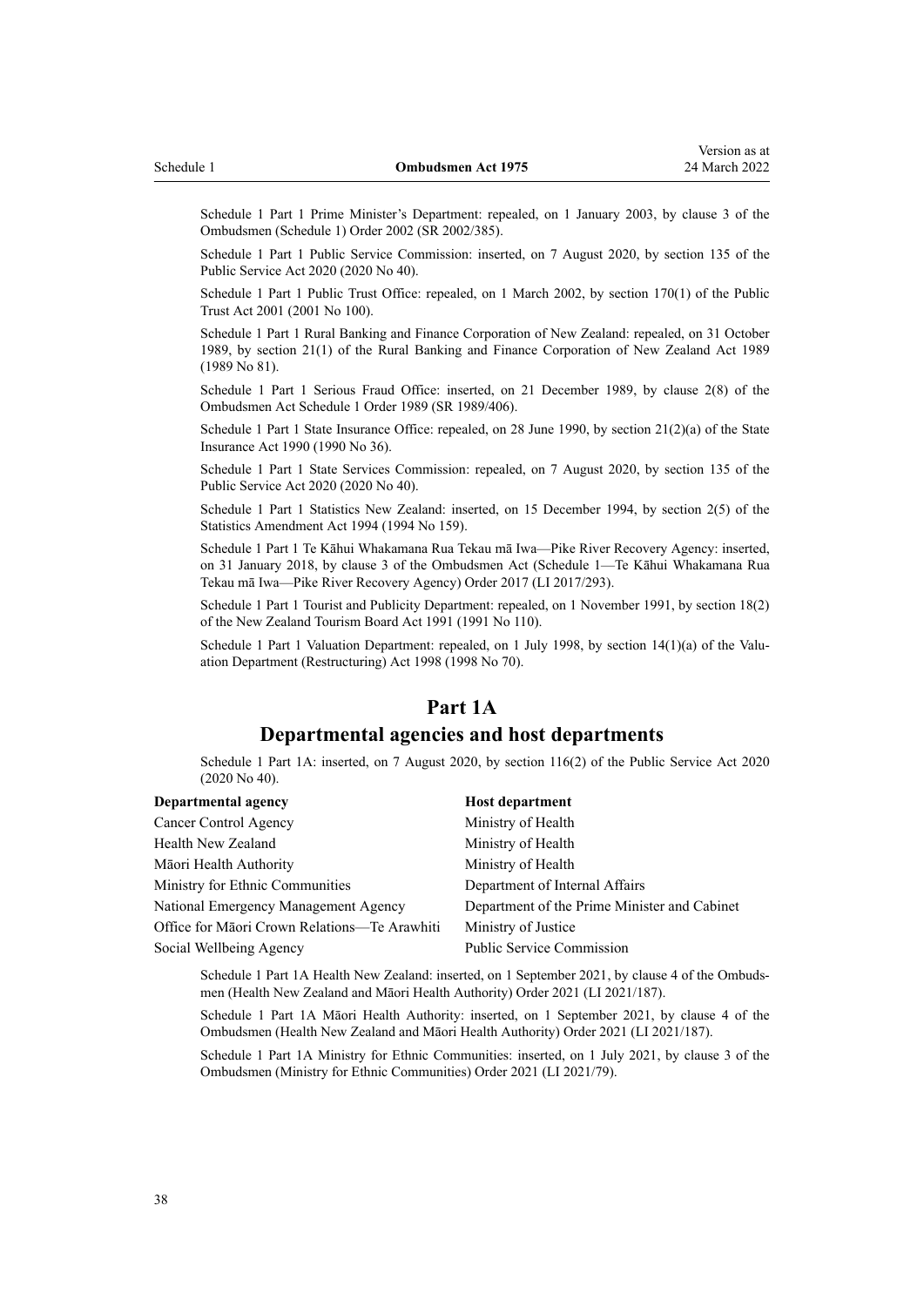Schedule 1 Part 1 Prime Minister's Department: repealed, on 1 January 2003, by clause 3 of the Ombudsmen (Schedule 1) Order 2002 (SR 2002/385).

Schedule 1 Part 1 Public Service Commission: inserted, on 7 August 2020, by section 135 of the Public Service Act 2020 (2020 No 40).

Schedule 1 Part 1 Public Trust Office: repealed, on 1 March 2002, by section 170(1) of the Public Trust Act 2001 (2001 No 100).

Schedule 1 Part 1 Rural Banking and Finance Corporation of New Zealand: repealed, on 31 October 1989, by section 21(1) of the Rural Banking and Finance Corporation of New Zealand Act 1989 (1989 No 81).

Schedule 1 Part 1 Serious Fraud Office: inserted, on 21 December 1989, by clause 2(8) of the Ombudsmen Act Schedule 1 Order 1989 (SR 1989/406).

Schedule 1 Part 1 State Insurance Office: repealed, on 28 June 1990, by section 21(2)(a) of the State Insurance Act 1990 (1990 No 36).

Schedule 1 Part 1 State Services Commission: repealed, on 7 August 2020, by section 135 of the Public Service Act 2020 (2020 No 40).

Schedule 1 Part 1 Statistics New Zealand: inserted, on 15 December 1994, by section 2(5) of the Statistics Amendment Act 1994 (1994 No 159).

Schedule 1 Part 1 Te Kāhui Whakamana Rua Tekau mā Iwa—Pike River Recovery Agency: inserted, on 31 January 2018, by clause 3 of the Ombudsmen Act (Schedule 1—Te Kāhui Whakamana Rua Tekau mā Iwa—Pike River Recovery Agency) Order 2017 (LI 2017/293).

Schedule 1 Part 1 Tourist and Publicity Department: repealed, on 1 November 1991, by section 18(2) of the New Zealand Tourism Board Act 1991 (1991 No 110).

Schedule 1 Part 1 Valuation Department: repealed, on 1 July 1998, by section 14(1)(a) of the Valuation Department (Restructuring) Act 1998 (1998 No 70).

## Part 1A
## Departmental agencies and host departments

Schedule 1 Part 1A: inserted, on 7 August 2020, by section 116(2) of the Public Service Act 2020 (2020 No 40).

| Departmental agency | Host department |
|---|---|
| Cancer Control Agency | Ministry of Health |
| Health New Zealand | Ministry of Health |
| Māori Health Authority | Ministry of Health |
| Ministry for Ethnic Communities | Department of Internal Affairs |
| National Emergency Management Agency | Department of the Prime Minister and Cabinet |
| Office for Māori Crown Relations—Te Arawhiti | Ministry of Justice |
| Social Wellbeing Agency | Public Service Commission |

Schedule 1 Part 1A Health New Zealand: inserted, on 1 September 2021, by clause 4 of the Ombudsmen (Health New Zealand and Māori Health Authority) Order 2021 (LI 2021/187).

Schedule 1 Part 1A Māori Health Authority: inserted, on 1 September 2021, by clause 4 of the Ombudsmen (Health New Zealand and Māori Health Authority) Order 2021 (LI 2021/187).

Schedule 1 Part 1A Ministry for Ethnic Communities: inserted, on 1 July 2021, by clause 3 of the Ombudsmen (Ministry for Ethnic Communities) Order 2021 (LI 2021/79).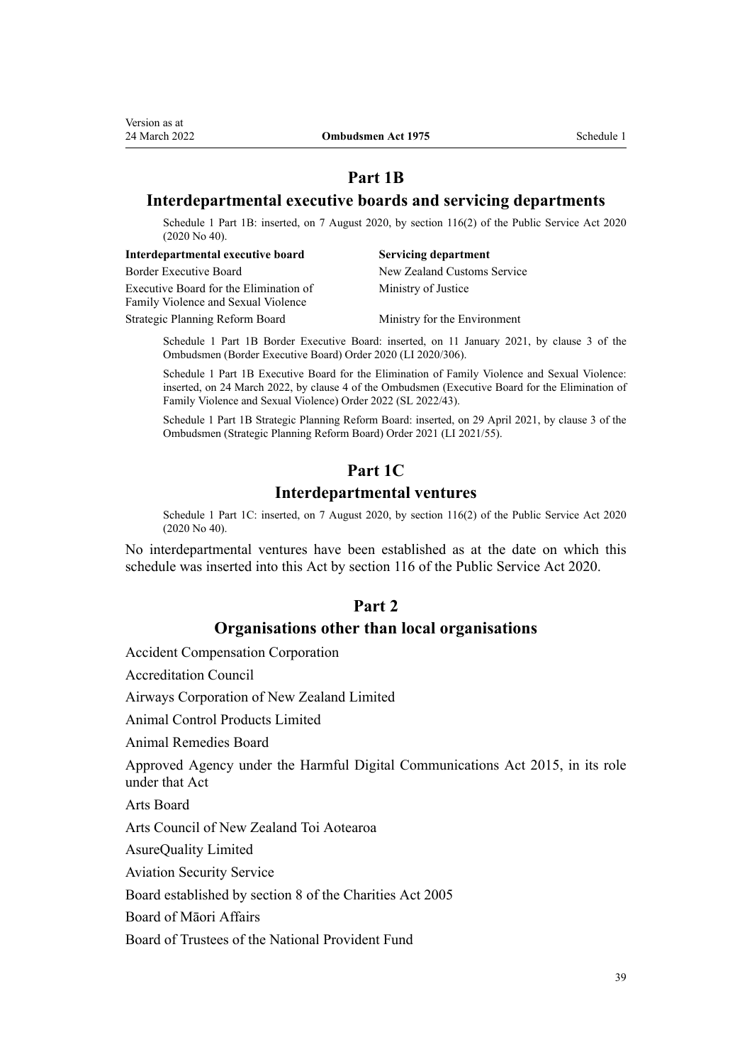## Part 1B

## Interdepartmental executive boards and servicing departments

Schedule 1 Part 1B: inserted, on 7 August 2020, by section 116(2) of the Public Service Act 2020 (2020 No 40).

| Interdepartmental executive board | Servicing department |
|---|---|
| Border Executive Board | New Zealand Customs Service |
| Executive Board for the Elimination of Family Violence and Sexual Violence | Ministry of Justice |
| Strategic Planning Reform Board | Ministry for the Environment |

Schedule 1 Part 1B Border Executive Board: inserted, on 11 January 2021, by clause 3 of the Ombudsmen (Border Executive Board) Order 2020 (LI 2020/306).

Schedule 1 Part 1B Executive Board for the Elimination of Family Violence and Sexual Violence: inserted, on 24 March 2022, by clause 4 of the Ombudsmen (Executive Board for the Elimination of Family Violence and Sexual Violence) Order 2022 (SL 2022/43).

Schedule 1 Part 1B Strategic Planning Reform Board: inserted, on 29 April 2021, by clause 3 of the Ombudsmen (Strategic Planning Reform Board) Order 2021 (LI 2021/55).

## Part 1C

## Interdepartmental ventures

Schedule 1 Part 1C: inserted, on 7 August 2020, by section 116(2) of the Public Service Act 2020 (2020 No 40).

No interdepartmental ventures have been established as at the date on which this schedule was inserted into this Act by section 116 of the Public Service Act 2020.

## Part 2

## Organisations other than local organisations

Accident Compensation Corporation

Accreditation Council

Airways Corporation of New Zealand Limited

Animal Control Products Limited

Animal Remedies Board

Approved Agency under the Harmful Digital Communications Act 2015, in its role under that Act

Arts Board

Arts Council of New Zealand Toi Aotearoa

AsureQuality Limited

Aviation Security Service

Board established by section 8 of the Charities Act 2005

Board of Māori Affairs

Board of Trustees of the National Provident Fund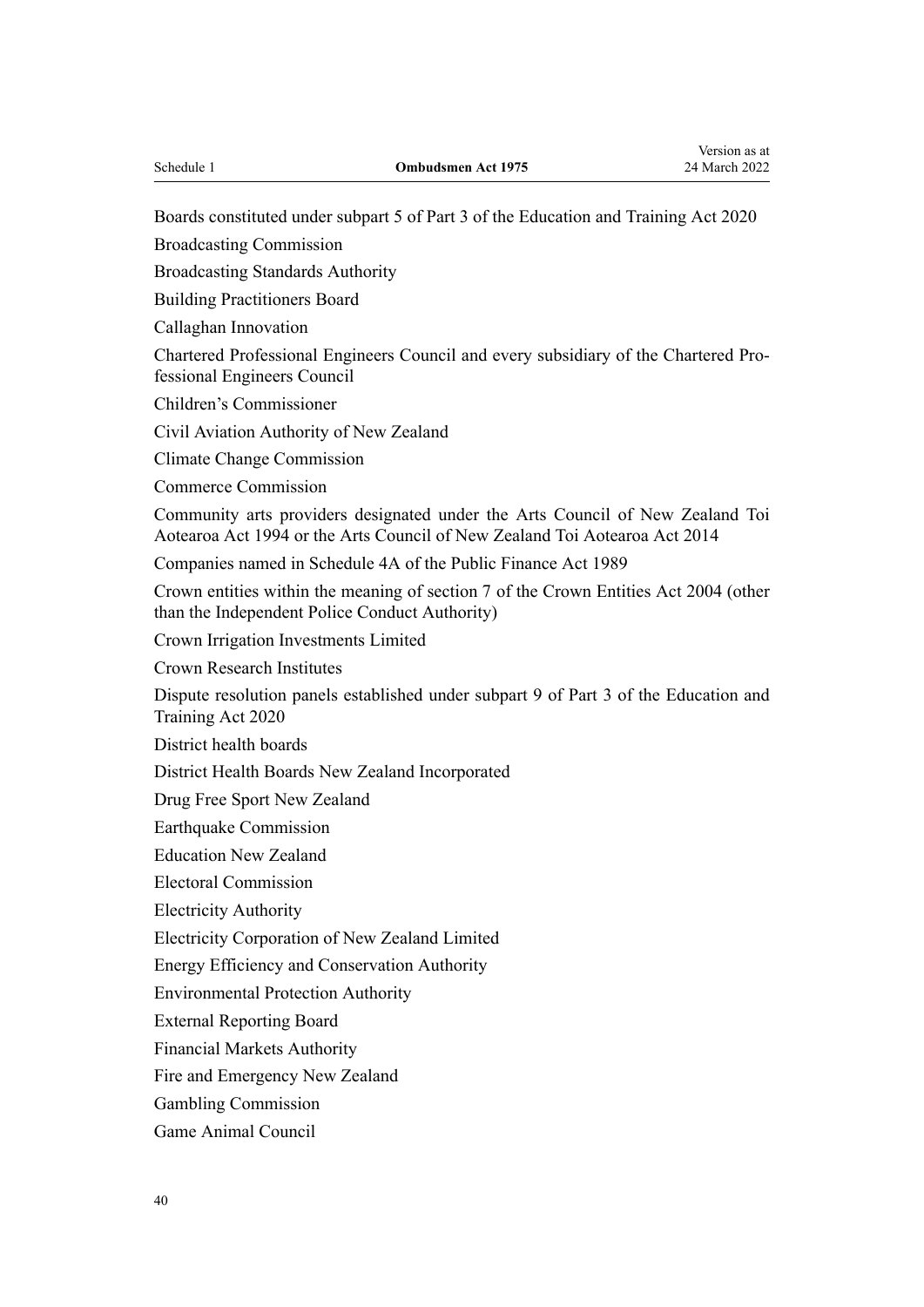Boards constituted under subpart 5 of Part 3 of the Education and Training Act 2020

Broadcasting Commission

Broadcasting Standards Authority

Building Practitioners Board

Callaghan Innovation

Chartered Professional Engineers Council and every subsidiary of the Chartered Professional Engineers Council

Children's Commissioner

Civil Aviation Authority of New Zealand

Climate Change Commission

Commerce Commission

Community arts providers designated under the Arts Council of New Zealand Toi Aotearoa Act 1994 or the Arts Council of New Zealand Toi Aotearoa Act 2014

Companies named in Schedule 4A of the Public Finance Act 1989

Crown entities within the meaning of section 7 of the Crown Entities Act 2004 (other than the Independent Police Conduct Authority)

Crown Irrigation Investments Limited

Crown Research Institutes

Dispute resolution panels established under subpart 9 of Part 3 of the Education and Training Act 2020

District health boards

District Health Boards New Zealand Incorporated

Drug Free Sport New Zealand

Earthquake Commission

Education New Zealand

Electoral Commission

Electricity Authority

Electricity Corporation of New Zealand Limited

Energy Efficiency and Conservation Authority

Environmental Protection Authority

External Reporting Board

Financial Markets Authority

Fire and Emergency New Zealand

Gambling Commission

Game Animal Council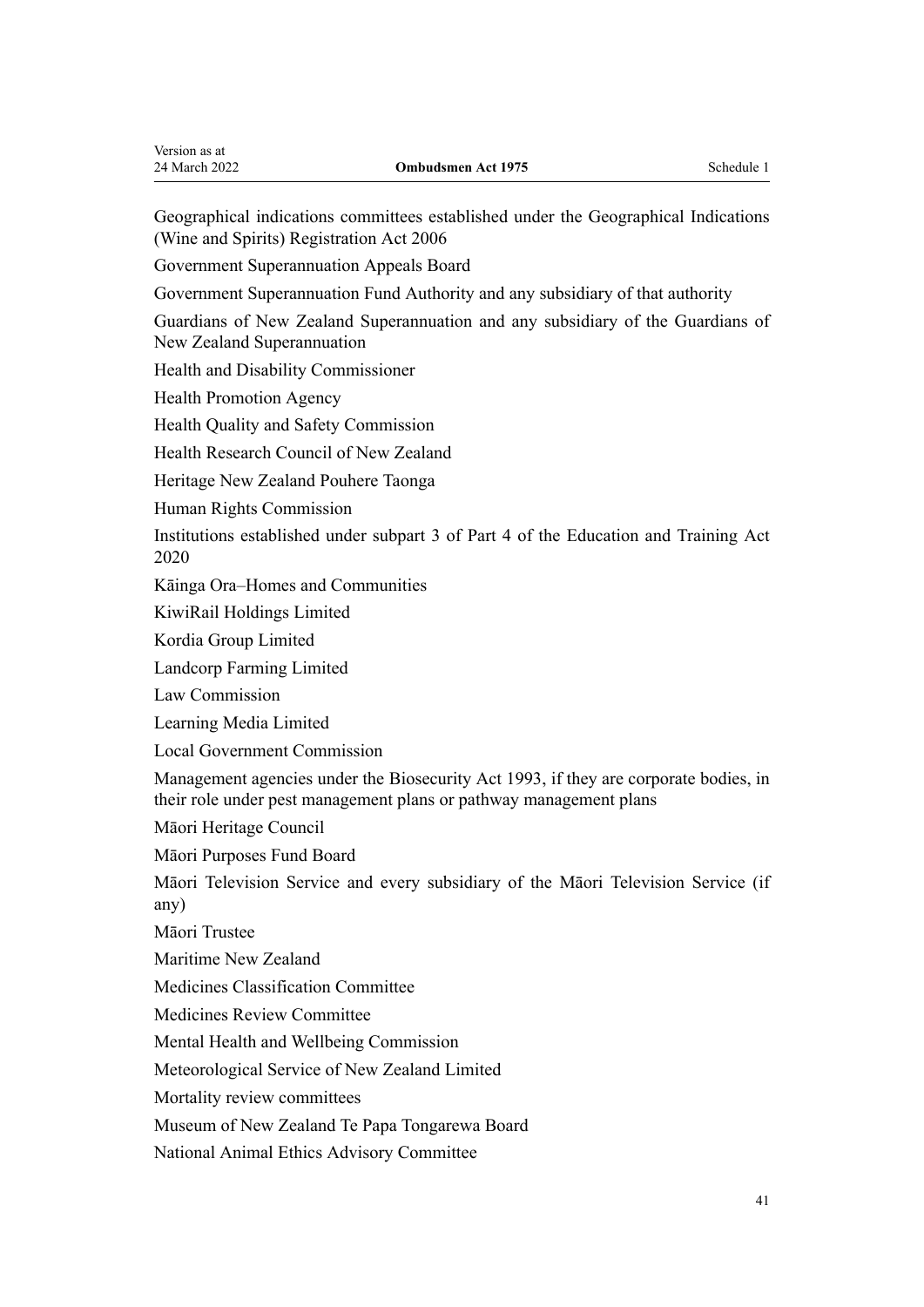Geographical indications committees established under the Geographical Indications (Wine and Spirits) Registration Act 2006

Government Superannuation Appeals Board

Government Superannuation Fund Authority and any subsidiary of that authority

Guardians of New Zealand Superannuation and any subsidiary of the Guardians of New Zealand Superannuation

Health and Disability Commissioner

Health Promotion Agency

Health Quality and Safety Commission

Health Research Council of New Zealand

Heritage New Zealand Pouhere Taonga

Human Rights Commission

Institutions established under subpart 3 of Part 4 of the Education and Training Act 2020

Kāinga Ora–Homes and Communities

KiwiRail Holdings Limited

Kordia Group Limited

Landcorp Farming Limited

Law Commission

Learning Media Limited

Local Government Commission

Management agencies under the Biosecurity Act 1993, if they are corporate bodies, in their role under pest management plans or pathway management plans

Māori Heritage Council

Māori Purposes Fund Board

Māori Television Service and every subsidiary of the Māori Television Service (if any)

Māori Trustee

Maritime New Zealand

Medicines Classification Committee

Medicines Review Committee

Mental Health and Wellbeing Commission

Meteorological Service of New Zealand Limited

Mortality review committees

Museum of New Zealand Te Papa Tongarewa Board

National Animal Ethics Advisory Committee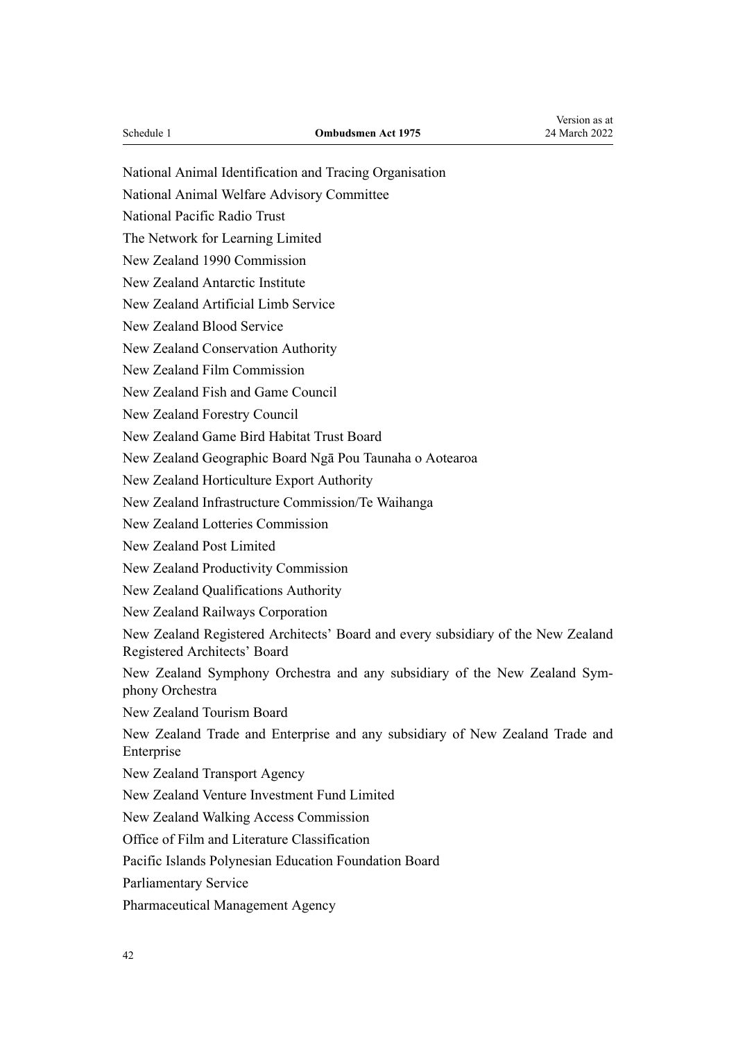National Animal Identification and Tracing Organisation

National Animal Welfare Advisory Committee

National Pacific Radio Trust

The Network for Learning Limited

New Zealand 1990 Commission

New Zealand Antarctic Institute

New Zealand Artificial Limb Service

New Zealand Blood Service

New Zealand Conservation Authority

New Zealand Film Commission

New Zealand Fish and Game Council

New Zealand Forestry Council

New Zealand Game Bird Habitat Trust Board

New Zealand Geographic Board Ngā Pou Taunaha o Aotearoa

New Zealand Horticulture Export Authority

New Zealand Infrastructure Commission/Te Waihanga

New Zealand Lotteries Commission

New Zealand Post Limited

New Zealand Productivity Commission

New Zealand Qualifications Authority

New Zealand Railways Corporation

New Zealand Registered Architects' Board and every subsidiary of the New Zealand Registered Architects' Board

New Zealand Symphony Orchestra and any subsidiary of the New Zealand Symphony Orchestra

New Zealand Tourism Board

New Zealand Trade and Enterprise and any subsidiary of New Zealand Trade and Enterprise

New Zealand Transport Agency

New Zealand Venture Investment Fund Limited

New Zealand Walking Access Commission

Office of Film and Literature Classification

Pacific Islands Polynesian Education Foundation Board

Parliamentary Service

Pharmaceutical Management Agency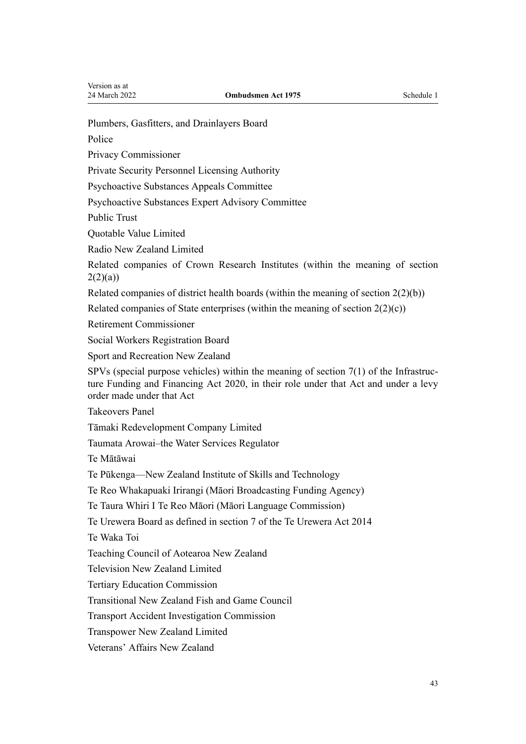Plumbers, Gasfitters, and Drainlayers Board

Police

Privacy Commissioner

Private Security Personnel Licensing Authority

Psychoactive Substances Appeals Committee

Psychoactive Substances Expert Advisory Committee

Public Trust

Quotable Value Limited

Radio New Zealand Limited

Related companies of Crown Research Institutes (within the meaning of section 2(2)(a))

Related companies of district health boards (within the meaning of section 2(2)(b))

Related companies of State enterprises (within the meaning of section 2(2)(c))

Retirement Commissioner

Social Workers Registration Board

Sport and Recreation New Zealand

SPVs (special purpose vehicles) within the meaning of section 7(1) of the Infrastructure Funding and Financing Act 2020, in their role under that Act and under a levy order made under that Act

Takeovers Panel

Tāmaki Redevelopment Company Limited

Taumata Arowai–the Water Services Regulator

Te Mātāwai

Te Pūkenga—New Zealand Institute of Skills and Technology

Te Reo Whakapuaki Irirangi (Māori Broadcasting Funding Agency)

Te Taura Whiri I Te Reo Māori (Māori Language Commission)

Te Urewera Board as defined in section 7 of the Te Urewera Act 2014

Te Waka Toi

Teaching Council of Aotearoa New Zealand

Television New Zealand Limited

Tertiary Education Commission

Transitional New Zealand Fish and Game Council

Transport Accident Investigation Commission

Transpower New Zealand Limited

Veterans' Affairs New Zealand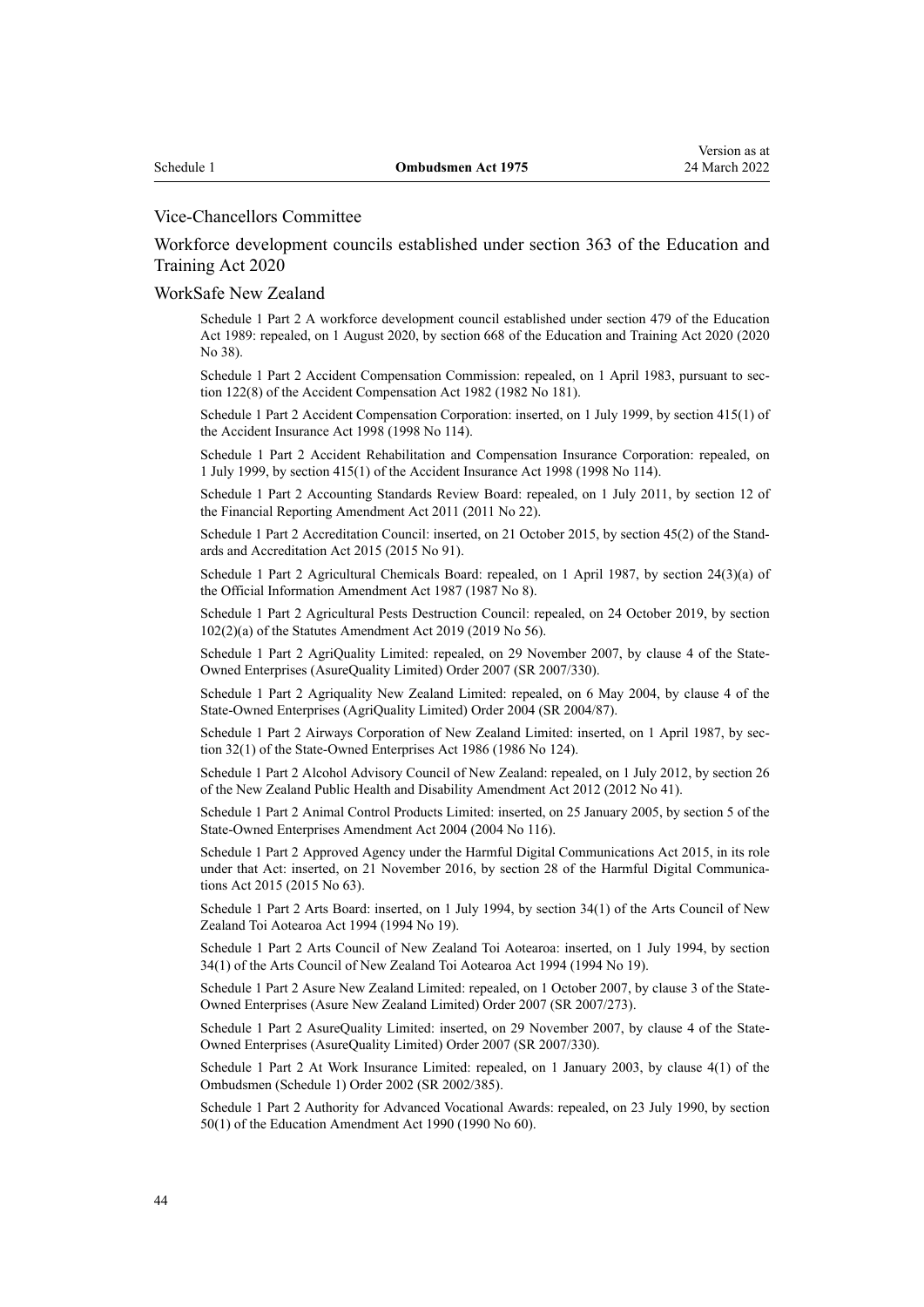Vice-Chancellors Committee

Workforce development councils established under section 363 of the Education and Training Act 2020

WorkSafe New Zealand

Schedule 1 Part 2 A workforce development council established under section 479 of the Education Act 1989: repealed, on 1 August 2020, by section 668 of the Education and Training Act 2020 (2020 No 38).

Schedule 1 Part 2 Accident Compensation Commission: repealed, on 1 April 1983, pursuant to section 122(8) of the Accident Compensation Act 1982 (1982 No 181).

Schedule 1 Part 2 Accident Compensation Corporation: inserted, on 1 July 1999, by section 415(1) of the Accident Insurance Act 1998 (1998 No 114).

Schedule 1 Part 2 Accident Rehabilitation and Compensation Insurance Corporation: repealed, on 1 July 1999, by section 415(1) of the Accident Insurance Act 1998 (1998 No 114).

Schedule 1 Part 2 Accounting Standards Review Board: repealed, on 1 July 2011, by section 12 of the Financial Reporting Amendment Act 2011 (2011 No 22).

Schedule 1 Part 2 Accreditation Council: inserted, on 21 October 2015, by section 45(2) of the Standards and Accreditation Act 2015 (2015 No 91).

Schedule 1 Part 2 Agricultural Chemicals Board: repealed, on 1 April 1987, by section 24(3)(a) of the Official Information Amendment Act 1987 (1987 No 8).

Schedule 1 Part 2 Agricultural Pests Destruction Council: repealed, on 24 October 2019, by section 102(2)(a) of the Statutes Amendment Act 2019 (2019 No 56).

Schedule 1 Part 2 AgriQuality Limited: repealed, on 29 November 2007, by clause 4 of the State-Owned Enterprises (AsureQuality Limited) Order 2007 (SR 2007/330).

Schedule 1 Part 2 Agriquality New Zealand Limited: repealed, on 6 May 2004, by clause 4 of the State-Owned Enterprises (AgriQuality Limited) Order 2004 (SR 2004/87).

Schedule 1 Part 2 Airways Corporation of New Zealand Limited: inserted, on 1 April 1987, by section 32(1) of the State-Owned Enterprises Act 1986 (1986 No 124).

Schedule 1 Part 2 Alcohol Advisory Council of New Zealand: repealed, on 1 July 2012, by section 26 of the New Zealand Public Health and Disability Amendment Act 2012 (2012 No 41).

Schedule 1 Part 2 Animal Control Products Limited: inserted, on 25 January 2005, by section 5 of the State-Owned Enterprises Amendment Act 2004 (2004 No 116).

Schedule 1 Part 2 Approved Agency under the Harmful Digital Communications Act 2015, in its role under that Act: inserted, on 21 November 2016, by section 28 of the Harmful Digital Communications Act 2015 (2015 No 63).

Schedule 1 Part 2 Arts Board: inserted, on 1 July 1994, by section 34(1) of the Arts Council of New Zealand Toi Aotearoa Act 1994 (1994 No 19).

Schedule 1 Part 2 Arts Council of New Zealand Toi Aotearoa: inserted, on 1 July 1994, by section 34(1) of the Arts Council of New Zealand Toi Aotearoa Act 1994 (1994 No 19).

Schedule 1 Part 2 Asure New Zealand Limited: repealed, on 1 October 2007, by clause 3 of the State-Owned Enterprises (Asure New Zealand Limited) Order 2007 (SR 2007/273).

Schedule 1 Part 2 AsureQuality Limited: inserted, on 29 November 2007, by clause 4 of the State-Owned Enterprises (AsureQuality Limited) Order 2007 (SR 2007/330).

Schedule 1 Part 2 At Work Insurance Limited: repealed, on 1 January 2003, by clause 4(1) of the Ombudsmen (Schedule 1) Order 2002 (SR 2002/385).

Schedule 1 Part 2 Authority for Advanced Vocational Awards: repealed, on 23 July 1990, by section 50(1) of the Education Amendment Act 1990 (1990 No 60).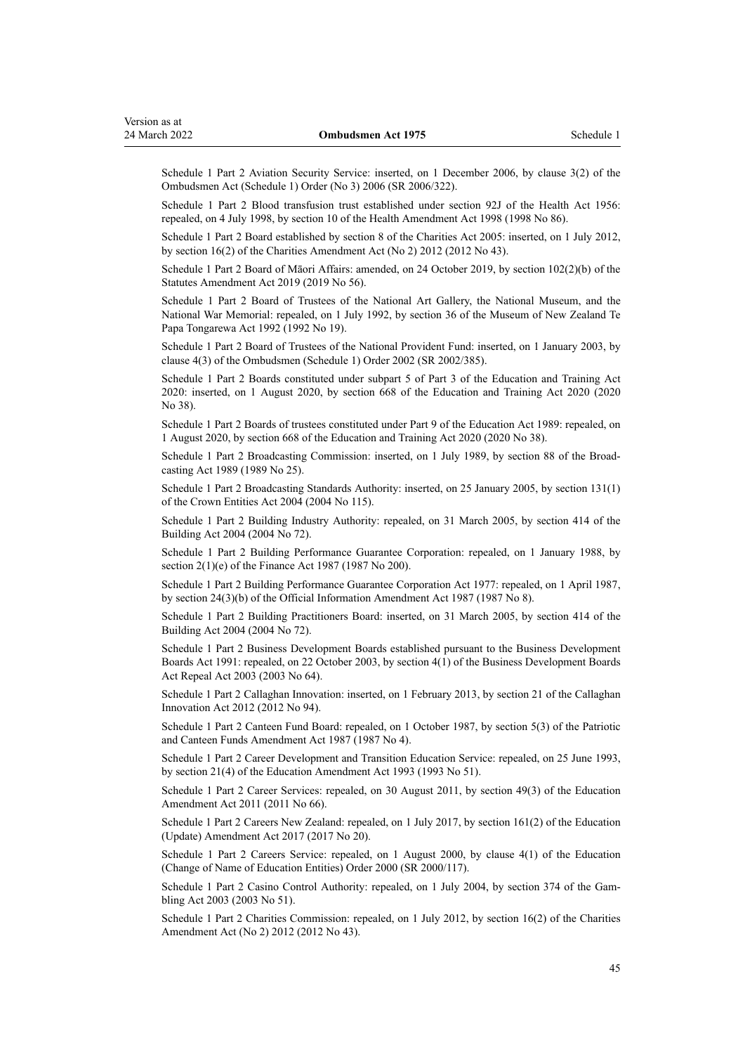Schedule 1 Part 2 Aviation Security Service: inserted, on 1 December 2006, by clause 3(2) of the Ombudsmen Act (Schedule 1) Order (No 3) 2006 (SR 2006/322).

Schedule 1 Part 2 Blood transfusion trust established under section 92J of the Health Act 1956: repealed, on 4 July 1998, by section 10 of the Health Amendment Act 1998 (1998 No 86).

Schedule 1 Part 2 Board established by section 8 of the Charities Act 2005: inserted, on 1 July 2012, by section 16(2) of the Charities Amendment Act (No 2) 2012 (2012 No 43).

Schedule 1 Part 2 Board of Māori Affairs: amended, on 24 October 2019, by section 102(2)(b) of the Statutes Amendment Act 2019 (2019 No 56).

Schedule 1 Part 2 Board of Trustees of the National Art Gallery, the National Museum, and the National War Memorial: repealed, on 1 July 1992, by section 36 of the Museum of New Zealand Te Papa Tongarewa Act 1992 (1992 No 19).

Schedule 1 Part 2 Board of Trustees of the National Provident Fund: inserted, on 1 January 2003, by clause 4(3) of the Ombudsmen (Schedule 1) Order 2002 (SR 2002/385).

Schedule 1 Part 2 Boards constituted under subpart 5 of Part 3 of the Education and Training Act 2020: inserted, on 1 August 2020, by section 668 of the Education and Training Act 2020 (2020 No 38).

Schedule 1 Part 2 Boards of trustees constituted under Part 9 of the Education Act 1989: repealed, on 1 August 2020, by section 668 of the Education and Training Act 2020 (2020 No 38).

Schedule 1 Part 2 Broadcasting Commission: inserted, on 1 July 1989, by section 88 of the Broadcasting Act 1989 (1989 No 25).

Schedule 1 Part 2 Broadcasting Standards Authority: inserted, on 25 January 2005, by section 131(1) of the Crown Entities Act 2004 (2004 No 115).

Schedule 1 Part 2 Building Industry Authority: repealed, on 31 March 2005, by section 414 of the Building Act 2004 (2004 No 72).

Schedule 1 Part 2 Building Performance Guarantee Corporation: repealed, on 1 January 1988, by section 2(1)(e) of the Finance Act 1987 (1987 No 200).

Schedule 1 Part 2 Building Performance Guarantee Corporation Act 1977: repealed, on 1 April 1987, by section 24(3)(b) of the Official Information Amendment Act 1987 (1987 No 8).

Schedule 1 Part 2 Building Practitioners Board: inserted, on 31 March 2005, by section 414 of the Building Act 2004 (2004 No 72).

Schedule 1 Part 2 Business Development Boards established pursuant to the Business Development Boards Act 1991: repealed, on 22 October 2003, by section 4(1) of the Business Development Boards Act Repeal Act 2003 (2003 No 64).

Schedule 1 Part 2 Callaghan Innovation: inserted, on 1 February 2013, by section 21 of the Callaghan Innovation Act 2012 (2012 No 94).

Schedule 1 Part 2 Canteen Fund Board: repealed, on 1 October 1987, by section 5(3) of the Patriotic and Canteen Funds Amendment Act 1987 (1987 No 4).

Schedule 1 Part 2 Career Development and Transition Education Service: repealed, on 25 June 1993, by section 21(4) of the Education Amendment Act 1993 (1993 No 51).

Schedule 1 Part 2 Career Services: repealed, on 30 August 2011, by section 49(3) of the Education Amendment Act 2011 (2011 No 66).

Schedule 1 Part 2 Careers New Zealand: repealed, on 1 July 2017, by section 161(2) of the Education (Update) Amendment Act 2017 (2017 No 20).

Schedule 1 Part 2 Careers Service: repealed, on 1 August 2000, by clause 4(1) of the Education (Change of Name of Education Entities) Order 2000 (SR 2000/117).

Schedule 1 Part 2 Casino Control Authority: repealed, on 1 July 2004, by section 374 of the Gambling Act 2003 (2003 No 51).

Schedule 1 Part 2 Charities Commission: repealed, on 1 July 2012, by section 16(2) of the Charities Amendment Act (No 2) 2012 (2012 No 43).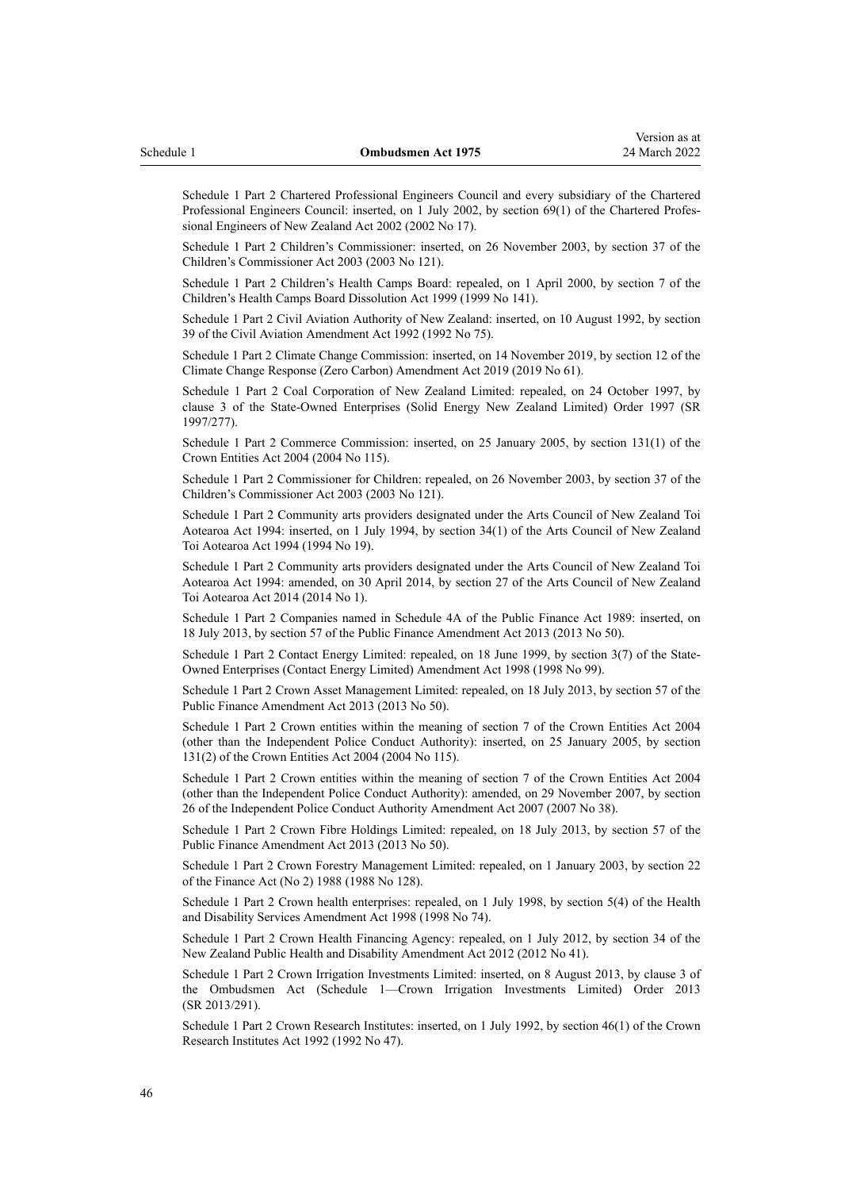Schedule 1 Part 2 Chartered Professional Engineers Council and every subsidiary of the Chartered Professional Engineers Council: inserted, on 1 July 2002, by section 69(1) of the Chartered Professional Engineers of New Zealand Act 2002 (2002 No 17).

Schedule 1 Part 2 Children's Commissioner: inserted, on 26 November 2003, by section 37 of the Children's Commissioner Act 2003 (2003 No 121).

Schedule 1 Part 2 Children's Health Camps Board: repealed, on 1 April 2000, by section 7 of the Children's Health Camps Board Dissolution Act 1999 (1999 No 141).

Schedule 1 Part 2 Civil Aviation Authority of New Zealand: inserted, on 10 August 1992, by section 39 of the Civil Aviation Amendment Act 1992 (1992 No 75).

Schedule 1 Part 2 Climate Change Commission: inserted, on 14 November 2019, by section 12 of the Climate Change Response (Zero Carbon) Amendment Act 2019 (2019 No 61).

Schedule 1 Part 2 Coal Corporation of New Zealand Limited: repealed, on 24 October 1997, by clause 3 of the State-Owned Enterprises (Solid Energy New Zealand Limited) Order 1997 (SR 1997/277).

Schedule 1 Part 2 Commerce Commission: inserted, on 25 January 2005, by section 131(1) of the Crown Entities Act 2004 (2004 No 115).

Schedule 1 Part 2 Commissioner for Children: repealed, on 26 November 2003, by section 37 of the Children's Commissioner Act 2003 (2003 No 121).

Schedule 1 Part 2 Community arts providers designated under the Arts Council of New Zealand Toi Aotearoa Act 1994: inserted, on 1 July 1994, by section 34(1) of the Arts Council of New Zealand Toi Aotearoa Act 1994 (1994 No 19).

Schedule 1 Part 2 Community arts providers designated under the Arts Council of New Zealand Toi Aotearoa Act 1994: amended, on 30 April 2014, by section 27 of the Arts Council of New Zealand Toi Aotearoa Act 2014 (2014 No 1).

Schedule 1 Part 2 Companies named in Schedule 4A of the Public Finance Act 1989: inserted, on 18 July 2013, by section 57 of the Public Finance Amendment Act 2013 (2013 No 50).

Schedule 1 Part 2 Contact Energy Limited: repealed, on 18 June 1999, by section 3(7) of the State-Owned Enterprises (Contact Energy Limited) Amendment Act 1998 (1998 No 99).

Schedule 1 Part 2 Crown Asset Management Limited: repealed, on 18 July 2013, by section 57 of the Public Finance Amendment Act 2013 (2013 No 50).

Schedule 1 Part 2 Crown entities within the meaning of section 7 of the Crown Entities Act 2004 (other than the Independent Police Conduct Authority): inserted, on 25 January 2005, by section 131(2) of the Crown Entities Act 2004 (2004 No 115).

Schedule 1 Part 2 Crown entities within the meaning of section 7 of the Crown Entities Act 2004 (other than the Independent Police Conduct Authority): amended, on 29 November 2007, by section 26 of the Independent Police Conduct Authority Amendment Act 2007 (2007 No 38).

Schedule 1 Part 2 Crown Fibre Holdings Limited: repealed, on 18 July 2013, by section 57 of the Public Finance Amendment Act 2013 (2013 No 50).

Schedule 1 Part 2 Crown Forestry Management Limited: repealed, on 1 January 2003, by section 22 of the Finance Act (No 2) 1988 (1988 No 128).

Schedule 1 Part 2 Crown health enterprises: repealed, on 1 July 1998, by section 5(4) of the Health and Disability Services Amendment Act 1998 (1998 No 74).

Schedule 1 Part 2 Crown Health Financing Agency: repealed, on 1 July 2012, by section 34 of the New Zealand Public Health and Disability Amendment Act 2012 (2012 No 41).

Schedule 1 Part 2 Crown Irrigation Investments Limited: inserted, on 8 August 2013, by clause 3 of the Ombudsmen Act (Schedule 1—Crown Irrigation Investments Limited) Order 2013 (SR 2013/291).

Schedule 1 Part 2 Crown Research Institutes: inserted, on 1 July 1992, by section 46(1) of the Crown Research Institutes Act 1992 (1992 No 47).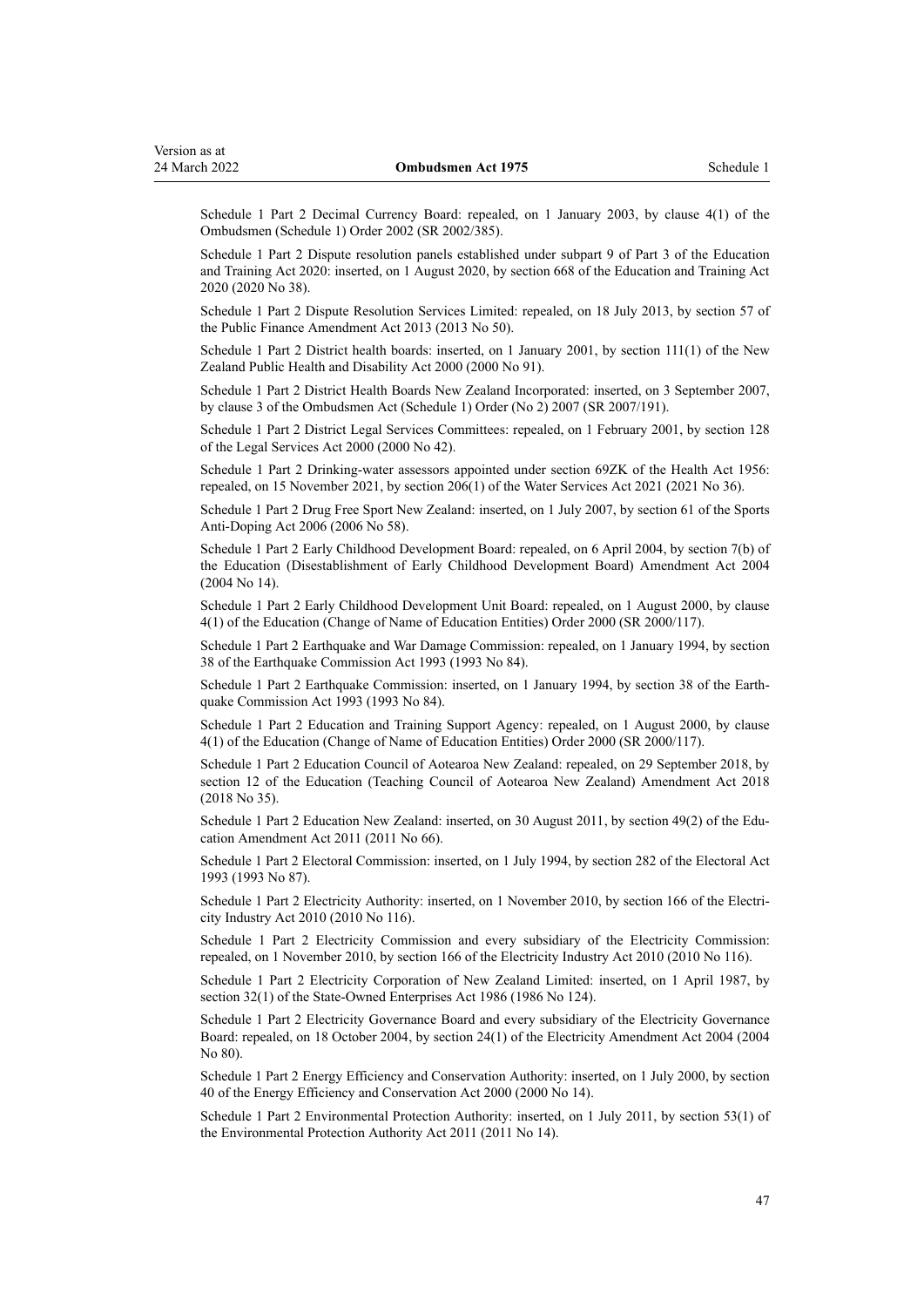Schedule 1 Part 2 Decimal Currency Board: repealed, on 1 January 2003, by clause 4(1) of the Ombudsmen (Schedule 1) Order 2002 (SR 2002/385).

Schedule 1 Part 2 Dispute resolution panels established under subpart 9 of Part 3 of the Education and Training Act 2020: inserted, on 1 August 2020, by section 668 of the Education and Training Act 2020 (2020 No 38).

Schedule 1 Part 2 Dispute Resolution Services Limited: repealed, on 18 July 2013, by section 57 of the Public Finance Amendment Act 2013 (2013 No 50).

Schedule 1 Part 2 District health boards: inserted, on 1 January 2001, by section 111(1) of the New Zealand Public Health and Disability Act 2000 (2000 No 91).

Schedule 1 Part 2 District Health Boards New Zealand Incorporated: inserted, on 3 September 2007, by clause 3 of the Ombudsmen Act (Schedule 1) Order (No 2) 2007 (SR 2007/191).

Schedule 1 Part 2 District Legal Services Committees: repealed, on 1 February 2001, by section 128 of the Legal Services Act 2000 (2000 No 42).

Schedule 1 Part 2 Drinking-water assessors appointed under section 69ZK of the Health Act 1956: repealed, on 15 November 2021, by section 206(1) of the Water Services Act 2021 (2021 No 36).

Schedule 1 Part 2 Drug Free Sport New Zealand: inserted, on 1 July 2007, by section 61 of the Sports Anti-Doping Act 2006 (2006 No 58).

Schedule 1 Part 2 Early Childhood Development Board: repealed, on 6 April 2004, by section 7(b) of the Education (Disestablishment of Early Childhood Development Board) Amendment Act 2004 (2004 No 14).

Schedule 1 Part 2 Early Childhood Development Unit Board: repealed, on 1 August 2000, by clause 4(1) of the Education (Change of Name of Education Entities) Order 2000 (SR 2000/117).

Schedule 1 Part 2 Earthquake and War Damage Commission: repealed, on 1 January 1994, by section 38 of the Earthquake Commission Act 1993 (1993 No 84).

Schedule 1 Part 2 Earthquake Commission: inserted, on 1 January 1994, by section 38 of the Earthquake Commission Act 1993 (1993 No 84).

Schedule 1 Part 2 Education and Training Support Agency: repealed, on 1 August 2000, by clause 4(1) of the Education (Change of Name of Education Entities) Order 2000 (SR 2000/117).

Schedule 1 Part 2 Education Council of Aotearoa New Zealand: repealed, on 29 September 2018, by section 12 of the Education (Teaching Council of Aotearoa New Zealand) Amendment Act 2018 (2018 No 35).

Schedule 1 Part 2 Education New Zealand: inserted, on 30 August 2011, by section 49(2) of the Education Amendment Act 2011 (2011 No 66).

Schedule 1 Part 2 Electoral Commission: inserted, on 1 July 1994, by section 282 of the Electoral Act 1993 (1993 No 87).

Schedule 1 Part 2 Electricity Authority: inserted, on 1 November 2010, by section 166 of the Electricity Industry Act 2010 (2010 No 116).

Schedule 1 Part 2 Electricity Commission and every subsidiary of the Electricity Commission: repealed, on 1 November 2010, by section 166 of the Electricity Industry Act 2010 (2010 No 116).

Schedule 1 Part 2 Electricity Corporation of New Zealand Limited: inserted, on 1 April 1987, by section 32(1) of the State-Owned Enterprises Act 1986 (1986 No 124).

Schedule 1 Part 2 Electricity Governance Board and every subsidiary of the Electricity Governance Board: repealed, on 18 October 2004, by section 24(1) of the Electricity Amendment Act 2004 (2004 No 80).

Schedule 1 Part 2 Energy Efficiency and Conservation Authority: inserted, on 1 July 2000, by section 40 of the Energy Efficiency and Conservation Act 2000 (2000 No 14).

Schedule 1 Part 2 Environmental Protection Authority: inserted, on 1 July 2011, by section 53(1) of the Environmental Protection Authority Act 2011 (2011 No 14).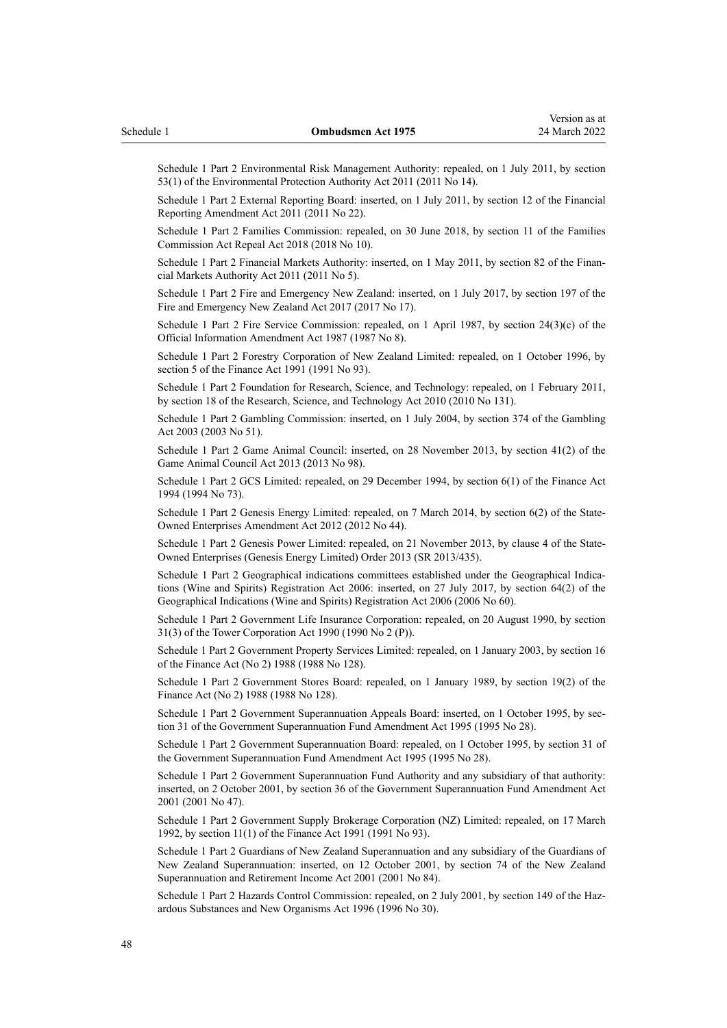Schedule 1 Part 2 Environmental Risk Management Authority: repealed, on 1 July 2011, by section 53(1) of the Environmental Protection Authority Act 2011 (2011 No 14).

Schedule 1 Part 2 External Reporting Board: inserted, on 1 July 2011, by section 12 of the Financial Reporting Amendment Act 2011 (2011 No 22).

Schedule 1 Part 2 Families Commission: repealed, on 30 June 2018, by section 11 of the Families Commission Act Repeal Act 2018 (2018 No 10).

Schedule 1 Part 2 Financial Markets Authority: inserted, on 1 May 2011, by section 82 of the Financial Markets Authority Act 2011 (2011 No 5).

Schedule 1 Part 2 Fire and Emergency New Zealand: inserted, on 1 July 2017, by section 197 of the Fire and Emergency New Zealand Act 2017 (2017 No 17).

Schedule 1 Part 2 Fire Service Commission: repealed, on 1 April 1987, by section 24(3)(c) of the Official Information Amendment Act 1987 (1987 No 8).

Schedule 1 Part 2 Forestry Corporation of New Zealand Limited: repealed, on 1 October 1996, by section 5 of the Finance Act 1991 (1991 No 93).

Schedule 1 Part 2 Foundation for Research, Science, and Technology: repealed, on 1 February 2011, by section 18 of the Research, Science, and Technology Act 2010 (2010 No 131).

Schedule 1 Part 2 Gambling Commission: inserted, on 1 July 2004, by section 374 of the Gambling Act 2003 (2003 No 51).

Schedule 1 Part 2 Game Animal Council: inserted, on 28 November 2013, by section 41(2) of the Game Animal Council Act 2013 (2013 No 98).

Schedule 1 Part 2 GCS Limited: repealed, on 29 December 1994, by section 6(1) of the Finance Act 1994 (1994 No 73).

Schedule 1 Part 2 Genesis Energy Limited: repealed, on 7 March 2014, by section 6(2) of the State-Owned Enterprises Amendment Act 2012 (2012 No 44).

Schedule 1 Part 2 Genesis Power Limited: repealed, on 21 November 2013, by clause 4 of the State-Owned Enterprises (Genesis Energy Limited) Order 2013 (SR 2013/435).

Schedule 1 Part 2 Geographical indications committees established under the Geographical Indications (Wine and Spirits) Registration Act 2006: inserted, on 27 July 2017, by section 64(2) of the Geographical Indications (Wine and Spirits) Registration Act 2006 (2006 No 60).

Schedule 1 Part 2 Government Life Insurance Corporation: repealed, on 20 August 1990, by section 31(3) of the Tower Corporation Act 1990 (1990 No 2 (P)).

Schedule 1 Part 2 Government Property Services Limited: repealed, on 1 January 2003, by section 16 of the Finance Act (No 2) 1988 (1988 No 128).

Schedule 1 Part 2 Government Stores Board: repealed, on 1 January 1989, by section 19(2) of the Finance Act (No 2) 1988 (1988 No 128).

Schedule 1 Part 2 Government Superannuation Appeals Board: inserted, on 1 October 1995, by section 31 of the Government Superannuation Fund Amendment Act 1995 (1995 No 28).

Schedule 1 Part 2 Government Superannuation Board: repealed, on 1 October 1995, by section 31 of the Government Superannuation Fund Amendment Act 1995 (1995 No 28).

Schedule 1 Part 2 Government Superannuation Fund Authority and any subsidiary of that authority: inserted, on 2 October 2001, by section 36 of the Government Superannuation Fund Amendment Act 2001 (2001 No 47).

Schedule 1 Part 2 Government Supply Brokerage Corporation (NZ) Limited: repealed, on 17 March 1992, by section 11(1) of the Finance Act 1991 (1991 No 93).

Schedule 1 Part 2 Guardians of New Zealand Superannuation and any subsidiary of the Guardians of New Zealand Superannuation: inserted, on 12 October 2001, by section 74 of the New Zealand Superannuation and Retirement Income Act 2001 (2001 No 84).

Schedule 1 Part 2 Hazards Control Commission: repealed, on 2 July 2001, by section 149 of the Hazardous Substances and New Organisms Act 1996 (1996 No 30).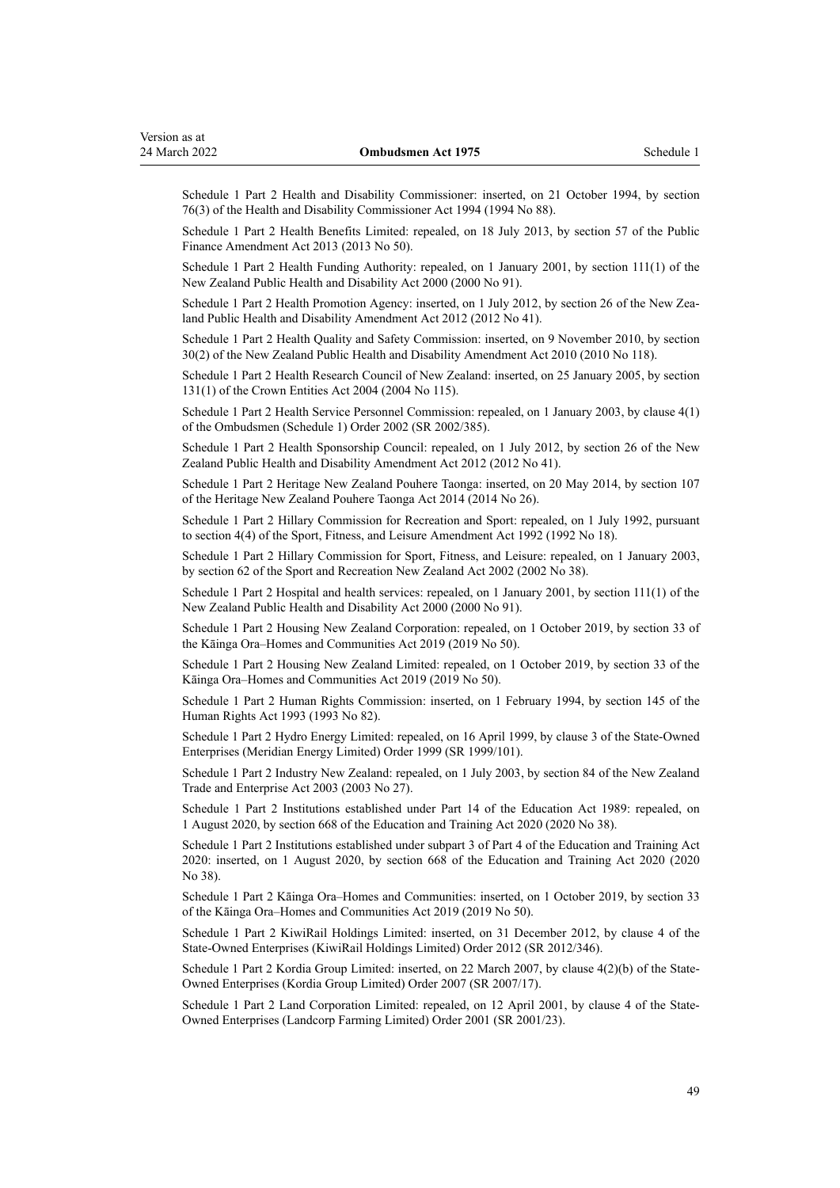Schedule 1 Part 2 Health and Disability Commissioner: inserted, on 21 October 1994, by section 76(3) of the Health and Disability Commissioner Act 1994 (1994 No 88).

Schedule 1 Part 2 Health Benefits Limited: repealed, on 18 July 2013, by section 57 of the Public Finance Amendment Act 2013 (2013 No 50).

Schedule 1 Part 2 Health Funding Authority: repealed, on 1 January 2001, by section 111(1) of the New Zealand Public Health and Disability Act 2000 (2000 No 91).

Schedule 1 Part 2 Health Promotion Agency: inserted, on 1 July 2012, by section 26 of the New Zealand Public Health and Disability Amendment Act 2012 (2012 No 41).

Schedule 1 Part 2 Health Quality and Safety Commission: inserted, on 9 November 2010, by section 30(2) of the New Zealand Public Health and Disability Amendment Act 2010 (2010 No 118).

Schedule 1 Part 2 Health Research Council of New Zealand: inserted, on 25 January 2005, by section 131(1) of the Crown Entities Act 2004 (2004 No 115).

Schedule 1 Part 2 Health Service Personnel Commission: repealed, on 1 January 2003, by clause 4(1) of the Ombudsmen (Schedule 1) Order 2002 (SR 2002/385).

Schedule 1 Part 2 Health Sponsorship Council: repealed, on 1 July 2012, by section 26 of the New Zealand Public Health and Disability Amendment Act 2012 (2012 No 41).

Schedule 1 Part 2 Heritage New Zealand Pouhere Taonga: inserted, on 20 May 2014, by section 107 of the Heritage New Zealand Pouhere Taonga Act 2014 (2014 No 26).

Schedule 1 Part 2 Hillary Commission for Recreation and Sport: repealed, on 1 July 1992, pursuant to section 4(4) of the Sport, Fitness, and Leisure Amendment Act 1992 (1992 No 18).

Schedule 1 Part 2 Hillary Commission for Sport, Fitness, and Leisure: repealed, on 1 January 2003, by section 62 of the Sport and Recreation New Zealand Act 2002 (2002 No 38).

Schedule 1 Part 2 Hospital and health services: repealed, on 1 January 2001, by section 111(1) of the New Zealand Public Health and Disability Act 2000 (2000 No 91).

Schedule 1 Part 2 Housing New Zealand Corporation: repealed, on 1 October 2019, by section 33 of the Kāinga Ora–Homes and Communities Act 2019 (2019 No 50).

Schedule 1 Part 2 Housing New Zealand Limited: repealed, on 1 October 2019, by section 33 of the Kāinga Ora–Homes and Communities Act 2019 (2019 No 50).

Schedule 1 Part 2 Human Rights Commission: inserted, on 1 February 1994, by section 145 of the Human Rights Act 1993 (1993 No 82).

Schedule 1 Part 2 Hydro Energy Limited: repealed, on 16 April 1999, by clause 3 of the State-Owned Enterprises (Meridian Energy Limited) Order 1999 (SR 1999/101).

Schedule 1 Part 2 Industry New Zealand: repealed, on 1 July 2003, by section 84 of the New Zealand Trade and Enterprise Act 2003 (2003 No 27).

Schedule 1 Part 2 Institutions established under Part 14 of the Education Act 1989: repealed, on 1 August 2020, by section 668 of the Education and Training Act 2020 (2020 No 38).

Schedule 1 Part 2 Institutions established under subpart 3 of Part 4 of the Education and Training Act 2020: inserted, on 1 August 2020, by section 668 of the Education and Training Act 2020 (2020 No 38).

Schedule 1 Part 2 Kāinga Ora–Homes and Communities: inserted, on 1 October 2019, by section 33 of the Kāinga Ora–Homes and Communities Act 2019 (2019 No 50).

Schedule 1 Part 2 KiwiRail Holdings Limited: inserted, on 31 December 2012, by clause 4 of the State-Owned Enterprises (KiwiRail Holdings Limited) Order 2012 (SR 2012/346).

Schedule 1 Part 2 Kordia Group Limited: inserted, on 22 March 2007, by clause 4(2)(b) of the State-Owned Enterprises (Kordia Group Limited) Order 2007 (SR 2007/17).

Schedule 1 Part 2 Land Corporation Limited: repealed, on 12 April 2001, by clause 4 of the State-Owned Enterprises (Landcorp Farming Limited) Order 2001 (SR 2001/23).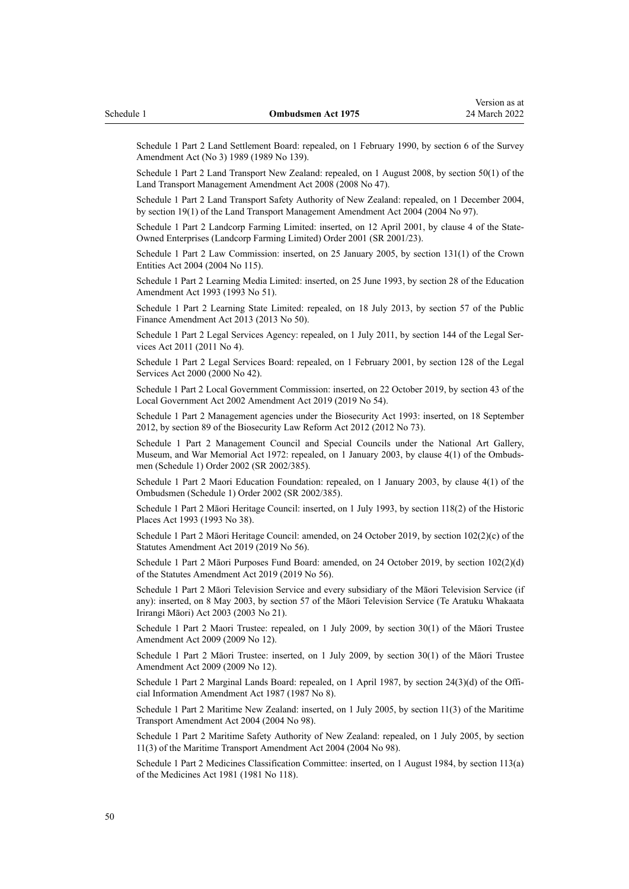Schedule 1 Part 2 Land Settlement Board: repealed, on 1 February 1990, by section 6 of the Survey Amendment Act (No 3) 1989 (1989 No 139).

Schedule 1 Part 2 Land Transport New Zealand: repealed, on 1 August 2008, by section 50(1) of the Land Transport Management Amendment Act 2008 (2008 No 47).

Schedule 1 Part 2 Land Transport Safety Authority of New Zealand: repealed, on 1 December 2004, by section 19(1) of the Land Transport Management Amendment Act 2004 (2004 No 97).

Schedule 1 Part 2 Landcorp Farming Limited: inserted, on 12 April 2001, by clause 4 of the State-Owned Enterprises (Landcorp Farming Limited) Order 2001 (SR 2001/23).

Schedule 1 Part 2 Law Commission: inserted, on 25 January 2005, by section 131(1) of the Crown Entities Act 2004 (2004 No 115).

Schedule 1 Part 2 Learning Media Limited: inserted, on 25 June 1993, by section 28 of the Education Amendment Act 1993 (1993 No 51).

Schedule 1 Part 2 Learning State Limited: repealed, on 18 July 2013, by section 57 of the Public Finance Amendment Act 2013 (2013 No 50).

Schedule 1 Part 2 Legal Services Agency: repealed, on 1 July 2011, by section 144 of the Legal Services Act 2011 (2011 No 4).

Schedule 1 Part 2 Legal Services Board: repealed, on 1 February 2001, by section 128 of the Legal Services Act 2000 (2000 No 42).

Schedule 1 Part 2 Local Government Commission: inserted, on 22 October 2019, by section 43 of the Local Government Act 2002 Amendment Act 2019 (2019 No 54).

Schedule 1 Part 2 Management agencies under the Biosecurity Act 1993: inserted, on 18 September 2012, by section 89 of the Biosecurity Law Reform Act 2012 (2012 No 73).

Schedule 1 Part 2 Management Council and Special Councils under the National Art Gallery, Museum, and War Memorial Act 1972: repealed, on 1 January 2003, by clause 4(1) of the Ombudsmen (Schedule 1) Order 2002 (SR 2002/385).

Schedule 1 Part 2 Maori Education Foundation: repealed, on 1 January 2003, by clause 4(1) of the Ombudsmen (Schedule 1) Order 2002 (SR 2002/385).

Schedule 1 Part 2 Māori Heritage Council: inserted, on 1 July 1993, by section 118(2) of the Historic Places Act 1993 (1993 No 38).

Schedule 1 Part 2 Māori Heritage Council: amended, on 24 October 2019, by section 102(2)(c) of the Statutes Amendment Act 2019 (2019 No 56).

Schedule 1 Part 2 Māori Purposes Fund Board: amended, on 24 October 2019, by section 102(2)(d) of the Statutes Amendment Act 2019 (2019 No 56).

Schedule 1 Part 2 Māori Television Service and every subsidiary of the Māori Television Service (if any): inserted, on 8 May 2003, by section 57 of the Māori Television Service (Te Aratuku Whakaata Irirangi Māori) Act 2003 (2003 No 21).

Schedule 1 Part 2 Maori Trustee: repealed, on 1 July 2009, by section 30(1) of the Māori Trustee Amendment Act 2009 (2009 No 12).

Schedule 1 Part 2 Māori Trustee: inserted, on 1 July 2009, by section 30(1) of the Māori Trustee Amendment Act 2009 (2009 No 12).

Schedule 1 Part 2 Marginal Lands Board: repealed, on 1 April 1987, by section 24(3)(d) of the Official Information Amendment Act 1987 (1987 No 8).

Schedule 1 Part 2 Maritime New Zealand: inserted, on 1 July 2005, by section 11(3) of the Maritime Transport Amendment Act 2004 (2004 No 98).

Schedule 1 Part 2 Maritime Safety Authority of New Zealand: repealed, on 1 July 2005, by section 11(3) of the Maritime Transport Amendment Act 2004 (2004 No 98).

Schedule 1 Part 2 Medicines Classification Committee: inserted, on 1 August 1984, by section 113(a) of the Medicines Act 1981 (1981 No 118).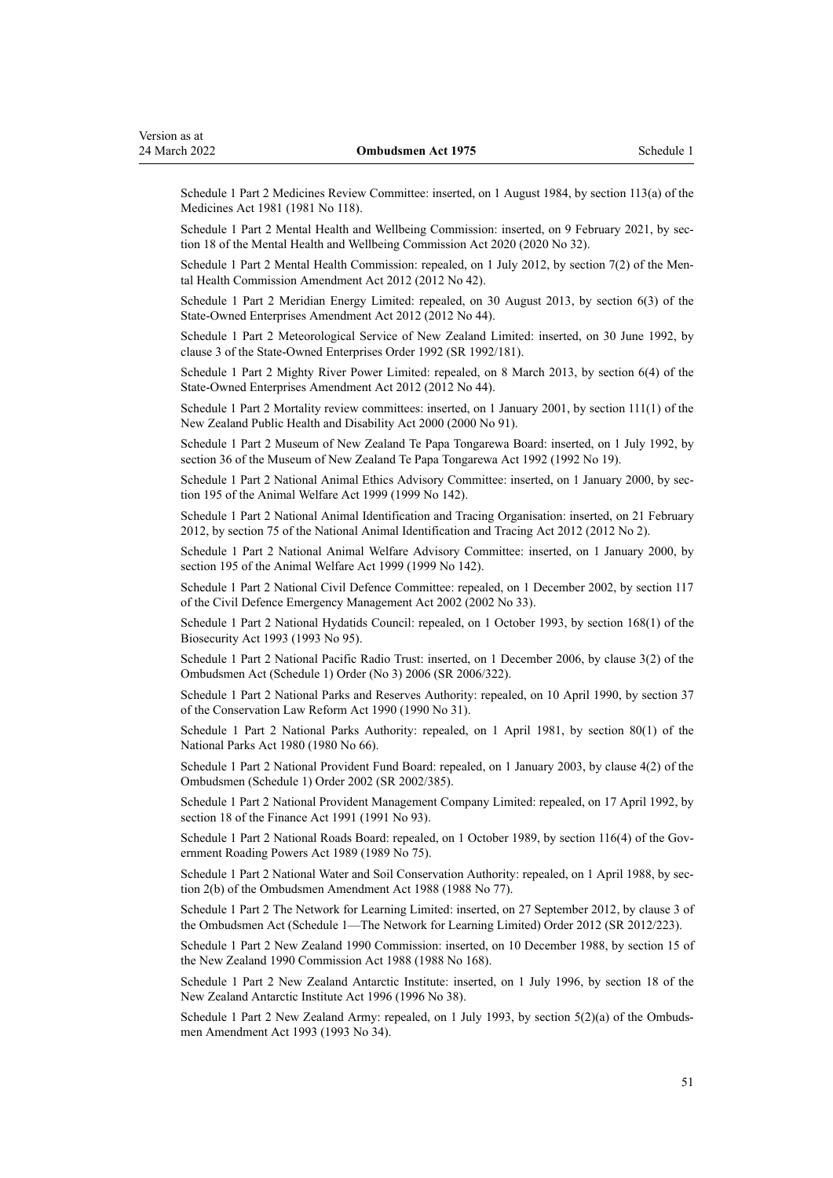Schedule 1 Part 2 Medicines Review Committee: inserted, on 1 August 1984, by section 113(a) of the Medicines Act 1981 (1981 No 118).

Schedule 1 Part 2 Mental Health and Wellbeing Commission: inserted, on 9 February 2021, by section 18 of the Mental Health and Wellbeing Commission Act 2020 (2020 No 32).

Schedule 1 Part 2 Mental Health Commission: repealed, on 1 July 2012, by section 7(2) of the Mental Health Commission Amendment Act 2012 (2012 No 42).

Schedule 1 Part 2 Meridian Energy Limited: repealed, on 30 August 2013, by section 6(3) of the State-Owned Enterprises Amendment Act 2012 (2012 No 44).

Schedule 1 Part 2 Meteorological Service of New Zealand Limited: inserted, on 30 June 1992, by clause 3 of the State-Owned Enterprises Order 1992 (SR 1992/181).

Schedule 1 Part 2 Mighty River Power Limited: repealed, on 8 March 2013, by section 6(4) of the State-Owned Enterprises Amendment Act 2012 (2012 No 44).

Schedule 1 Part 2 Mortality review committees: inserted, on 1 January 2001, by section 111(1) of the New Zealand Public Health and Disability Act 2000 (2000 No 91).

Schedule 1 Part 2 Museum of New Zealand Te Papa Tongarewa Board: inserted, on 1 July 1992, by section 36 of the Museum of New Zealand Te Papa Tongarewa Act 1992 (1992 No 19).

Schedule 1 Part 2 National Animal Ethics Advisory Committee: inserted, on 1 January 2000, by section 195 of the Animal Welfare Act 1999 (1999 No 142).

Schedule 1 Part 2 National Animal Identification and Tracing Organisation: inserted, on 21 February 2012, by section 75 of the National Animal Identification and Tracing Act 2012 (2012 No 2).

Schedule 1 Part 2 National Animal Welfare Advisory Committee: inserted, on 1 January 2000, by section 195 of the Animal Welfare Act 1999 (1999 No 142).

Schedule 1 Part 2 National Civil Defence Committee: repealed, on 1 December 2002, by section 117 of the Civil Defence Emergency Management Act 2002 (2002 No 33).

Schedule 1 Part 2 National Hydatids Council: repealed, on 1 October 1993, by section 168(1) of the Biosecurity Act 1993 (1993 No 95).

Schedule 1 Part 2 National Pacific Radio Trust: inserted, on 1 December 2006, by clause 3(2) of the Ombudsmen Act (Schedule 1) Order (No 3) 2006 (SR 2006/322).

Schedule 1 Part 2 National Parks and Reserves Authority: repealed, on 10 April 1990, by section 37 of the Conservation Law Reform Act 1990 (1990 No 31).

Schedule 1 Part 2 National Parks Authority: repealed, on 1 April 1981, by section 80(1) of the National Parks Act 1980 (1980 No 66).

Schedule 1 Part 2 National Provident Fund Board: repealed, on 1 January 2003, by clause 4(2) of the Ombudsmen (Schedule 1) Order 2002 (SR 2002/385).

Schedule 1 Part 2 National Provident Management Company Limited: repealed, on 17 April 1992, by section 18 of the Finance Act 1991 (1991 No 93).

Schedule 1 Part 2 National Roads Board: repealed, on 1 October 1989, by section 116(4) of the Government Roading Powers Act 1989 (1989 No 75).

Schedule 1 Part 2 National Water and Soil Conservation Authority: repealed, on 1 April 1988, by section 2(b) of the Ombudsmen Amendment Act 1988 (1988 No 77).

Schedule 1 Part 2 The Network for Learning Limited: inserted, on 27 September 2012, by clause 3 of the Ombudsmen Act (Schedule 1—The Network for Learning Limited) Order 2012 (SR 2012/223).

Schedule 1 Part 2 New Zealand 1990 Commission: inserted, on 10 December 1988, by section 15 of the New Zealand 1990 Commission Act 1988 (1988 No 168).

Schedule 1 Part 2 New Zealand Antarctic Institute: inserted, on 1 July 1996, by section 18 of the New Zealand Antarctic Institute Act 1996 (1996 No 38).

Schedule 1 Part 2 New Zealand Army: repealed, on 1 July 1993, by section 5(2)(a) of the Ombudsmen Amendment Act 1993 (1993 No 34).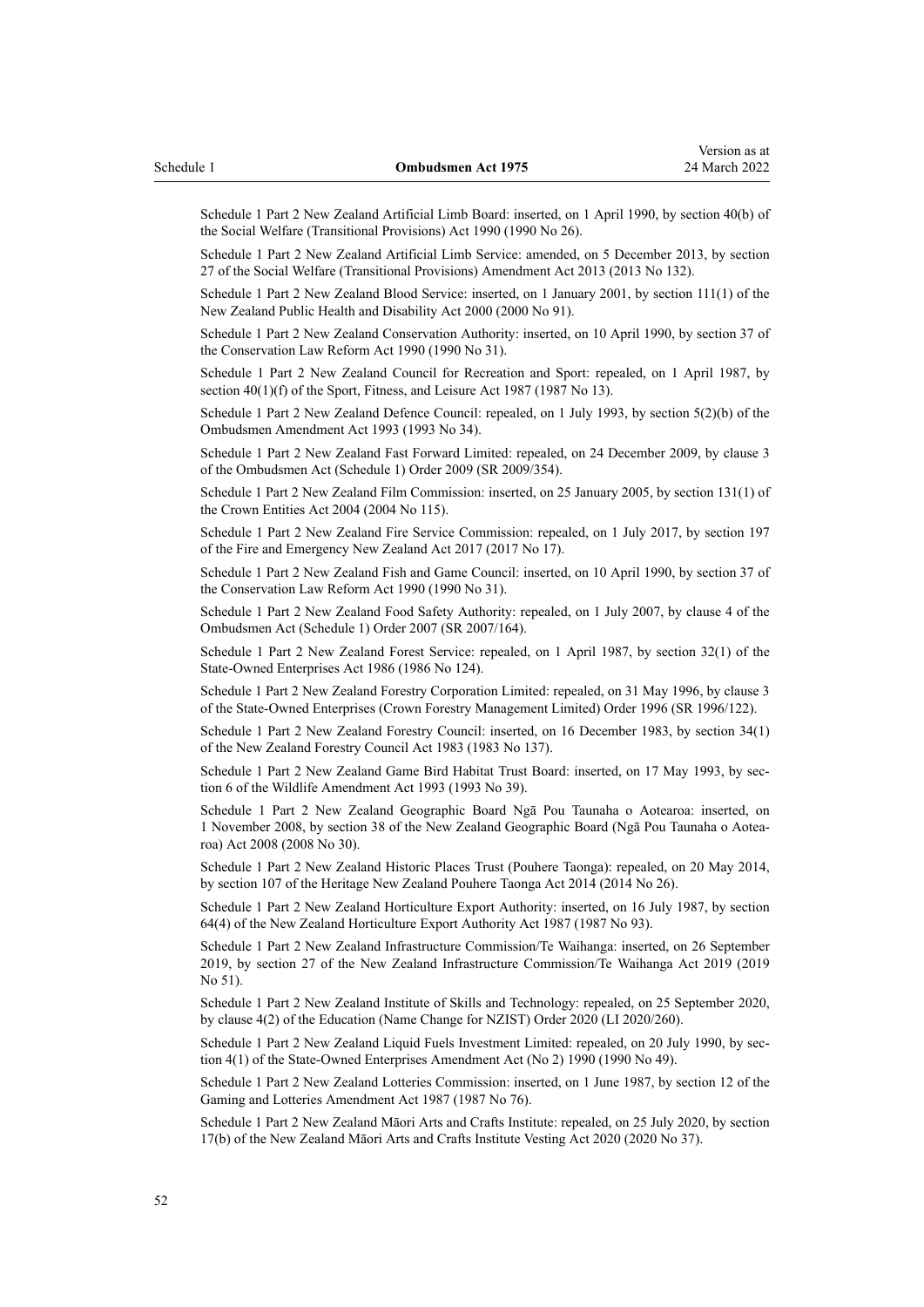Schedule 1 Part 2 New Zealand Artificial Limb Board: inserted, on 1 April 1990, by section 40(b) of the Social Welfare (Transitional Provisions) Act 1990 (1990 No 26).

Schedule 1 Part 2 New Zealand Artificial Limb Service: amended, on 5 December 2013, by section 27 of the Social Welfare (Transitional Provisions) Amendment Act 2013 (2013 No 132).

Schedule 1 Part 2 New Zealand Blood Service: inserted, on 1 January 2001, by section 111(1) of the New Zealand Public Health and Disability Act 2000 (2000 No 91).

Schedule 1 Part 2 New Zealand Conservation Authority: inserted, on 10 April 1990, by section 37 of the Conservation Law Reform Act 1990 (1990 No 31).

Schedule 1 Part 2 New Zealand Council for Recreation and Sport: repealed, on 1 April 1987, by section 40(1)(f) of the Sport, Fitness, and Leisure Act 1987 (1987 No 13).

Schedule 1 Part 2 New Zealand Defence Council: repealed, on 1 July 1993, by section 5(2)(b) of the Ombudsmen Amendment Act 1993 (1993 No 34).

Schedule 1 Part 2 New Zealand Fast Forward Limited: repealed, on 24 December 2009, by clause 3 of the Ombudsmen Act (Schedule 1) Order 2009 (SR 2009/354).

Schedule 1 Part 2 New Zealand Film Commission: inserted, on 25 January 2005, by section 131(1) of the Crown Entities Act 2004 (2004 No 115).

Schedule 1 Part 2 New Zealand Fire Service Commission: repealed, on 1 July 2017, by section 197 of the Fire and Emergency New Zealand Act 2017 (2017 No 17).

Schedule 1 Part 2 New Zealand Fish and Game Council: inserted, on 10 April 1990, by section 37 of the Conservation Law Reform Act 1990 (1990 No 31).

Schedule 1 Part 2 New Zealand Food Safety Authority: repealed, on 1 July 2007, by clause 4 of the Ombudsmen Act (Schedule 1) Order 2007 (SR 2007/164).

Schedule 1 Part 2 New Zealand Forest Service: repealed, on 1 April 1987, by section 32(1) of the State-Owned Enterprises Act 1986 (1986 No 124).

Schedule 1 Part 2 New Zealand Forestry Corporation Limited: repealed, on 31 May 1996, by clause 3 of the State-Owned Enterprises (Crown Forestry Management Limited) Order 1996 (SR 1996/122).

Schedule 1 Part 2 New Zealand Forestry Council: inserted, on 16 December 1983, by section 34(1) of the New Zealand Forestry Council Act 1983 (1983 No 137).

Schedule 1 Part 2 New Zealand Game Bird Habitat Trust Board: inserted, on 17 May 1993, by section 6 of the Wildlife Amendment Act 1993 (1993 No 39).

Schedule 1 Part 2 New Zealand Geographic Board Ngā Pou Taunaha o Aotearoa: inserted, on 1 November 2008, by section 38 of the New Zealand Geographic Board (Ngā Pou Taunaha o Aotearoa) Act 2008 (2008 No 30).

Schedule 1 Part 2 New Zealand Historic Places Trust (Pouhere Taonga): repealed, on 20 May 2014, by section 107 of the Heritage New Zealand Pouhere Taonga Act 2014 (2014 No 26).

Schedule 1 Part 2 New Zealand Horticulture Export Authority: inserted, on 16 July 1987, by section 64(4) of the New Zealand Horticulture Export Authority Act 1987 (1987 No 93).

Schedule 1 Part 2 New Zealand Infrastructure Commission/Te Waihanga: inserted, on 26 September 2019, by section 27 of the New Zealand Infrastructure Commission/Te Waihanga Act 2019 (2019 No 51).

Schedule 1 Part 2 New Zealand Institute of Skills and Technology: repealed, on 25 September 2020, by clause 4(2) of the Education (Name Change for NZIST) Order 2020 (LI 2020/260).

Schedule 1 Part 2 New Zealand Liquid Fuels Investment Limited: repealed, on 20 July 1990, by section 4(1) of the State-Owned Enterprises Amendment Act (No 2) 1990 (1990 No 49).

Schedule 1 Part 2 New Zealand Lotteries Commission: inserted, on 1 June 1987, by section 12 of the Gaming and Lotteries Amendment Act 1987 (1987 No 76).

Schedule 1 Part 2 New Zealand Māori Arts and Crafts Institute: repealed, on 25 July 2020, by section 17(b) of the New Zealand Māori Arts and Crafts Institute Vesting Act 2020 (2020 No 37).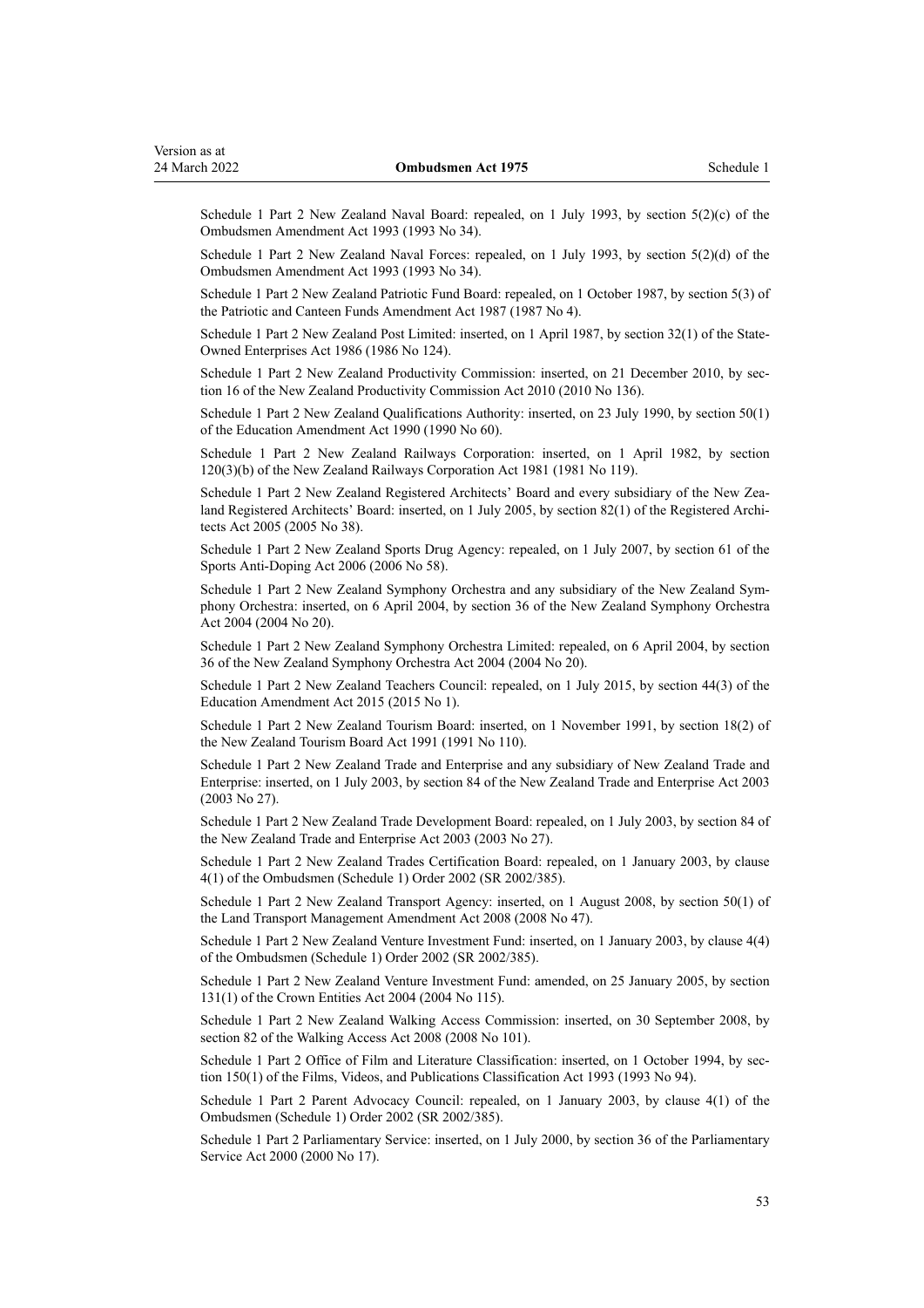Schedule 1 Part 2 New Zealand Naval Board: repealed, on 1 July 1993, by section 5(2)(c) of the Ombudsmen Amendment Act 1993 (1993 No 34).

Schedule 1 Part 2 New Zealand Naval Forces: repealed, on 1 July 1993, by section 5(2)(d) of the Ombudsmen Amendment Act 1993 (1993 No 34).

Schedule 1 Part 2 New Zealand Patriotic Fund Board: repealed, on 1 October 1987, by section 5(3) of the Patriotic and Canteen Funds Amendment Act 1987 (1987 No 4).

Schedule 1 Part 2 New Zealand Post Limited: inserted, on 1 April 1987, by section 32(1) of the State-Owned Enterprises Act 1986 (1986 No 124).

Schedule 1 Part 2 New Zealand Productivity Commission: inserted, on 21 December 2010, by section 16 of the New Zealand Productivity Commission Act 2010 (2010 No 136).

Schedule 1 Part 2 New Zealand Qualifications Authority: inserted, on 23 July 1990, by section 50(1) of the Education Amendment Act 1990 (1990 No 60).

Schedule 1 Part 2 New Zealand Railways Corporation: inserted, on 1 April 1982, by section 120(3)(b) of the New Zealand Railways Corporation Act 1981 (1981 No 119).

Schedule 1 Part 2 New Zealand Registered Architects' Board and every subsidiary of the New Zealand Registered Architects' Board: inserted, on 1 July 2005, by section 82(1) of the Registered Architects Act 2005 (2005 No 38).

Schedule 1 Part 2 New Zealand Sports Drug Agency: repealed, on 1 July 2007, by section 61 of the Sports Anti-Doping Act 2006 (2006 No 58).

Schedule 1 Part 2 New Zealand Symphony Orchestra and any subsidiary of the New Zealand Symphony Orchestra: inserted, on 6 April 2004, by section 36 of the New Zealand Symphony Orchestra Act 2004 (2004 No 20).

Schedule 1 Part 2 New Zealand Symphony Orchestra Limited: repealed, on 6 April 2004, by section 36 of the New Zealand Symphony Orchestra Act 2004 (2004 No 20).

Schedule 1 Part 2 New Zealand Teachers Council: repealed, on 1 July 2015, by section 44(3) of the Education Amendment Act 2015 (2015 No 1).

Schedule 1 Part 2 New Zealand Tourism Board: inserted, on 1 November 1991, by section 18(2) of the New Zealand Tourism Board Act 1991 (1991 No 110).

Schedule 1 Part 2 New Zealand Trade and Enterprise and any subsidiary of New Zealand Trade and Enterprise: inserted, on 1 July 2003, by section 84 of the New Zealand Trade and Enterprise Act 2003 (2003 No 27).

Schedule 1 Part 2 New Zealand Trade Development Board: repealed, on 1 July 2003, by section 84 of the New Zealand Trade and Enterprise Act 2003 (2003 No 27).

Schedule 1 Part 2 New Zealand Trades Certification Board: repealed, on 1 January 2003, by clause 4(1) of the Ombudsmen (Schedule 1) Order 2002 (SR 2002/385).

Schedule 1 Part 2 New Zealand Transport Agency: inserted, on 1 August 2008, by section 50(1) of the Land Transport Management Amendment Act 2008 (2008 No 47).

Schedule 1 Part 2 New Zealand Venture Investment Fund: inserted, on 1 January 2003, by clause 4(4) of the Ombudsmen (Schedule 1) Order 2002 (SR 2002/385).

Schedule 1 Part 2 New Zealand Venture Investment Fund: amended, on 25 January 2005, by section 131(1) of the Crown Entities Act 2004 (2004 No 115).

Schedule 1 Part 2 New Zealand Walking Access Commission: inserted, on 30 September 2008, by section 82 of the Walking Access Act 2008 (2008 No 101).

Schedule 1 Part 2 Office of Film and Literature Classification: inserted, on 1 October 1994, by section 150(1) of the Films, Videos, and Publications Classification Act 1993 (1993 No 94).

Schedule 1 Part 2 Parent Advocacy Council: repealed, on 1 January 2003, by clause 4(1) of the Ombudsmen (Schedule 1) Order 2002 (SR 2002/385).

Schedule 1 Part 2 Parliamentary Service: inserted, on 1 July 2000, by section 36 of the Parliamentary Service Act 2000 (2000 No 17).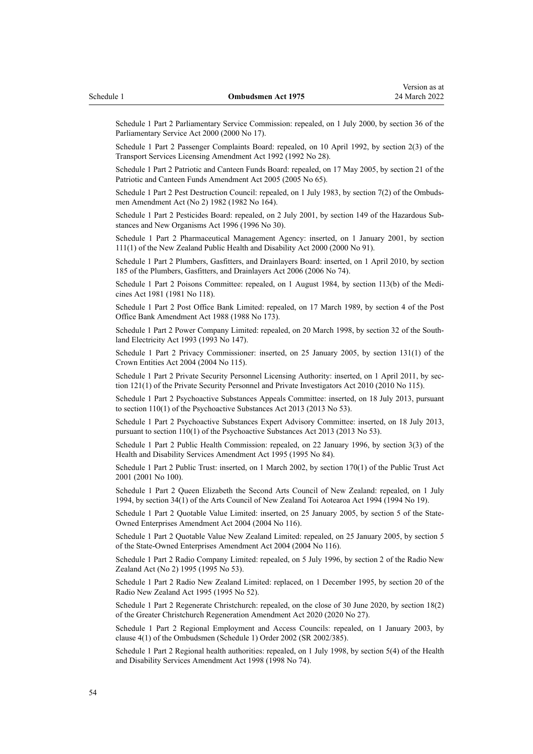Schedule 1 Part 2 Parliamentary Service Commission: repealed, on 1 July 2000, by section 36 of the Parliamentary Service Act 2000 (2000 No 17).

Schedule 1 Part 2 Passenger Complaints Board: repealed, on 10 April 1992, by section 2(3) of the Transport Services Licensing Amendment Act 1992 (1992 No 28).

Schedule 1 Part 2 Patriotic and Canteen Funds Board: repealed, on 17 May 2005, by section 21 of the Patriotic and Canteen Funds Amendment Act 2005 (2005 No 65).

Schedule 1 Part 2 Pest Destruction Council: repealed, on 1 July 1983, by section 7(2) of the Ombudsmen Amendment Act (No 2) 1982 (1982 No 164).

Schedule 1 Part 2 Pesticides Board: repealed, on 2 July 2001, by section 149 of the Hazardous Substances and New Organisms Act 1996 (1996 No 30).

Schedule 1 Part 2 Pharmaceutical Management Agency: inserted, on 1 January 2001, by section 111(1) of the New Zealand Public Health and Disability Act 2000 (2000 No 91).

Schedule 1 Part 2 Plumbers, Gasfitters, and Drainlayers Board: inserted, on 1 April 2010, by section 185 of the Plumbers, Gasfitters, and Drainlayers Act 2006 (2006 No 74).

Schedule 1 Part 2 Poisons Committee: repealed, on 1 August 1984, by section 113(b) of the Medicines Act 1981 (1981 No 118).

Schedule 1 Part 2 Post Office Bank Limited: repealed, on 17 March 1989, by section 4 of the Post Office Bank Amendment Act 1988 (1988 No 173).

Schedule 1 Part 2 Power Company Limited: repealed, on 20 March 1998, by section 32 of the Southland Electricity Act 1993 (1993 No 147).

Schedule 1 Part 2 Privacy Commissioner: inserted, on 25 January 2005, by section 131(1) of the Crown Entities Act 2004 (2004 No 115).

Schedule 1 Part 2 Private Security Personnel Licensing Authority: inserted, on 1 April 2011, by section 121(1) of the Private Security Personnel and Private Investigators Act 2010 (2010 No 115).

Schedule 1 Part 2 Psychoactive Substances Appeals Committee: inserted, on 18 July 2013, pursuant to section 110(1) of the Psychoactive Substances Act 2013 (2013 No 53).

Schedule 1 Part 2 Psychoactive Substances Expert Advisory Committee: inserted, on 18 July 2013, pursuant to section 110(1) of the Psychoactive Substances Act 2013 (2013 No 53).

Schedule 1 Part 2 Public Health Commission: repealed, on 22 January 1996, by section 3(3) of the Health and Disability Services Amendment Act 1995 (1995 No 84).

Schedule 1 Part 2 Public Trust: inserted, on 1 March 2002, by section 170(1) of the Public Trust Act 2001 (2001 No 100).

Schedule 1 Part 2 Queen Elizabeth the Second Arts Council of New Zealand: repealed, on 1 July 1994, by section 34(1) of the Arts Council of New Zealand Toi Aotearoa Act 1994 (1994 No 19).

Schedule 1 Part 2 Quotable Value Limited: inserted, on 25 January 2005, by section 5 of the State-Owned Enterprises Amendment Act 2004 (2004 No 116).

Schedule 1 Part 2 Quotable Value New Zealand Limited: repealed, on 25 January 2005, by section 5 of the State-Owned Enterprises Amendment Act 2004 (2004 No 116).

Schedule 1 Part 2 Radio Company Limited: repealed, on 5 July 1996, by section 2 of the Radio New Zealand Act (No 2) 1995 (1995 No 53).

Schedule 1 Part 2 Radio New Zealand Limited: replaced, on 1 December 1995, by section 20 of the Radio New Zealand Act 1995 (1995 No 52).

Schedule 1 Part 2 Regenerate Christchurch: repealed, on the close of 30 June 2020, by section 18(2) of the Greater Christchurch Regeneration Amendment Act 2020 (2020 No 27).

Schedule 1 Part 2 Regional Employment and Access Councils: repealed, on 1 January 2003, by clause 4(1) of the Ombudsmen (Schedule 1) Order 2002 (SR 2002/385).

Schedule 1 Part 2 Regional health authorities: repealed, on 1 July 1998, by section 5(4) of the Health and Disability Services Amendment Act 1998 (1998 No 74).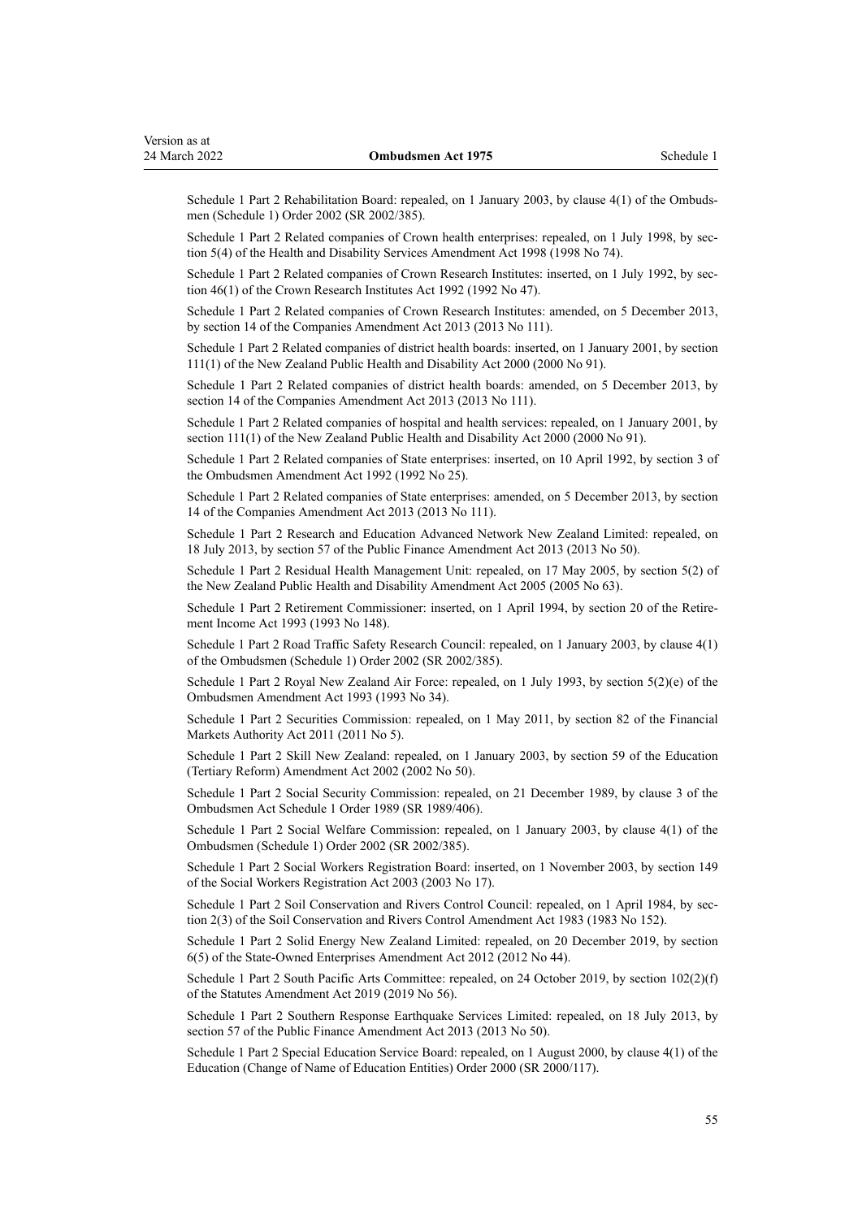Schedule 1 Part 2 Rehabilitation Board: repealed, on 1 January 2003, by clause 4(1) of the Ombudsmen (Schedule 1) Order 2002 (SR 2002/385).

Schedule 1 Part 2 Related companies of Crown health enterprises: repealed, on 1 July 1998, by section 5(4) of the Health and Disability Services Amendment Act 1998 (1998 No 74).

Schedule 1 Part 2 Related companies of Crown Research Institutes: inserted, on 1 July 1992, by section 46(1) of the Crown Research Institutes Act 1992 (1992 No 47).

Schedule 1 Part 2 Related companies of Crown Research Institutes: amended, on 5 December 2013, by section 14 of the Companies Amendment Act 2013 (2013 No 111).

Schedule 1 Part 2 Related companies of district health boards: inserted, on 1 January 2001, by section 111(1) of the New Zealand Public Health and Disability Act 2000 (2000 No 91).

Schedule 1 Part 2 Related companies of district health boards: amended, on 5 December 2013, by section 14 of the Companies Amendment Act 2013 (2013 No 111).

Schedule 1 Part 2 Related companies of hospital and health services: repealed, on 1 January 2001, by section 111(1) of the New Zealand Public Health and Disability Act 2000 (2000 No 91).

Schedule 1 Part 2 Related companies of State enterprises: inserted, on 10 April 1992, by section 3 of the Ombudsmen Amendment Act 1992 (1992 No 25).

Schedule 1 Part 2 Related companies of State enterprises: amended, on 5 December 2013, by section 14 of the Companies Amendment Act 2013 (2013 No 111).

Schedule 1 Part 2 Research and Education Advanced Network New Zealand Limited: repealed, on 18 July 2013, by section 57 of the Public Finance Amendment Act 2013 (2013 No 50).

Schedule 1 Part 2 Residual Health Management Unit: repealed, on 17 May 2005, by section 5(2) of the New Zealand Public Health and Disability Amendment Act 2005 (2005 No 63).

Schedule 1 Part 2 Retirement Commissioner: inserted, on 1 April 1994, by section 20 of the Retirement Income Act 1993 (1993 No 148).

Schedule 1 Part 2 Road Traffic Safety Research Council: repealed, on 1 January 2003, by clause 4(1) of the Ombudsmen (Schedule 1) Order 2002 (SR 2002/385).

Schedule 1 Part 2 Royal New Zealand Air Force: repealed, on 1 July 1993, by section 5(2)(e) of the Ombudsmen Amendment Act 1993 (1993 No 34).

Schedule 1 Part 2 Securities Commission: repealed, on 1 May 2011, by section 82 of the Financial Markets Authority Act 2011 (2011 No 5).

Schedule 1 Part 2 Skill New Zealand: repealed, on 1 January 2003, by section 59 of the Education (Tertiary Reform) Amendment Act 2002 (2002 No 50).

Schedule 1 Part 2 Social Security Commission: repealed, on 21 December 1989, by clause 3 of the Ombudsmen Act Schedule 1 Order 1989 (SR 1989/406).

Schedule 1 Part 2 Social Welfare Commission: repealed, on 1 January 2003, by clause 4(1) of the Ombudsmen (Schedule 1) Order 2002 (SR 2002/385).

Schedule 1 Part 2 Social Workers Registration Board: inserted, on 1 November 2003, by section 149 of the Social Workers Registration Act 2003 (2003 No 17).

Schedule 1 Part 2 Soil Conservation and Rivers Control Council: repealed, on 1 April 1984, by section 2(3) of the Soil Conservation and Rivers Control Amendment Act 1983 (1983 No 152).

Schedule 1 Part 2 Solid Energy New Zealand Limited: repealed, on 20 December 2019, by section 6(5) of the State-Owned Enterprises Amendment Act 2012 (2012 No 44).

Schedule 1 Part 2 South Pacific Arts Committee: repealed, on 24 October 2019, by section 102(2)(f) of the Statutes Amendment Act 2019 (2019 No 56).

Schedule 1 Part 2 Southern Response Earthquake Services Limited: repealed, on 18 July 2013, by section 57 of the Public Finance Amendment Act 2013 (2013 No 50).

Schedule 1 Part 2 Special Education Service Board: repealed, on 1 August 2000, by clause 4(1) of the Education (Change of Name of Education Entities) Order 2000 (SR 2000/117).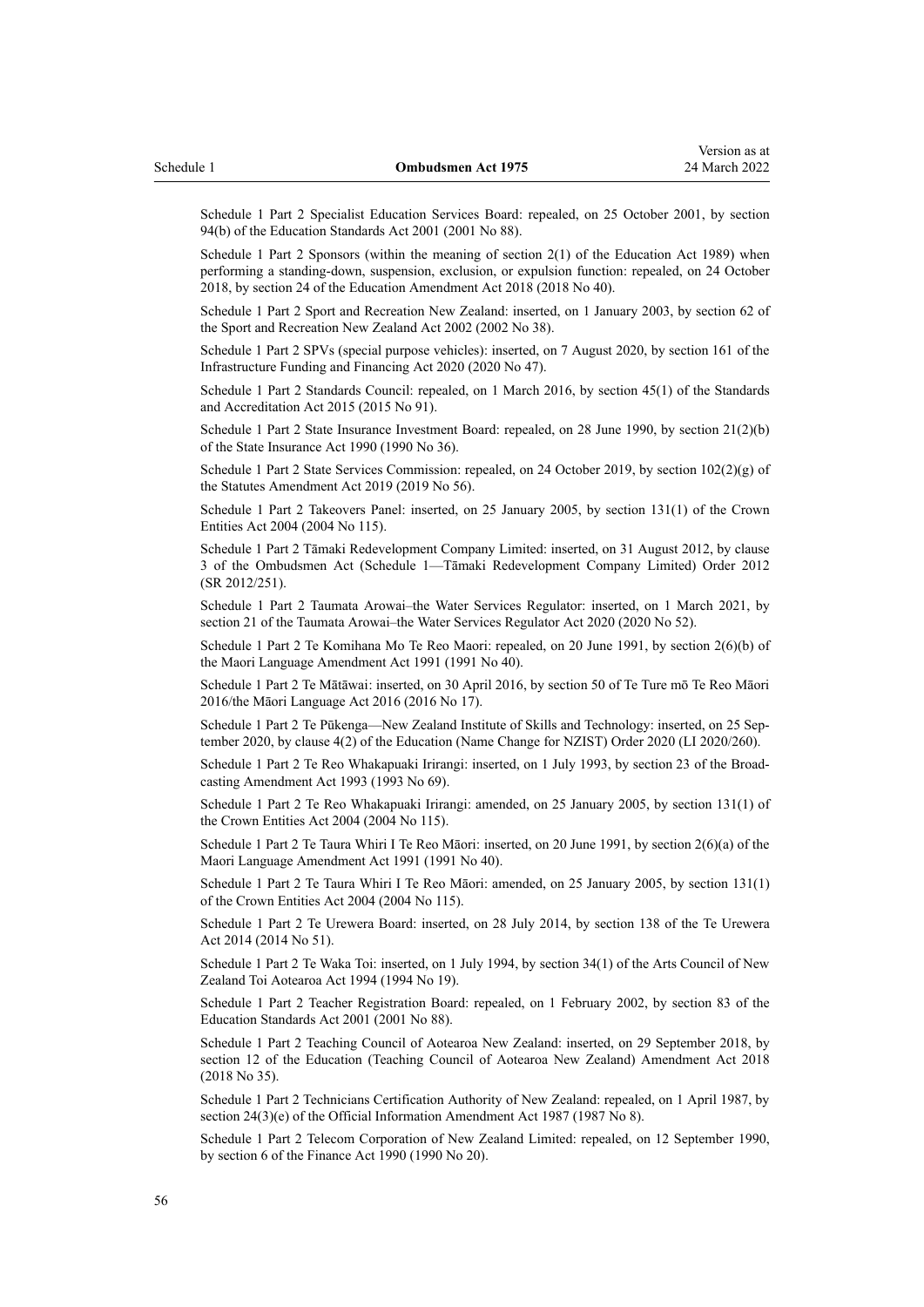Schedule 1 Part 2 Specialist Education Services Board: repealed, on 25 October 2001, by section 94(b) of the Education Standards Act 2001 (2001 No 88).

Schedule 1 Part 2 Sponsors (within the meaning of section 2(1) of the Education Act 1989) when performing a standing-down, suspension, exclusion, or expulsion function: repealed, on 24 October 2018, by section 24 of the Education Amendment Act 2018 (2018 No 40).

Schedule 1 Part 2 Sport and Recreation New Zealand: inserted, on 1 January 2003, by section 62 of the Sport and Recreation New Zealand Act 2002 (2002 No 38).

Schedule 1 Part 2 SPVs (special purpose vehicles): inserted, on 7 August 2020, by section 161 of the Infrastructure Funding and Financing Act 2020 (2020 No 47).

Schedule 1 Part 2 Standards Council: repealed, on 1 March 2016, by section 45(1) of the Standards and Accreditation Act 2015 (2015 No 91).

Schedule 1 Part 2 State Insurance Investment Board: repealed, on 28 June 1990, by section 21(2)(b) of the State Insurance Act 1990 (1990 No 36).

Schedule 1 Part 2 State Services Commission: repealed, on 24 October 2019, by section 102(2)(g) of the Statutes Amendment Act 2019 (2019 No 56).

Schedule 1 Part 2 Takeovers Panel: inserted, on 25 January 2005, by section 131(1) of the Crown Entities Act 2004 (2004 No 115).

Schedule 1 Part 2 Tāmaki Redevelopment Company Limited: inserted, on 31 August 2012, by clause 3 of the Ombudsmen Act (Schedule 1—Tāmaki Redevelopment Company Limited) Order 2012 (SR 2012/251).

Schedule 1 Part 2 Taumata Arowai–the Water Services Regulator: inserted, on 1 March 2021, by section 21 of the Taumata Arowai–the Water Services Regulator Act 2020 (2020 No 52).

Schedule 1 Part 2 Te Komihana Mo Te Reo Maori: repealed, on 20 June 1991, by section 2(6)(b) of the Maori Language Amendment Act 1991 (1991 No 40).

Schedule 1 Part 2 Te Mātāwai: inserted, on 30 April 2016, by section 50 of Te Ture mō Te Reo Māori 2016/the Māori Language Act 2016 (2016 No 17).

Schedule 1 Part 2 Te Pūkenga—New Zealand Institute of Skills and Technology: inserted, on 25 September 2020, by clause 4(2) of the Education (Name Change for NZIST) Order 2020 (LI 2020/260).

Schedule 1 Part 2 Te Reo Whakapuaki Irirangi: inserted, on 1 July 1993, by section 23 of the Broadcasting Amendment Act 1993 (1993 No 69).

Schedule 1 Part 2 Te Reo Whakapuaki Irirangi: amended, on 25 January 2005, by section 131(1) of the Crown Entities Act 2004 (2004 No 115).

Schedule 1 Part 2 Te Taura Whiri I Te Reo Māori: inserted, on 20 June 1991, by section 2(6)(a) of the Maori Language Amendment Act 1991 (1991 No 40).

Schedule 1 Part 2 Te Taura Whiri I Te Reo Māori: amended, on 25 January 2005, by section 131(1) of the Crown Entities Act 2004 (2004 No 115).

Schedule 1 Part 2 Te Urewera Board: inserted, on 28 July 2014, by section 138 of the Te Urewera Act 2014 (2014 No 51).

Schedule 1 Part 2 Te Waka Toi: inserted, on 1 July 1994, by section 34(1) of the Arts Council of New Zealand Toi Aotearoa Act 1994 (1994 No 19).

Schedule 1 Part 2 Teacher Registration Board: repealed, on 1 February 2002, by section 83 of the Education Standards Act 2001 (2001 No 88).

Schedule 1 Part 2 Teaching Council of Aotearoa New Zealand: inserted, on 29 September 2018, by section 12 of the Education (Teaching Council of Aotearoa New Zealand) Amendment Act 2018 (2018 No 35).

Schedule 1 Part 2 Technicians Certification Authority of New Zealand: repealed, on 1 April 1987, by section 24(3)(e) of the Official Information Amendment Act 1987 (1987 No 8).

Schedule 1 Part 2 Telecom Corporation of New Zealand Limited: repealed, on 12 September 1990, by section 6 of the Finance Act 1990 (1990 No 20).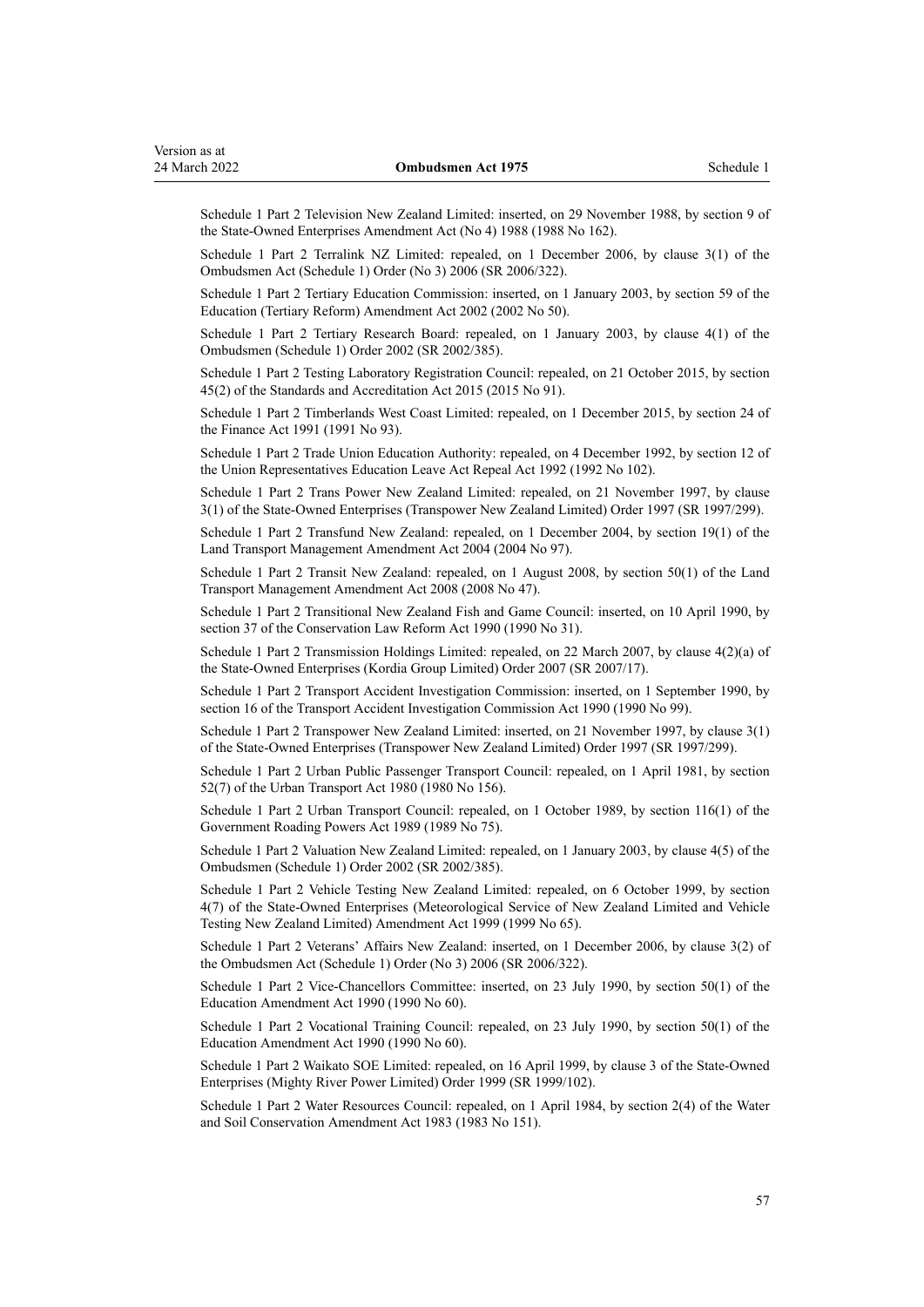Schedule 1 Part 2 Television New Zealand Limited: inserted, on 29 November 1988, by section 9 of the State-Owned Enterprises Amendment Act (No 4) 1988 (1988 No 162).

Schedule 1 Part 2 Terralink NZ Limited: repealed, on 1 December 2006, by clause 3(1) of the Ombudsmen Act (Schedule 1) Order (No 3) 2006 (SR 2006/322).

Schedule 1 Part 2 Tertiary Education Commission: inserted, on 1 January 2003, by section 59 of the Education (Tertiary Reform) Amendment Act 2002 (2002 No 50).

Schedule 1 Part 2 Tertiary Research Board: repealed, on 1 January 2003, by clause 4(1) of the Ombudsmen (Schedule 1) Order 2002 (SR 2002/385).

Schedule 1 Part 2 Testing Laboratory Registration Council: repealed, on 21 October 2015, by section 45(2) of the Standards and Accreditation Act 2015 (2015 No 91).

Schedule 1 Part 2 Timberlands West Coast Limited: repealed, on 1 December 2015, by section 24 of the Finance Act 1991 (1991 No 93).

Schedule 1 Part 2 Trade Union Education Authority: repealed, on 4 December 1992, by section 12 of the Union Representatives Education Leave Act Repeal Act 1992 (1992 No 102).

Schedule 1 Part 2 Trans Power New Zealand Limited: repealed, on 21 November 1997, by clause 3(1) of the State-Owned Enterprises (Transpower New Zealand Limited) Order 1997 (SR 1997/299).

Schedule 1 Part 2 Transfund New Zealand: repealed, on 1 December 2004, by section 19(1) of the Land Transport Management Amendment Act 2004 (2004 No 97).

Schedule 1 Part 2 Transit New Zealand: repealed, on 1 August 2008, by section 50(1) of the Land Transport Management Amendment Act 2008 (2008 No 47).

Schedule 1 Part 2 Transitional New Zealand Fish and Game Council: inserted, on 10 April 1990, by section 37 of the Conservation Law Reform Act 1990 (1990 No 31).

Schedule 1 Part 2 Transmission Holdings Limited: repealed, on 22 March 2007, by clause 4(2)(a) of the State-Owned Enterprises (Kordia Group Limited) Order 2007 (SR 2007/17).

Schedule 1 Part 2 Transport Accident Investigation Commission: inserted, on 1 September 1990, by section 16 of the Transport Accident Investigation Commission Act 1990 (1990 No 99).

Schedule 1 Part 2 Transpower New Zealand Limited: inserted, on 21 November 1997, by clause 3(1) of the State-Owned Enterprises (Transpower New Zealand Limited) Order 1997 (SR 1997/299).

Schedule 1 Part 2 Urban Public Passenger Transport Council: repealed, on 1 April 1981, by section 52(7) of the Urban Transport Act 1980 (1980 No 156).

Schedule 1 Part 2 Urban Transport Council: repealed, on 1 October 1989, by section 116(1) of the Government Roading Powers Act 1989 (1989 No 75).

Schedule 1 Part 2 Valuation New Zealand Limited: repealed, on 1 January 2003, by clause 4(5) of the Ombudsmen (Schedule 1) Order 2002 (SR 2002/385).

Schedule 1 Part 2 Vehicle Testing New Zealand Limited: repealed, on 6 October 1999, by section 4(7) of the State-Owned Enterprises (Meteorological Service of New Zealand Limited and Vehicle Testing New Zealand Limited) Amendment Act 1999 (1999 No 65).

Schedule 1 Part 2 Veterans' Affairs New Zealand: inserted, on 1 December 2006, by clause 3(2) of the Ombudsmen Act (Schedule 1) Order (No 3) 2006 (SR 2006/322).

Schedule 1 Part 2 Vice-Chancellors Committee: inserted, on 23 July 1990, by section 50(1) of the Education Amendment Act 1990 (1990 No 60).

Schedule 1 Part 2 Vocational Training Council: repealed, on 23 July 1990, by section 50(1) of the Education Amendment Act 1990 (1990 No 60).

Schedule 1 Part 2 Waikato SOE Limited: repealed, on 16 April 1999, by clause 3 of the State-Owned Enterprises (Mighty River Power Limited) Order 1999 (SR 1999/102).

Schedule 1 Part 2 Water Resources Council: repealed, on 1 April 1984, by section 2(4) of the Water and Soil Conservation Amendment Act 1983 (1983 No 151).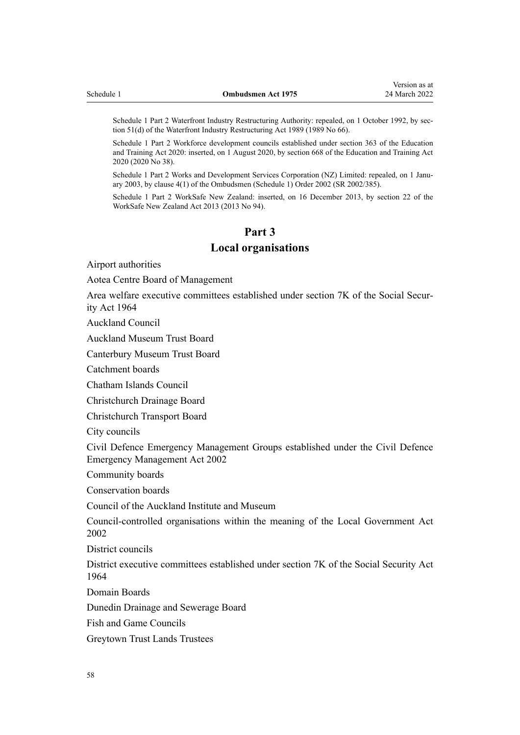Schedule 1 Part 2 Waterfront Industry Restructuring Authority: repealed, on 1 October 1992, by section 51(d) of the Waterfront Industry Restructuring Act 1989 (1989 No 66).

Schedule 1 Part 2 Workforce development councils established under section 363 of the Education and Training Act 2020: inserted, on 1 August 2020, by section 668 of the Education and Training Act 2020 (2020 No 38).

Schedule 1 Part 2 Works and Development Services Corporation (NZ) Limited: repealed, on 1 January 2003, by clause 4(1) of the Ombudsmen (Schedule 1) Order 2002 (SR 2002/385).

Schedule 1 Part 2 WorkSafe New Zealand: inserted, on 16 December 2013, by section 22 of the WorkSafe New Zealand Act 2013 (2013 No 94).

## Part 3
## Local organisations

Airport authorities

Aotea Centre Board of Management

Area welfare executive committees established under section 7K of the Social Security Act 1964

Auckland Council

Auckland Museum Trust Board

Canterbury Museum Trust Board

Catchment boards

Chatham Islands Council

Christchurch Drainage Board

Christchurch Transport Board

City councils

Civil Defence Emergency Management Groups established under the Civil Defence Emergency Management Act 2002

Community boards

Conservation boards

Council of the Auckland Institute and Museum

Council-controlled organisations within the meaning of the Local Government Act 2002

District councils

District executive committees established under section 7K of the Social Security Act 1964

Domain Boards

Dunedin Drainage and Sewerage Board

Fish and Game Councils

Greytown Trust Lands Trustees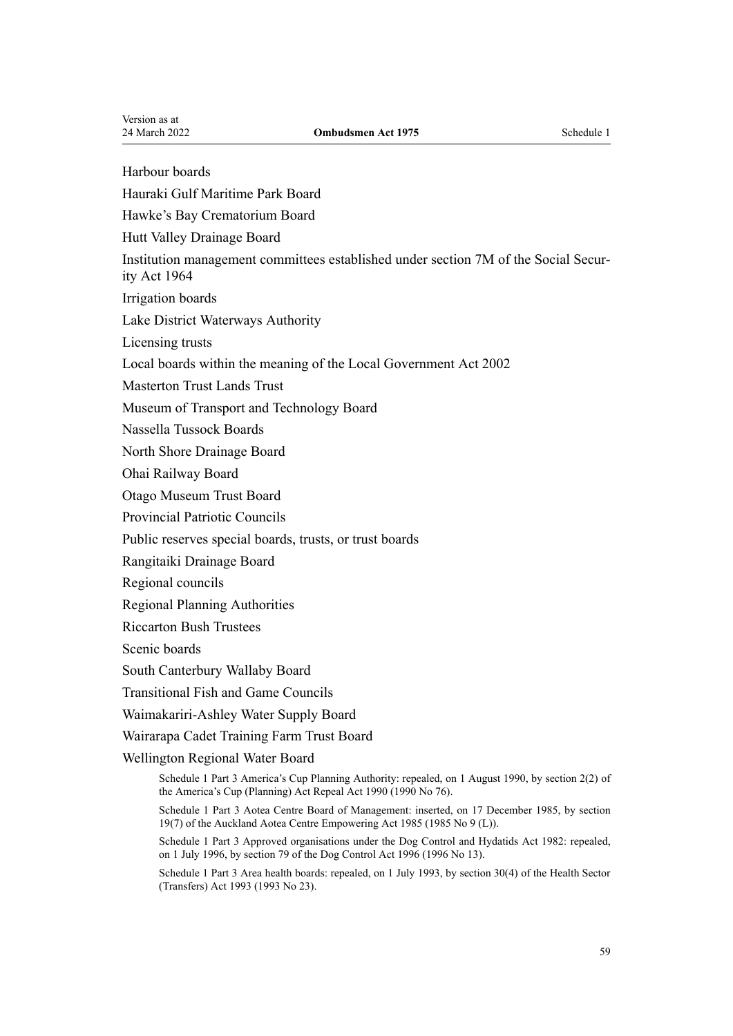Harbour boards

Hauraki Gulf Maritime Park Board

Hawke's Bay Crematorium Board

Hutt Valley Drainage Board

Institution management committees established under section 7M of the Social Security Act 1964

Irrigation boards

Lake District Waterways Authority

Licensing trusts

Local boards within the meaning of the Local Government Act 2002

Masterton Trust Lands Trust

Museum of Transport and Technology Board

Nassella Tussock Boards

North Shore Drainage Board

Ohai Railway Board

Otago Museum Trust Board

Provincial Patriotic Councils

Public reserves special boards, trusts, or trust boards

Rangitaiki Drainage Board

Regional councils

Regional Planning Authorities

Riccarton Bush Trustees

Scenic boards

South Canterbury Wallaby Board

Transitional Fish and Game Councils

Waimakariri-Ashley Water Supply Board

Wairarapa Cadet Training Farm Trust Board

Wellington Regional Water Board

Schedule 1 Part 3 America's Cup Planning Authority: repealed, on 1 August 1990, by section 2(2) of the America's Cup (Planning) Act Repeal Act 1990 (1990 No 76).

Schedule 1 Part 3 Aotea Centre Board of Management: inserted, on 17 December 1985, by section 19(7) of the Auckland Aotea Centre Empowering Act 1985 (1985 No 9 (L)).

Schedule 1 Part 3 Approved organisations under the Dog Control and Hydatids Act 1982: repealed, on 1 July 1996, by section 79 of the Dog Control Act 1996 (1996 No 13).

Schedule 1 Part 3 Area health boards: repealed, on 1 July 1993, by section 30(4) of the Health Sector (Transfers) Act 1993 (1993 No 23).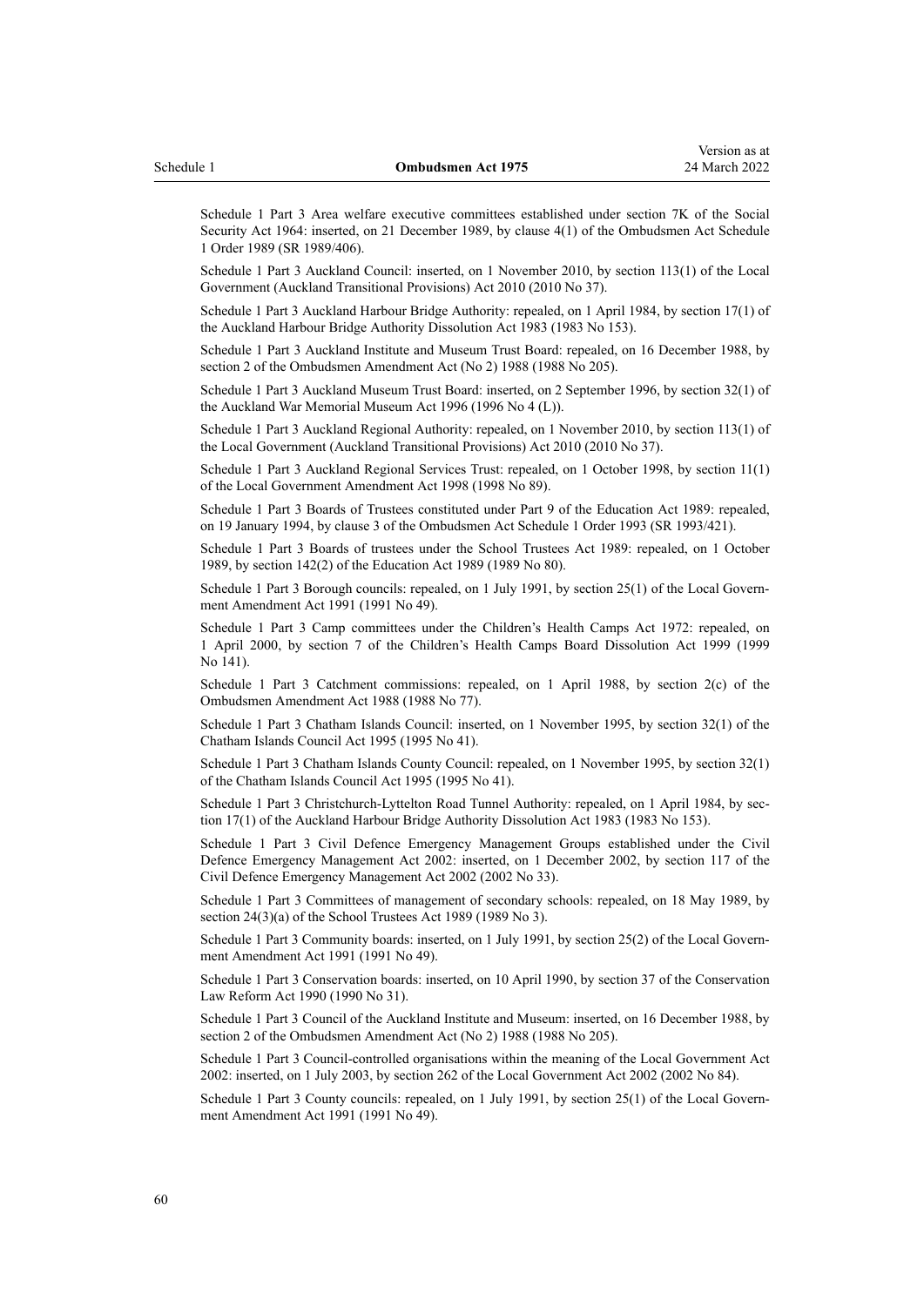Schedule 1 Part 3 Area welfare executive committees established under section 7K of the Social Security Act 1964: inserted, on 21 December 1989, by clause 4(1) of the Ombudsmen Act Schedule 1 Order 1989 (SR 1989/406).

Schedule 1 Part 3 Auckland Council: inserted, on 1 November 2010, by section 113(1) of the Local Government (Auckland Transitional Provisions) Act 2010 (2010 No 37).

Schedule 1 Part 3 Auckland Harbour Bridge Authority: repealed, on 1 April 1984, by section 17(1) of the Auckland Harbour Bridge Authority Dissolution Act 1983 (1983 No 153).

Schedule 1 Part 3 Auckland Institute and Museum Trust Board: repealed, on 16 December 1988, by section 2 of the Ombudsmen Amendment Act (No 2) 1988 (1988 No 205).

Schedule 1 Part 3 Auckland Museum Trust Board: inserted, on 2 September 1996, by section 32(1) of the Auckland War Memorial Museum Act 1996 (1996 No 4 (L)).

Schedule 1 Part 3 Auckland Regional Authority: repealed, on 1 November 2010, by section 113(1) of the Local Government (Auckland Transitional Provisions) Act 2010 (2010 No 37).

Schedule 1 Part 3 Auckland Regional Services Trust: repealed, on 1 October 1998, by section 11(1) of the Local Government Amendment Act 1998 (1998 No 89).

Schedule 1 Part 3 Boards of Trustees constituted under Part 9 of the Education Act 1989: repealed, on 19 January 1994, by clause 3 of the Ombudsmen Act Schedule 1 Order 1993 (SR 1993/421).

Schedule 1 Part 3 Boards of trustees under the School Trustees Act 1989: repealed, on 1 October 1989, by section 142(2) of the Education Act 1989 (1989 No 80).

Schedule 1 Part 3 Borough councils: repealed, on 1 July 1991, by section 25(1) of the Local Government Amendment Act 1991 (1991 No 49).

Schedule 1 Part 3 Camp committees under the Children's Health Camps Act 1972: repealed, on 1 April 2000, by section 7 of the Children's Health Camps Board Dissolution Act 1999 (1999 No 141).

Schedule 1 Part 3 Catchment commissions: repealed, on 1 April 1988, by section 2(c) of the Ombudsmen Amendment Act 1988 (1988 No 77).

Schedule 1 Part 3 Chatham Islands Council: inserted, on 1 November 1995, by section 32(1) of the Chatham Islands Council Act 1995 (1995 No 41).

Schedule 1 Part 3 Chatham Islands County Council: repealed, on 1 November 1995, by section 32(1) of the Chatham Islands Council Act 1995 (1995 No 41).

Schedule 1 Part 3 Christchurch-Lyttelton Road Tunnel Authority: repealed, on 1 April 1984, by section 17(1) of the Auckland Harbour Bridge Authority Dissolution Act 1983 (1983 No 153).

Schedule 1 Part 3 Civil Defence Emergency Management Groups established under the Civil Defence Emergency Management Act 2002: inserted, on 1 December 2002, by section 117 of the Civil Defence Emergency Management Act 2002 (2002 No 33).

Schedule 1 Part 3 Committees of management of secondary schools: repealed, on 18 May 1989, by section 24(3)(a) of the School Trustees Act 1989 (1989 No 3).

Schedule 1 Part 3 Community boards: inserted, on 1 July 1991, by section 25(2) of the Local Government Amendment Act 1991 (1991 No 49).

Schedule 1 Part 3 Conservation boards: inserted, on 10 April 1990, by section 37 of the Conservation Law Reform Act 1990 (1990 No 31).

Schedule 1 Part 3 Council of the Auckland Institute and Museum: inserted, on 16 December 1988, by section 2 of the Ombudsmen Amendment Act (No 2) 1988 (1988 No 205).

Schedule 1 Part 3 Council-controlled organisations within the meaning of the Local Government Act 2002: inserted, on 1 July 2003, by section 262 of the Local Government Act 2002 (2002 No 84).

Schedule 1 Part 3 County councils: repealed, on 1 July 1991, by section 25(1) of the Local Government Amendment Act 1991 (1991 No 49).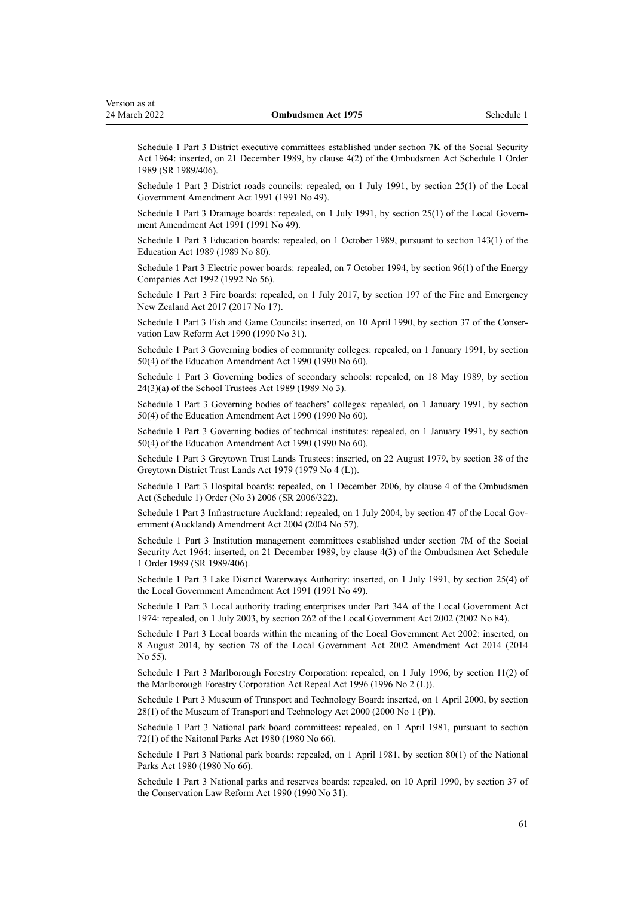Schedule 1 Part 3 District executive committees established under section 7K of the Social Security Act 1964: inserted, on 21 December 1989, by clause 4(2) of the Ombudsmen Act Schedule 1 Order 1989 (SR 1989/406).

Schedule 1 Part 3 District roads councils: repealed, on 1 July 1991, by section 25(1) of the Local Government Amendment Act 1991 (1991 No 49).

Schedule 1 Part 3 Drainage boards: repealed, on 1 July 1991, by section 25(1) of the Local Government Amendment Act 1991 (1991 No 49).

Schedule 1 Part 3 Education boards: repealed, on 1 October 1989, pursuant to section 143(1) of the Education Act 1989 (1989 No 80).

Schedule 1 Part 3 Electric power boards: repealed, on 7 October 1994, by section 96(1) of the Energy Companies Act 1992 (1992 No 56).

Schedule 1 Part 3 Fire boards: repealed, on 1 July 2017, by section 197 of the Fire and Emergency New Zealand Act 2017 (2017 No 17).

Schedule 1 Part 3 Fish and Game Councils: inserted, on 10 April 1990, by section 37 of the Conservation Law Reform Act 1990 (1990 No 31).

Schedule 1 Part 3 Governing bodies of community colleges: repealed, on 1 January 1991, by section 50(4) of the Education Amendment Act 1990 (1990 No 60).

Schedule 1 Part 3 Governing bodies of secondary schools: repealed, on 18 May 1989, by section 24(3)(a) of the School Trustees Act 1989 (1989 No 3).

Schedule 1 Part 3 Governing bodies of teachers' colleges: repealed, on 1 January 1991, by section 50(4) of the Education Amendment Act 1990 (1990 No 60).

Schedule 1 Part 3 Governing bodies of technical institutes: repealed, on 1 January 1991, by section 50(4) of the Education Amendment Act 1990 (1990 No 60).

Schedule 1 Part 3 Greytown Trust Lands Trustees: inserted, on 22 August 1979, by section 38 of the Greytown District Trust Lands Act 1979 (1979 No 4 (L)).

Schedule 1 Part 3 Hospital boards: repealed, on 1 December 2006, by clause 4 of the Ombudsmen Act (Schedule 1) Order (No 3) 2006 (SR 2006/322).

Schedule 1 Part 3 Infrastructure Auckland: repealed, on 1 July 2004, by section 47 of the Local Government (Auckland) Amendment Act 2004 (2004 No 57).

Schedule 1 Part 3 Institution management committees established under section 7M of the Social Security Act 1964: inserted, on 21 December 1989, by clause 4(3) of the Ombudsmen Act Schedule 1 Order 1989 (SR 1989/406).

Schedule 1 Part 3 Lake District Waterways Authority: inserted, on 1 July 1991, by section 25(4) of the Local Government Amendment Act 1991 (1991 No 49).

Schedule 1 Part 3 Local authority trading enterprises under Part 34A of the Local Government Act 1974: repealed, on 1 July 2003, by section 262 of the Local Government Act 2002 (2002 No 84).

Schedule 1 Part 3 Local boards within the meaning of the Local Government Act 2002: inserted, on 8 August 2014, by section 78 of the Local Government Act 2002 Amendment Act 2014 (2014 No 55).

Schedule 1 Part 3 Marlborough Forestry Corporation: repealed, on 1 July 1996, by section 11(2) of the Marlborough Forestry Corporation Act Repeal Act 1996 (1996 No 2 (L)).

Schedule 1 Part 3 Museum of Transport and Technology Board: inserted, on 1 April 2000, by section 28(1) of the Museum of Transport and Technology Act 2000 (2000 No 1 (P)).

Schedule 1 Part 3 National park board committees: repealed, on 1 April 1981, pursuant to section 72(1) of the Naitonal Parks Act 1980 (1980 No 66).

Schedule 1 Part 3 National park boards: repealed, on 1 April 1981, by section 80(1) of the National Parks Act 1980 (1980 No 66).

Schedule 1 Part 3 National parks and reserves boards: repealed, on 10 April 1990, by section 37 of the Conservation Law Reform Act 1990 (1990 No 31).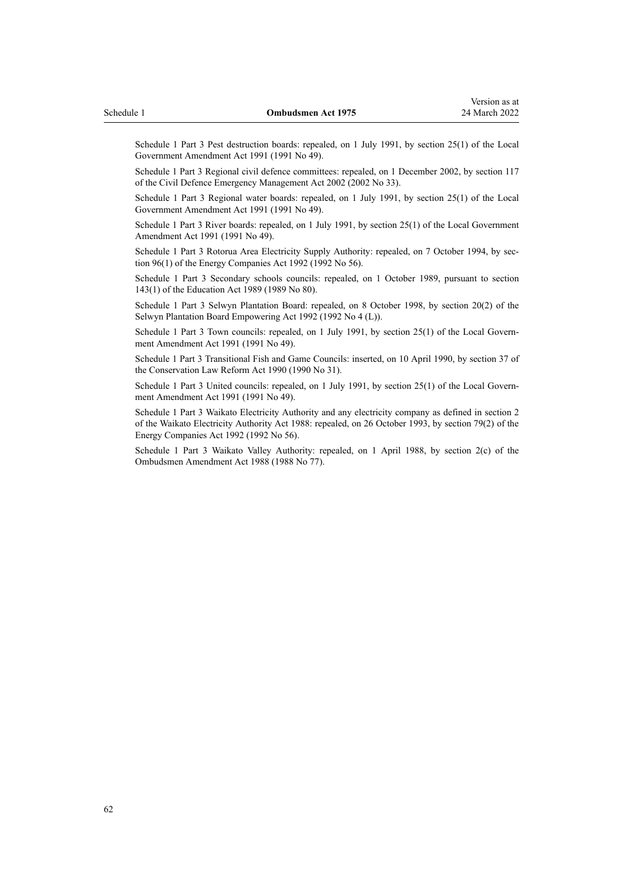Schedule 1 Part 3 Pest destruction boards: repealed, on 1 July 1991, by section 25(1) of the Local Government Amendment Act 1991 (1991 No 49).

Schedule 1 Part 3 Regional civil defence committees: repealed, on 1 December 2002, by section 117 of the Civil Defence Emergency Management Act 2002 (2002 No 33).

Schedule 1 Part 3 Regional water boards: repealed, on 1 July 1991, by section 25(1) of the Local Government Amendment Act 1991 (1991 No 49).

Schedule 1 Part 3 River boards: repealed, on 1 July 1991, by section 25(1) of the Local Government Amendment Act 1991 (1991 No 49).

Schedule 1 Part 3 Rotorua Area Electricity Supply Authority: repealed, on 7 October 1994, by section 96(1) of the Energy Companies Act 1992 (1992 No 56).

Schedule 1 Part 3 Secondary schools councils: repealed, on 1 October 1989, pursuant to section 143(1) of the Education Act 1989 (1989 No 80).

Schedule 1 Part 3 Selwyn Plantation Board: repealed, on 8 October 1998, by section 20(2) of the Selwyn Plantation Board Empowering Act 1992 (1992 No 4 (L)).

Schedule 1 Part 3 Town councils: repealed, on 1 July 1991, by section 25(1) of the Local Government Amendment Act 1991 (1991 No 49).

Schedule 1 Part 3 Transitional Fish and Game Councils: inserted, on 10 April 1990, by section 37 of the Conservation Law Reform Act 1990 (1990 No 31).

Schedule 1 Part 3 United councils: repealed, on 1 July 1991, by section 25(1) of the Local Government Amendment Act 1991 (1991 No 49).

Schedule 1 Part 3 Waikato Electricity Authority and any electricity company as defined in section 2 of the Waikato Electricity Authority Act 1988: repealed, on 26 October 1993, by section 79(2) of the Energy Companies Act 1992 (1992 No 56).

Schedule 1 Part 3 Waikato Valley Authority: repealed, on 1 April 1988, by section 2(c) of the Ombudsmen Amendment Act 1988 (1988 No 77).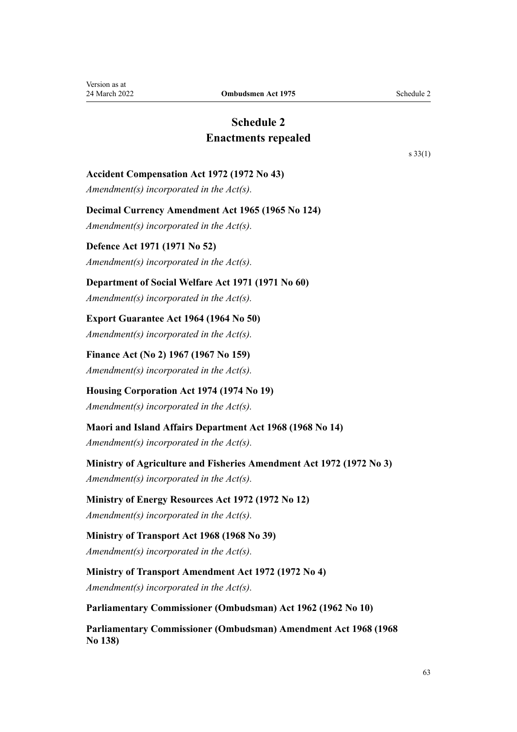# Schedule 2
## Enactments repealed

s 33(1)

**Accident Compensation Act 1972 (1972 No 43)**

*Amendment(s) incorporated in the Act(s).*

**Decimal Currency Amendment Act 1965 (1965 No 124)**

*Amendment(s) incorporated in the Act(s).*

**Defence Act 1971 (1971 No 52)**

*Amendment(s) incorporated in the Act(s).*

**Department of Social Welfare Act 1971 (1971 No 60)**

*Amendment(s) incorporated in the Act(s).*

**Export Guarantee Act 1964 (1964 No 50)**

*Amendment(s) incorporated in the Act(s).*

**Finance Act (No 2) 1967 (1967 No 159)**

*Amendment(s) incorporated in the Act(s).*

**Housing Corporation Act 1974 (1974 No 19)**

*Amendment(s) incorporated in the Act(s).*

**Maori and Island Affairs Department Act 1968 (1968 No 14)**

*Amendment(s) incorporated in the Act(s).*

**Ministry of Agriculture and Fisheries Amendment Act 1972 (1972 No 3)**

*Amendment(s) incorporated in the Act(s).*

**Ministry of Energy Resources Act 1972 (1972 No 12)**

*Amendment(s) incorporated in the Act(s).*

**Ministry of Transport Act 1968 (1968 No 39)**

*Amendment(s) incorporated in the Act(s).*

**Ministry of Transport Amendment Act 1972 (1972 No 4)**

*Amendment(s) incorporated in the Act(s).*

**Parliamentary Commissioner (Ombudsman) Act 1962 (1962 No 10)**

**Parliamentary Commissioner (Ombudsman) Amendment Act 1968 (1968 No 138)**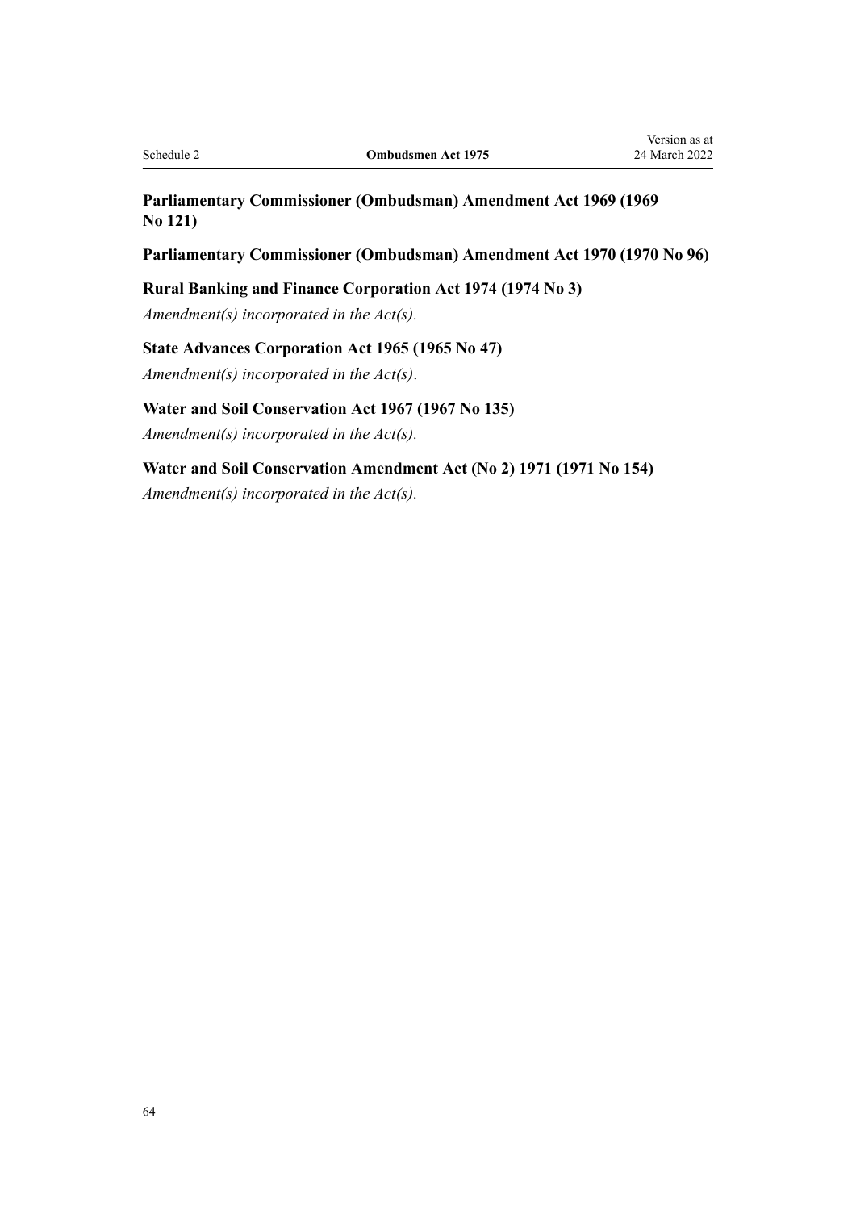**Parliamentary Commissioner (Ombudsman) Amendment Act 1969 (1969 No 121)**

**Parliamentary Commissioner (Ombudsman) Amendment Act 1970 (1970 No 96)**

**Rural Banking and Finance Corporation Act 1974 (1974 No 3)**

*Amendment(s) incorporated in the Act(s).*

**State Advances Corporation Act 1965 (1965 No 47)**

*Amendment(s) incorporated in the Act(s).*

**Water and Soil Conservation Act 1967 (1967 No 135)**

*Amendment(s) incorporated in the Act(s).*

**Water and Soil Conservation Amendment Act (No 2) 1971 (1971 No 154)**

*Amendment(s) incorporated in the Act(s).*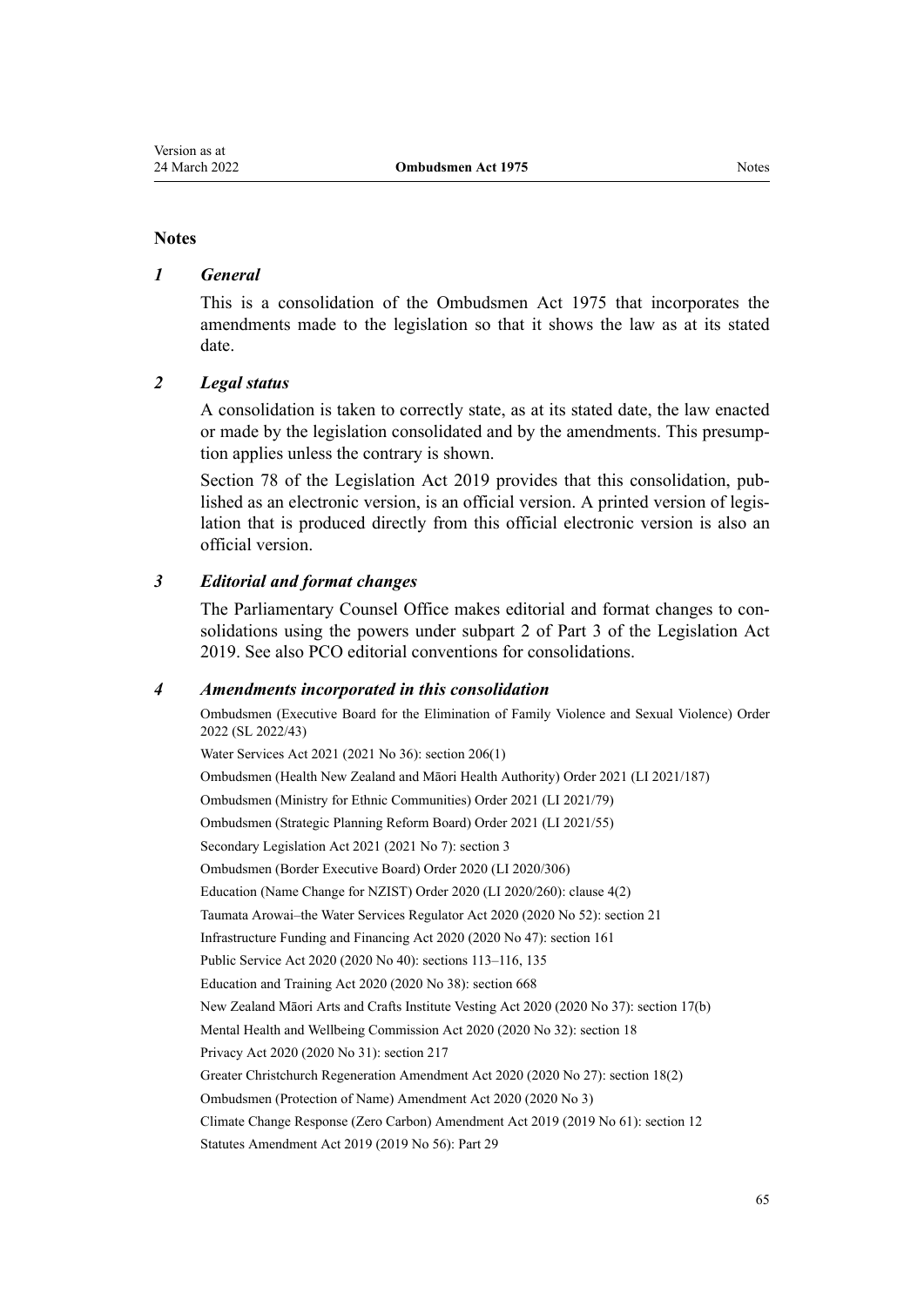## Notes

### *1 General*

This is a consolidation of the Ombudsmen Act 1975 that incorporates the amendments made to the legislation so that it shows the law as at its stated date.

### *2 Legal status*

A consolidation is taken to correctly state, as at its stated date, the law enacted or made by the legislation consolidated and by the amendments. This presumption applies unless the contrary is shown.

Section 78 of the Legislation Act 2019 provides that this consolidation, published as an electronic version, is an official version. A printed version of legislation that is produced directly from this official electronic version is also an official version.

### *3 Editorial and format changes*

The Parliamentary Counsel Office makes editorial and format changes to consolidations using the powers under subpart 2 of Part 3 of the Legislation Act 2019. See also PCO editorial conventions for consolidations.

### *4 Amendments incorporated in this consolidation*

Ombudsmen (Executive Board for the Elimination of Family Violence and Sexual Violence) Order 2022 (SL 2022/43)

Water Services Act 2021 (2021 No 36): section 206(1)

Ombudsmen (Health New Zealand and Māori Health Authority) Order 2021 (LI 2021/187)

Ombudsmen (Ministry for Ethnic Communities) Order 2021 (LI 2021/79)

Ombudsmen (Strategic Planning Reform Board) Order 2021 (LI 2021/55)

Secondary Legislation Act 2021 (2021 No 7): section 3

Ombudsmen (Border Executive Board) Order 2020 (LI 2020/306)

Education (Name Change for NZIST) Order 2020 (LI 2020/260): clause 4(2)

Taumata Arowai–the Water Services Regulator Act 2020 (2020 No 52): section 21

Infrastructure Funding and Financing Act 2020 (2020 No 47): section 161

Public Service Act 2020 (2020 No 40): sections 113–116, 135

Education and Training Act 2020 (2020 No 38): section 668

New Zealand Māori Arts and Crafts Institute Vesting Act 2020 (2020 No 37): section 17(b)

Mental Health and Wellbeing Commission Act 2020 (2020 No 32): section 18

Privacy Act 2020 (2020 No 31): section 217

Greater Christchurch Regeneration Amendment Act 2020 (2020 No 27): section 18(2)

Ombudsmen (Protection of Name) Amendment Act 2020 (2020 No 3)

Climate Change Response (Zero Carbon) Amendment Act 2019 (2019 No 61): section 12

Statutes Amendment Act 2019 (2019 No 56): Part 29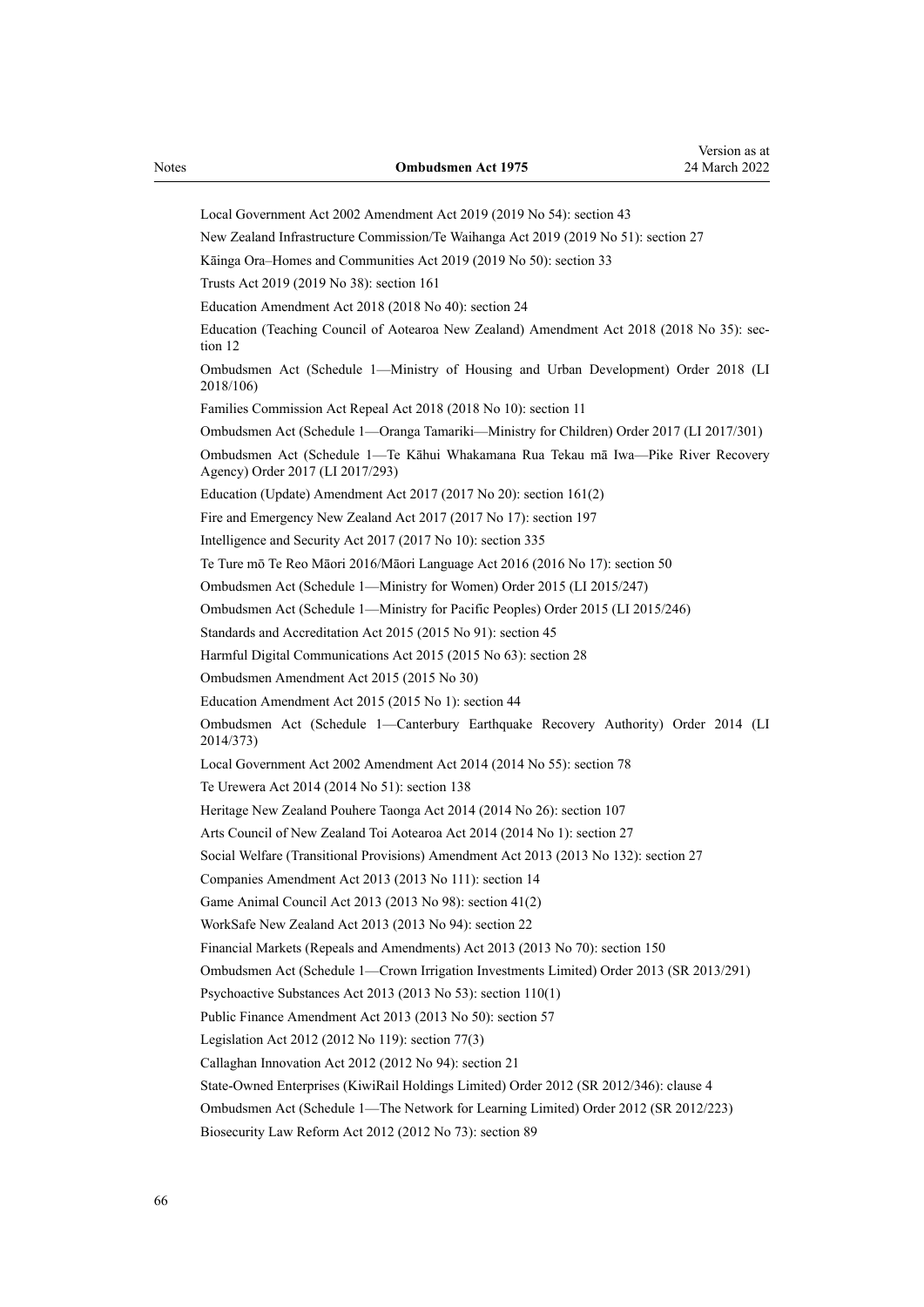Local Government Act 2002 Amendment Act 2019 (2019 No 54): section 43

New Zealand Infrastructure Commission/Te Waihanga Act 2019 (2019 No 51): section 27

Kāinga Ora–Homes and Communities Act 2019 (2019 No 50): section 33

Trusts Act 2019 (2019 No 38): section 161

Education Amendment Act 2018 (2018 No 40): section 24

Education (Teaching Council of Aotearoa New Zealand) Amendment Act 2018 (2018 No 35): section 12

Ombudsmen Act (Schedule 1—Ministry of Housing and Urban Development) Order 2018 (LI 2018/106)

Families Commission Act Repeal Act 2018 (2018 No 10): section 11

Ombudsmen Act (Schedule 1—Oranga Tamariki—Ministry for Children) Order 2017 (LI 2017/301)

Ombudsmen Act (Schedule 1—Te Kāhui Whakamana Rua Tekau mā Iwa—Pike River Recovery Agency) Order 2017 (LI 2017/293)

Education (Update) Amendment Act 2017 (2017 No 20): section 161(2)

Fire and Emergency New Zealand Act 2017 (2017 No 17): section 197

Intelligence and Security Act 2017 (2017 No 10): section 335

Te Ture mō Te Reo Māori 2016/Māori Language Act 2016 (2016 No 17): section 50

Ombudsmen Act (Schedule 1—Ministry for Women) Order 2015 (LI 2015/247)

Ombudsmen Act (Schedule 1—Ministry for Pacific Peoples) Order 2015 (LI 2015/246)

Standards and Accreditation Act 2015 (2015 No 91): section 45

Harmful Digital Communications Act 2015 (2015 No 63): section 28

Ombudsmen Amendment Act 2015 (2015 No 30)

Education Amendment Act 2015 (2015 No 1): section 44

Ombudsmen Act (Schedule 1—Canterbury Earthquake Recovery Authority) Order 2014 (LI 2014/373)

Local Government Act 2002 Amendment Act 2014 (2014 No 55): section 78

Te Urewera Act 2014 (2014 No 51): section 138

Heritage New Zealand Pouhere Taonga Act 2014 (2014 No 26): section 107

Arts Council of New Zealand Toi Aotearoa Act 2014 (2014 No 1): section 27

Social Welfare (Transitional Provisions) Amendment Act 2013 (2013 No 132): section 27

Companies Amendment Act 2013 (2013 No 111): section 14

Game Animal Council Act 2013 (2013 No 98): section 41(2)

WorkSafe New Zealand Act 2013 (2013 No 94): section 22

Financial Markets (Repeals and Amendments) Act 2013 (2013 No 70): section 150

Ombudsmen Act (Schedule 1—Crown Irrigation Investments Limited) Order 2013 (SR 2013/291)

Psychoactive Substances Act 2013 (2013 No 53): section 110(1)

Public Finance Amendment Act 2013 (2013 No 50): section 57

Legislation Act 2012 (2012 No 119): section 77(3)

Callaghan Innovation Act 2012 (2012 No 94): section 21

State-Owned Enterprises (KiwiRail Holdings Limited) Order 2012 (SR 2012/346): clause 4

Ombudsmen Act (Schedule 1—The Network for Learning Limited) Order 2012 (SR 2012/223)

Biosecurity Law Reform Act 2012 (2012 No 73): section 89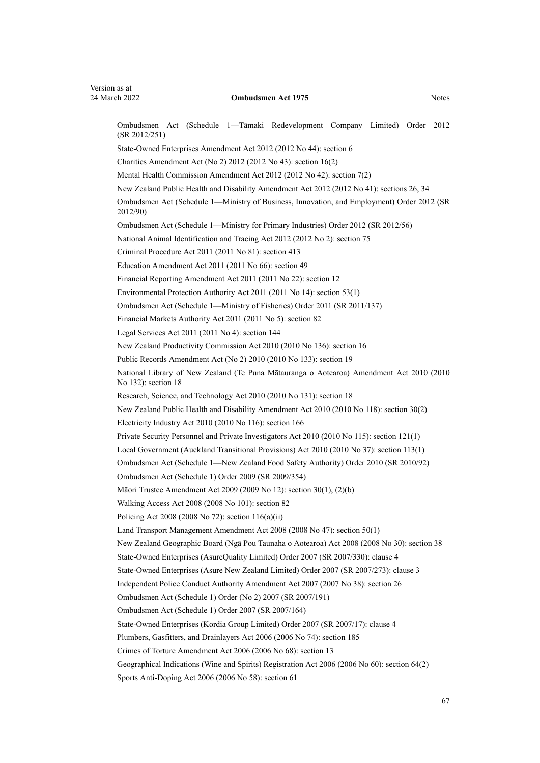Ombudsmen Act (Schedule 1—Tāmaki Redevelopment Company Limited) Order 2012 (SR 2012/251)

State-Owned Enterprises Amendment Act 2012 (2012 No 44): section 6

Charities Amendment Act (No 2) 2012 (2012 No 43): section 16(2)

Mental Health Commission Amendment Act 2012 (2012 No 42): section 7(2)

New Zealand Public Health and Disability Amendment Act 2012 (2012 No 41): sections 26, 34

Ombudsmen Act (Schedule 1—Ministry of Business, Innovation, and Employment) Order 2012 (SR 2012/90)

Ombudsmen Act (Schedule 1—Ministry for Primary Industries) Order 2012 (SR 2012/56)

National Animal Identification and Tracing Act 2012 (2012 No 2): section 75

Criminal Procedure Act 2011 (2011 No 81): section 413

Education Amendment Act 2011 (2011 No 66): section 49

Financial Reporting Amendment Act 2011 (2011 No 22): section 12

Environmental Protection Authority Act 2011 (2011 No 14): section 53(1)

Ombudsmen Act (Schedule 1—Ministry of Fisheries) Order 2011 (SR 2011/137)

Financial Markets Authority Act 2011 (2011 No 5): section 82

Legal Services Act 2011 (2011 No 4): section 144

New Zealand Productivity Commission Act 2010 (2010 No 136): section 16

Public Records Amendment Act (No 2) 2010 (2010 No 133): section 19

National Library of New Zealand (Te Puna Mātauranga o Aotearoa) Amendment Act 2010 (2010 No 132): section 18

Research, Science, and Technology Act 2010 (2010 No 131): section 18

New Zealand Public Health and Disability Amendment Act 2010 (2010 No 118): section 30(2)

Electricity Industry Act 2010 (2010 No 116): section 166

Private Security Personnel and Private Investigators Act 2010 (2010 No 115): section 121(1)

Local Government (Auckland Transitional Provisions) Act 2010 (2010 No 37): section 113(1)

Ombudsmen Act (Schedule 1—New Zealand Food Safety Authority) Order 2010 (SR 2010/92)

Ombudsmen Act (Schedule 1) Order 2009 (SR 2009/354)

Māori Trustee Amendment Act 2009 (2009 No 12): section 30(1), (2)(b)

Walking Access Act 2008 (2008 No 101): section 82

Policing Act 2008 (2008 No 72): section 116(a)(ii)

Land Transport Management Amendment Act 2008 (2008 No 47): section 50(1)

New Zealand Geographic Board (Ngā Pou Taunaha o Aotearoa) Act 2008 (2008 No 30): section 38

State-Owned Enterprises (AsureQuality Limited) Order 2007 (SR 2007/330): clause 4

State-Owned Enterprises (Asure New Zealand Limited) Order 2007 (SR 2007/273): clause 3

Independent Police Conduct Authority Amendment Act 2007 (2007 No 38): section 26

Ombudsmen Act (Schedule 1) Order (No 2) 2007 (SR 2007/191)

Ombudsmen Act (Schedule 1) Order 2007 (SR 2007/164)

State-Owned Enterprises (Kordia Group Limited) Order 2007 (SR 2007/17): clause 4

Plumbers, Gasfitters, and Drainlayers Act 2006 (2006 No 74): section 185

Crimes of Torture Amendment Act 2006 (2006 No 68): section 13

Geographical Indications (Wine and Spirits) Registration Act 2006 (2006 No 60): section 64(2)

Sports Anti-Doping Act 2006 (2006 No 58): section 61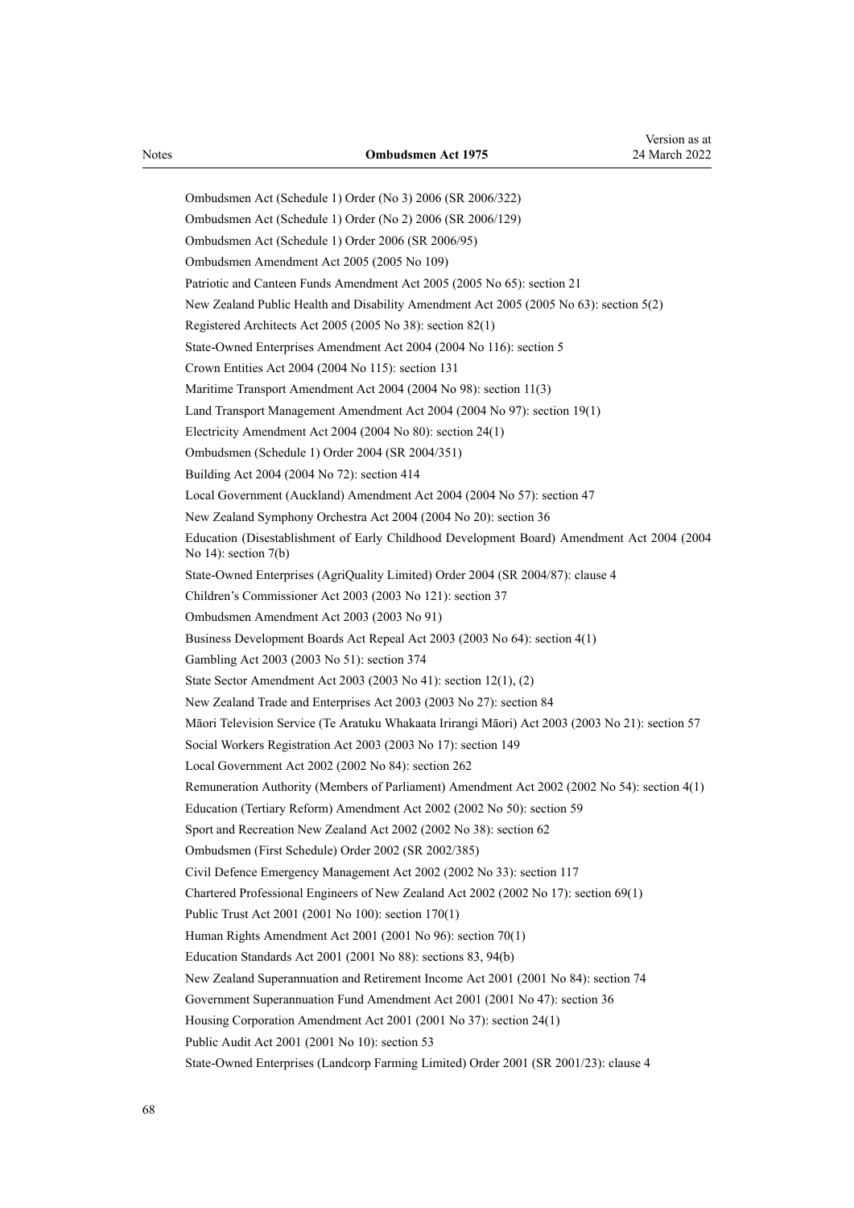Ombudsmen Act (Schedule 1) Order (No 3) 2006 (SR 2006/322)

Ombudsmen Act (Schedule 1) Order (No 2) 2006 (SR 2006/129)

Ombudsmen Act (Schedule 1) Order 2006 (SR 2006/95)

Ombudsmen Amendment Act 2005 (2005 No 109)

Patriotic and Canteen Funds Amendment Act 2005 (2005 No 65): section 21

New Zealand Public Health and Disability Amendment Act 2005 (2005 No 63): section 5(2)

Registered Architects Act 2005 (2005 No 38): section 82(1)

State-Owned Enterprises Amendment Act 2004 (2004 No 116): section 5

Crown Entities Act 2004 (2004 No 115): section 131

Maritime Transport Amendment Act 2004 (2004 No 98): section 11(3)

Land Transport Management Amendment Act 2004 (2004 No 97): section 19(1)

Electricity Amendment Act 2004 (2004 No 80): section 24(1)

Ombudsmen (Schedule 1) Order 2004 (SR 2004/351)

Building Act 2004 (2004 No 72): section 414

Local Government (Auckland) Amendment Act 2004 (2004 No 57): section 47

New Zealand Symphony Orchestra Act 2004 (2004 No 20): section 36

Education (Disestablishment of Early Childhood Development Board) Amendment Act 2004 (2004 No 14): section 7(b)

State-Owned Enterprises (AgriQuality Limited) Order 2004 (SR 2004/87): clause 4

Children's Commissioner Act 2003 (2003 No 121): section 37

Ombudsmen Amendment Act 2003 (2003 No 91)

Business Development Boards Act Repeal Act 2003 (2003 No 64): section 4(1)

Gambling Act 2003 (2003 No 51): section 374

State Sector Amendment Act 2003 (2003 No 41): section 12(1), (2)

New Zealand Trade and Enterprises Act 2003 (2003 No 27): section 84

Māori Television Service (Te Aratuku Whakaata Irirangi Māori) Act 2003 (2003 No 21): section 57

Social Workers Registration Act 2003 (2003 No 17): section 149

Local Government Act 2002 (2002 No 84): section 262

Remuneration Authority (Members of Parliament) Amendment Act 2002 (2002 No 54): section 4(1)

Education (Tertiary Reform) Amendment Act 2002 (2002 No 50): section 59

Sport and Recreation New Zealand Act 2002 (2002 No 38): section 62

Ombudsmen (First Schedule) Order 2002 (SR 2002/385)

Civil Defence Emergency Management Act 2002 (2002 No 33): section 117

Chartered Professional Engineers of New Zealand Act 2002 (2002 No 17): section 69(1)

Public Trust Act 2001 (2001 No 100): section 170(1)

Human Rights Amendment Act 2001 (2001 No 96): section 70(1)

Education Standards Act 2001 (2001 No 88): sections 83, 94(b)

New Zealand Superannuation and Retirement Income Act 2001 (2001 No 84): section 74

Government Superannuation Fund Amendment Act 2001 (2001 No 47): section 36

Housing Corporation Amendment Act 2001 (2001 No 37): section 24(1)

Public Audit Act 2001 (2001 No 10): section 53

State-Owned Enterprises (Landcorp Farming Limited) Order 2001 (SR 2001/23): clause 4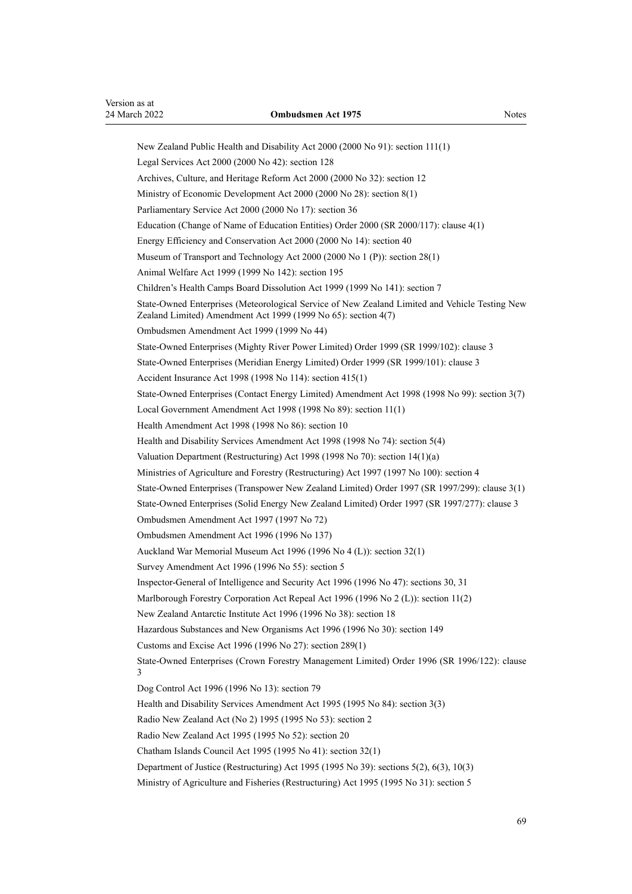New Zealand Public Health and Disability Act 2000 (2000 No 91): section 111(1)

Legal Services Act 2000 (2000 No 42): section 128

Archives, Culture, and Heritage Reform Act 2000 (2000 No 32): section 12

Ministry of Economic Development Act 2000 (2000 No 28): section 8(1)

Parliamentary Service Act 2000 (2000 No 17): section 36

Education (Change of Name of Education Entities) Order 2000 (SR 2000/117): clause 4(1)

Energy Efficiency and Conservation Act 2000 (2000 No 14): section 40

Museum of Transport and Technology Act 2000 (2000 No 1 (P)): section 28(1)

Animal Welfare Act 1999 (1999 No 142): section 195

Children's Health Camps Board Dissolution Act 1999 (1999 No 141): section 7

State-Owned Enterprises (Meteorological Service of New Zealand Limited and Vehicle Testing New Zealand Limited) Amendment Act 1999 (1999 No 65): section 4(7)

Ombudsmen Amendment Act 1999 (1999 No 44)

State-Owned Enterprises (Mighty River Power Limited) Order 1999 (SR 1999/102): clause 3

State-Owned Enterprises (Meridian Energy Limited) Order 1999 (SR 1999/101): clause 3

Accident Insurance Act 1998 (1998 No 114): section 415(1)

State-Owned Enterprises (Contact Energy Limited) Amendment Act 1998 (1998 No 99): section 3(7)

Local Government Amendment Act 1998 (1998 No 89): section 11(1)

Health Amendment Act 1998 (1998 No 86): section 10

Health and Disability Services Amendment Act 1998 (1998 No 74): section 5(4)

Valuation Department (Restructuring) Act 1998 (1998 No 70): section 14(1)(a)

Ministries of Agriculture and Forestry (Restructuring) Act 1997 (1997 No 100): section 4

State-Owned Enterprises (Transpower New Zealand Limited) Order 1997 (SR 1997/299): clause 3(1)

State-Owned Enterprises (Solid Energy New Zealand Limited) Order 1997 (SR 1997/277): clause 3

Ombudsmen Amendment Act 1997 (1997 No 72)

Ombudsmen Amendment Act 1996 (1996 No 137)

Auckland War Memorial Museum Act 1996 (1996 No 4 (L)): section 32(1)

Survey Amendment Act 1996 (1996 No 55): section 5

Inspector-General of Intelligence and Security Act 1996 (1996 No 47): sections 30, 31

Marlborough Forestry Corporation Act Repeal Act 1996 (1996 No 2 (L)): section 11(2)

New Zealand Antarctic Institute Act 1996 (1996 No 38): section 18

Hazardous Substances and New Organisms Act 1996 (1996 No 30): section 149

Customs and Excise Act 1996 (1996 No 27): section 289(1)

State-Owned Enterprises (Crown Forestry Management Limited) Order 1996 (SR 1996/122): clause 3

Dog Control Act 1996 (1996 No 13): section 79

Health and Disability Services Amendment Act 1995 (1995 No 84): section 3(3)

Radio New Zealand Act (No 2) 1995 (1995 No 53): section 2

Radio New Zealand Act 1995 (1995 No 52): section 20

Chatham Islands Council Act 1995 (1995 No 41): section 32(1)

Department of Justice (Restructuring) Act 1995 (1995 No 39): sections 5(2), 6(3), 10(3)

Ministry of Agriculture and Fisheries (Restructuring) Act 1995 (1995 No 31): section 5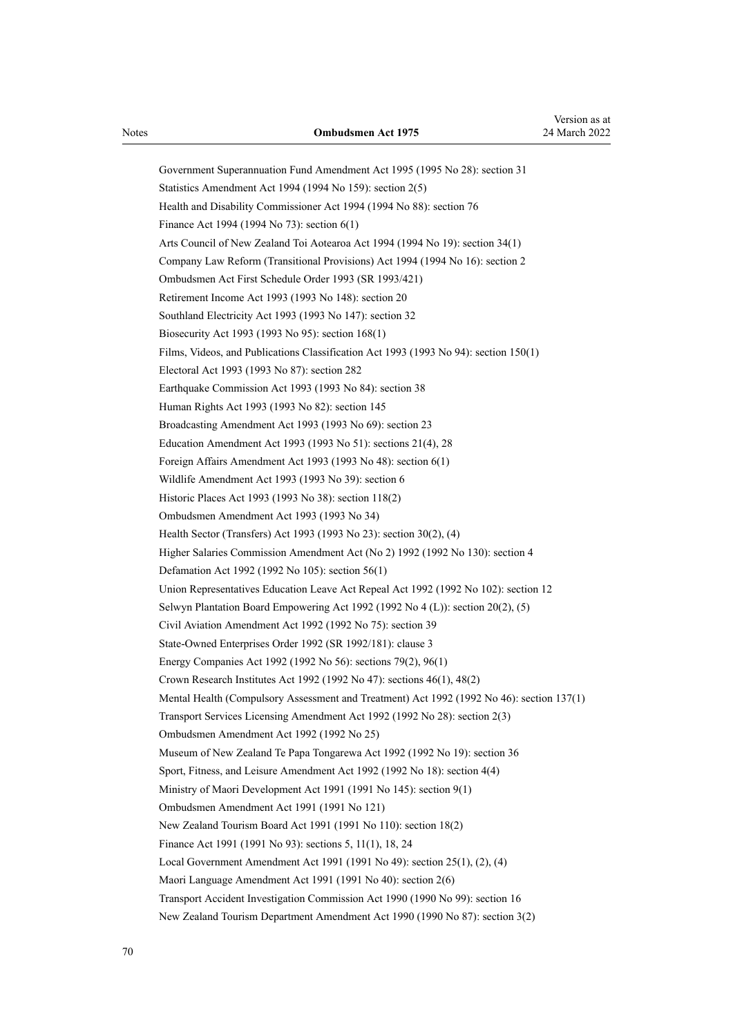Government Superannuation Fund Amendment Act 1995 (1995 No 28): section 31

Statistics Amendment Act 1994 (1994 No 159): section 2(5)

Health and Disability Commissioner Act 1994 (1994 No 88): section 76

Finance Act 1994 (1994 No 73): section 6(1)

Arts Council of New Zealand Toi Aotearoa Act 1994 (1994 No 19): section 34(1)

Company Law Reform (Transitional Provisions) Act 1994 (1994 No 16): section 2

Ombudsmen Act First Schedule Order 1993 (SR 1993/421)

Retirement Income Act 1993 (1993 No 148): section 20

Southland Electricity Act 1993 (1993 No 147): section 32

Biosecurity Act 1993 (1993 No 95): section 168(1)

Films, Videos, and Publications Classification Act 1993 (1993 No 94): section 150(1)

Electoral Act 1993 (1993 No 87): section 282

Earthquake Commission Act 1993 (1993 No 84): section 38

Human Rights Act 1993 (1993 No 82): section 145

Broadcasting Amendment Act 1993 (1993 No 69): section 23

Education Amendment Act 1993 (1993 No 51): sections 21(4), 28

Foreign Affairs Amendment Act 1993 (1993 No 48): section 6(1)

Wildlife Amendment Act 1993 (1993 No 39): section 6

Historic Places Act 1993 (1993 No 38): section 118(2)

Ombudsmen Amendment Act 1993 (1993 No 34)

Health Sector (Transfers) Act 1993 (1993 No 23): section 30(2), (4)

Higher Salaries Commission Amendment Act (No 2) 1992 (1992 No 130): section 4

Defamation Act 1992 (1992 No 105): section 56(1)

Union Representatives Education Leave Act Repeal Act 1992 (1992 No 102): section 12

Selwyn Plantation Board Empowering Act 1992 (1992 No 4 (L)): section 20(2), (5)

Civil Aviation Amendment Act 1992 (1992 No 75): section 39

State-Owned Enterprises Order 1992 (SR 1992/181): clause 3

Energy Companies Act 1992 (1992 No 56): sections 79(2), 96(1)

Crown Research Institutes Act 1992 (1992 No 47): sections 46(1), 48(2)

Mental Health (Compulsory Assessment and Treatment) Act 1992 (1992 No 46): section 137(1)

Transport Services Licensing Amendment Act 1992 (1992 No 28): section 2(3)

Ombudsmen Amendment Act 1992 (1992 No 25)

Museum of New Zealand Te Papa Tongarewa Act 1992 (1992 No 19): section 36

Sport, Fitness, and Leisure Amendment Act 1992 (1992 No 18): section 4(4)

Ministry of Maori Development Act 1991 (1991 No 145): section 9(1)

Ombudsmen Amendment Act 1991 (1991 No 121)

New Zealand Tourism Board Act 1991 (1991 No 110): section 18(2)

Finance Act 1991 (1991 No 93): sections 5, 11(1), 18, 24

Local Government Amendment Act 1991 (1991 No 49): section 25(1), (2), (4)

Maori Language Amendment Act 1991 (1991 No 40): section 2(6)

Transport Accident Investigation Commission Act 1990 (1990 No 99): section 16

New Zealand Tourism Department Amendment Act 1990 (1990 No 87): section 3(2)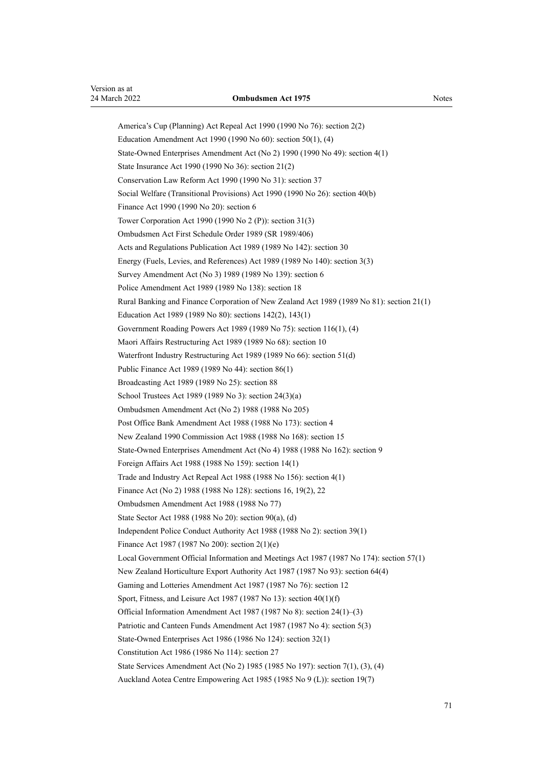America's Cup (Planning) Act Repeal Act 1990 (1990 No 76): section 2(2)

Education Amendment Act 1990 (1990 No 60): section 50(1), (4)

State-Owned Enterprises Amendment Act (No 2) 1990 (1990 No 49): section 4(1)

State Insurance Act 1990 (1990 No 36): section 21(2)

Conservation Law Reform Act 1990 (1990 No 31): section 37

Social Welfare (Transitional Provisions) Act 1990 (1990 No 26): section 40(b)

Finance Act 1990 (1990 No 20): section 6

Tower Corporation Act 1990 (1990 No 2 (P)): section 31(3)

Ombudsmen Act First Schedule Order 1989 (SR 1989/406)

Acts and Regulations Publication Act 1989 (1989 No 142): section 30

Energy (Fuels, Levies, and References) Act 1989 (1989 No 140): section 3(3)

Survey Amendment Act (No 3) 1989 (1989 No 139): section 6

Police Amendment Act 1989 (1989 No 138): section 18

Rural Banking and Finance Corporation of New Zealand Act 1989 (1989 No 81): section 21(1)

Education Act 1989 (1989 No 80): sections 142(2), 143(1)

Government Roading Powers Act 1989 (1989 No 75): section 116(1), (4)

Maori Affairs Restructuring Act 1989 (1989 No 68): section 10

Waterfront Industry Restructuring Act 1989 (1989 No 66): section 51(d)

Public Finance Act 1989 (1989 No 44): section 86(1)

Broadcasting Act 1989 (1989 No 25): section 88

School Trustees Act 1989 (1989 No 3): section 24(3)(a)

Ombudsmen Amendment Act (No 2) 1988 (1988 No 205)

Post Office Bank Amendment Act 1988 (1988 No 173): section 4

New Zealand 1990 Commission Act 1988 (1988 No 168): section 15

State-Owned Enterprises Amendment Act (No 4) 1988 (1988 No 162): section 9

Foreign Affairs Act 1988 (1988 No 159): section 14(1)

Trade and Industry Act Repeal Act 1988 (1988 No 156): section 4(1)

Finance Act (No 2) 1988 (1988 No 128): sections 16, 19(2), 22

Ombudsmen Amendment Act 1988 (1988 No 77)

State Sector Act 1988 (1988 No 20): section 90(a), (d)

Independent Police Conduct Authority Act 1988 (1988 No 2): section 39(1)

Finance Act 1987 (1987 No 200): section 2(1)(e)

Local Government Official Information and Meetings Act 1987 (1987 No 174): section 57(1)

New Zealand Horticulture Export Authority Act 1987 (1987 No 93): section 64(4)

Gaming and Lotteries Amendment Act 1987 (1987 No 76): section 12

Sport, Fitness, and Leisure Act 1987 (1987 No 13): section 40(1)(f)

Official Information Amendment Act 1987 (1987 No 8): section 24(1)–(3)

Patriotic and Canteen Funds Amendment Act 1987 (1987 No 4): section 5(3)

State-Owned Enterprises Act 1986 (1986 No 124): section 32(1)

Constitution Act 1986 (1986 No 114): section 27

State Services Amendment Act (No 2) 1985 (1985 No 197): section 7(1), (3), (4)

Auckland Aotea Centre Empowering Act 1985 (1985 No 9 (L)): section 19(7)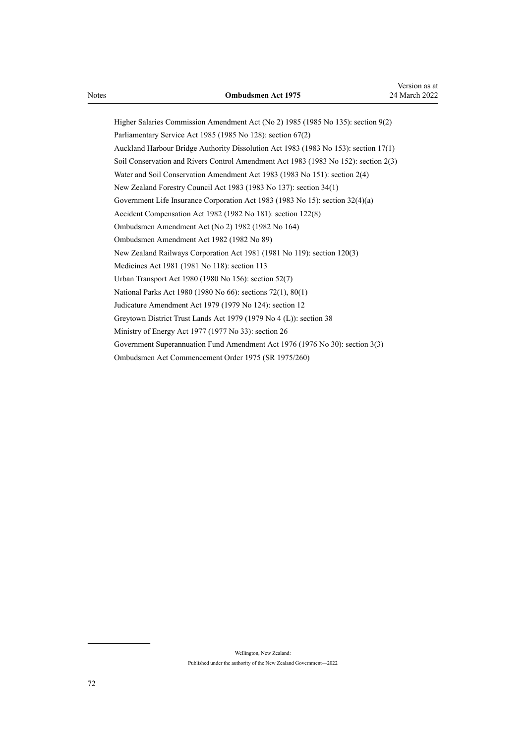Higher Salaries Commission Amendment Act (No 2) 1985 (1985 No 135): section 9(2)

Parliamentary Service Act 1985 (1985 No 128): section 67(2)

Auckland Harbour Bridge Authority Dissolution Act 1983 (1983 No 153): section 17(1)

Soil Conservation and Rivers Control Amendment Act 1983 (1983 No 152): section 2(3)

Water and Soil Conservation Amendment Act 1983 (1983 No 151): section 2(4)

New Zealand Forestry Council Act 1983 (1983 No 137): section 34(1)

Government Life Insurance Corporation Act 1983 (1983 No 15): section 32(4)(a)

Accident Compensation Act 1982 (1982 No 181): section 122(8)

Ombudsmen Amendment Act (No 2) 1982 (1982 No 164)

Ombudsmen Amendment Act 1982 (1982 No 89)

New Zealand Railways Corporation Act 1981 (1981 No 119): section 120(3)

Medicines Act 1981 (1981 No 118): section 113

Urban Transport Act 1980 (1980 No 156): section 52(7)

National Parks Act 1980 (1980 No 66): sections 72(1), 80(1)

Judicature Amendment Act 1979 (1979 No 124): section 12

Greytown District Trust Lands Act 1979 (1979 No 4 (L)): section 38

Ministry of Energy Act 1977 (1977 No 33): section 26

Government Superannuation Fund Amendment Act 1976 (1976 No 30): section 3(3)

Ombudsmen Act Commencement Order 1975 (SR 1975/260)

Wellington, New Zealand:

Published under the authority of the New Zealand Government—2022